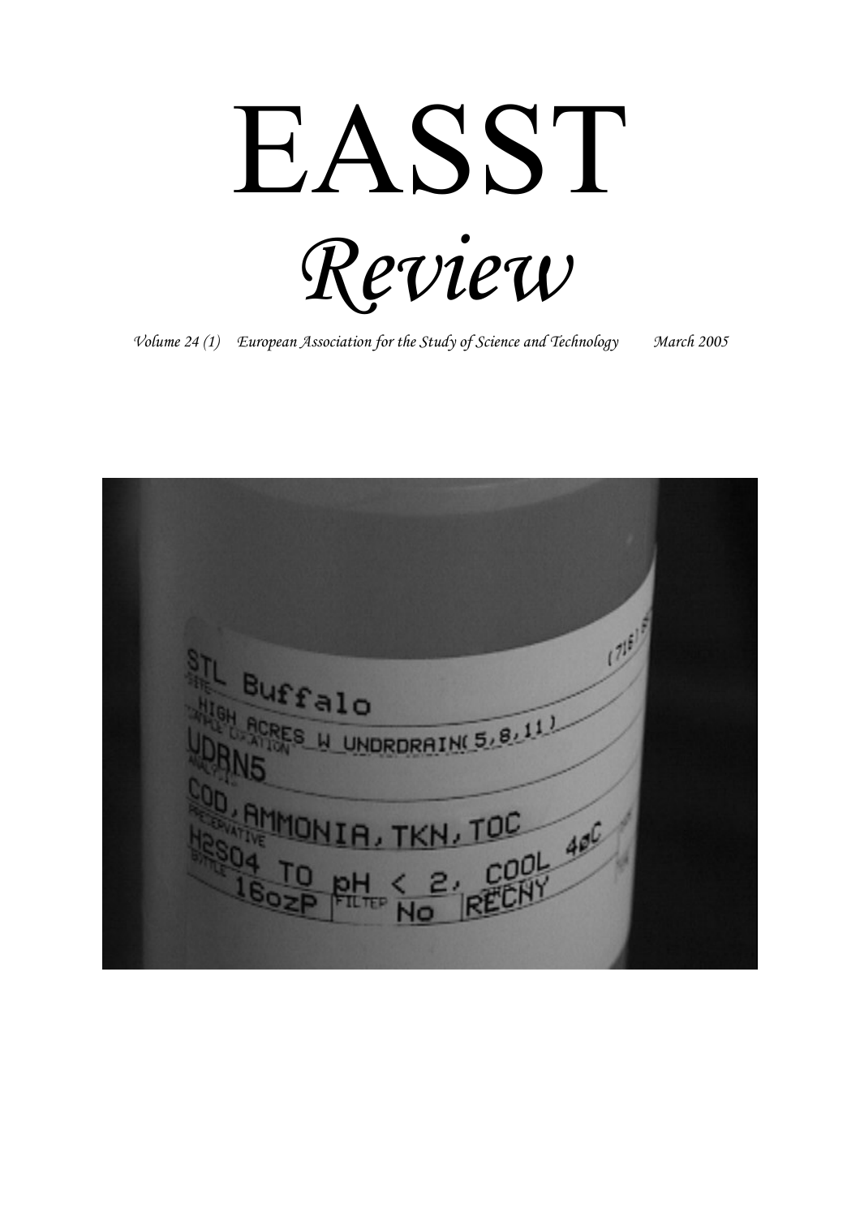# EASST

# *Review*

*Volume 24 (1) European Association for the Study of Science and Technology March 2005*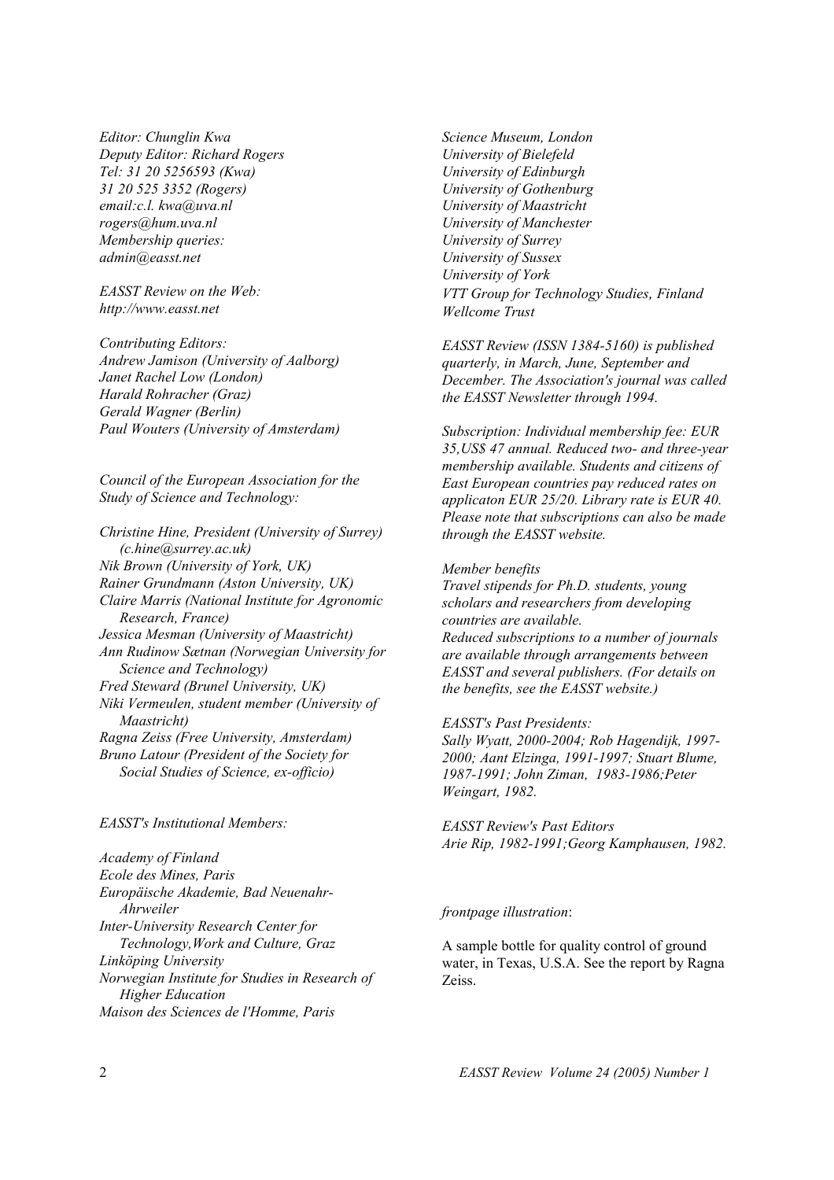*Editor: Chunglin Kwa*
*Deputy Editor: Richard Rogers*
*Tel: 31 20 5256593 (Kwa)*
*31 20 525 3352 (Rogers)*
*email:c.l. kwa@uva.nl*
*rogers@hum.uva.nl*
*Membership queries:*
*admin@easst.net*

*EASST Review on the Web:*
*http://www.easst.net*

*Contributing Editors:*
*Andrew Jamison (University of Aalborg)*
*Janet Rachel Low (London)*
*Harald Rohracher (Graz)*
*Gerald Wagner (Berlin)*
*Paul Wouters (University of Amsterdam)*

*Council of the European Association for the Study of Science and Technology:*

*Christine Hine, President (University of Surrey) (c.hine@surrey.ac.uk)*
*Nik Brown (University of York, UK)*
*Rainer Grundmann (Aston University, UK)*
*Claire Marris (National Institute for Agronomic Research, France)*
*Jessica Mesman (University of Maastricht)*
*Ann Rudinow Sætnan (Norwegian University for Science and Technology)*
*Fred Steward (Brunel University, UK)*
*Niki Vermeulen, student member (University of Maastricht)*
*Ragna Zeiss (Free University, Amsterdam)*
*Bruno Latour (President of the Society for Social Studies of Science, ex-officio)*

*EASST's Institutional Members:*

*Academy of Finland*
*Ecole des Mines, Paris*
*Europäische Akademie, Bad Neuenahr-Ahrweiler*
*Inter-University Research Center for Technology,Work and Culture, Graz*
*Linköping University*
*Norwegian Institute for Studies in Research of Higher Education*
*Maison des Sciences de l'Homme, Paris*
*Science Museum, London*
*University of Bielefeld*
*University of Edinburgh*
*University of Gothenburg*
*University of Maastricht*
*University of Manchester*
*University of Surrey*
*University of Sussex*
*University of York*
*VTT Group for Technology Studies, Finland*
*Wellcome Trust*

*EASST Review (ISSN 1384-5160) is published quarterly, in March, June, September and December. The Association's journal was called the EASST Newsletter through 1994.*

*Subscription: Individual membership fee: EUR 35,US$ 47 annual. Reduced two- and three-year membership available. Students and citizens of East European countries pay reduced rates on applicaton EUR 25/20. Library rate is EUR 40. Please note that subscriptions can also be made through the EASST website.*

*Member benefits*
*Travel stipends for Ph.D. students, young scholars and researchers from developing countries are available.*
*Reduced subscriptions to a number of journals are available through arrangements between EASST and several publishers. (For details on the benefits, see the EASST website.)*

*EASST's Past Presidents:*
*Sally Wyatt, 2000-2004; Rob Hagendijk, 1997-2000; Aant Elzinga, 1991-1997; Stuart Blume, 1987-1991; John Ziman, 1983-1986;Peter Weingart, 1982.*

*EASST Review's Past Editors*
*Arie Rip, 1982-1991;Georg Kamphausen, 1982.*

*frontpage illustration*:

A sample bottle for quality control of ground water, in Texas, U.S.A. See the report by Ragna Zeiss.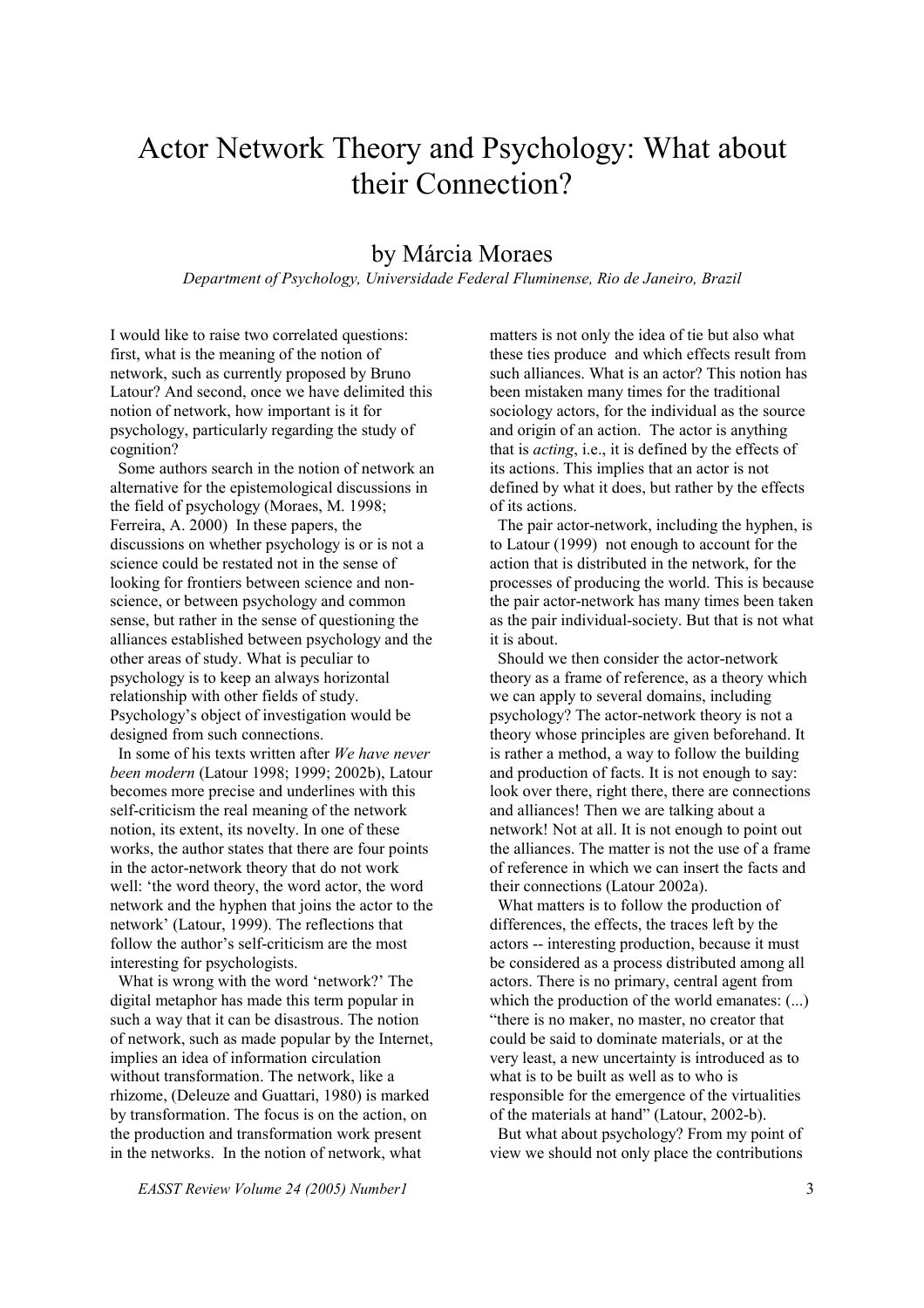# Actor Network Theory and Psychology: What about their Connection?

## by Márcia Moraes

*Department of Psychology, Universidade Federal Fluminense, Rio de Janeiro, Brazil*

I would like to raise two correlated questions: first, what is the meaning of the notion of network, such as currently proposed by Bruno Latour? And second, once we have delimited this notion of network, how important is it for psychology, particularly regarding the study of cognition?

Some authors search in the notion of network an alternative for the epistemological discussions in the field of psychology (Moraes, M. 1998; Ferreira, A. 2000) In these papers, the discussions on whether psychology is or is not a science could be restated not in the sense of looking for frontiers between science and non-science, or between psychology and common sense, but rather in the sense of questioning the alliances established between psychology and the other areas of study. What is peculiar to psychology is to keep an always horizontal relationship with other fields of study. Psychology's object of investigation would be designed from such connections.

In some of his texts written after *We have never been modern* (Latour 1998; 1999; 2002b), Latour becomes more precise and underlines with this self-criticism the real meaning of the network notion, its extent, its novelty. In one of these works, the author states that there are four points in the actor-network theory that do not work well: 'the word theory, the word actor, the word network and the hyphen that joins the actor to the network' (Latour, 1999). The reflections that follow the author's self-criticism are the most interesting for psychologists.

What is wrong with the word 'network?' The digital metaphor has made this term popular in such a way that it can be disastrous. The notion of network, such as made popular by the Internet, implies an idea of information circulation without transformation. The network, like a rhizome, (Deleuze and Guattari, 1980) is marked by transformation. The focus is on the action, on the production and transformation work present in the networks. In the notion of network, what matters is not only the idea of tie but also what these ties produce and which effects result from such alliances. What is an actor? This notion has been mistaken many times for the traditional sociology actors, for the individual as the source and origin of an action. The actor is anything that is *acting*, i.e., it is defined by the effects of its actions. This implies that an actor is not defined by what it does, but rather by the effects of its actions.

The pair actor-network, including the hyphen, is to Latour (1999) not enough to account for the action that is distributed in the network, for the processes of producing the world. This is because the pair actor-network has many times been taken as the pair individual-society. But that is not what it is about.

Should we then consider the actor-network theory as a frame of reference, as a theory which we can apply to several domains, including psychology? The actor-network theory is not a theory whose principles are given beforehand. It is rather a method, a way to follow the building and production of facts. It is not enough to say: look over there, right there, there are connections and alliances! Then we are talking about a network! Not at all. It is not enough to point out the alliances. The matter is not the use of a frame of reference in which we can insert the facts and their connections (Latour 2002a).

What matters is to follow the production of differences, the effects, the traces left by the actors -- interesting production, because it must be considered as a process distributed among all actors. There is no primary, central agent from which the production of the world emanates: (...) "there is no maker, no master, no creator that could be said to dominate materials, or at the very least, a new uncertainty is introduced as to what is to be built as well as to who is responsible for the emergence of the virtualities of the materials at hand" (Latour, 2002-b).

But what about psychology? From my point of view we should not only place the contributions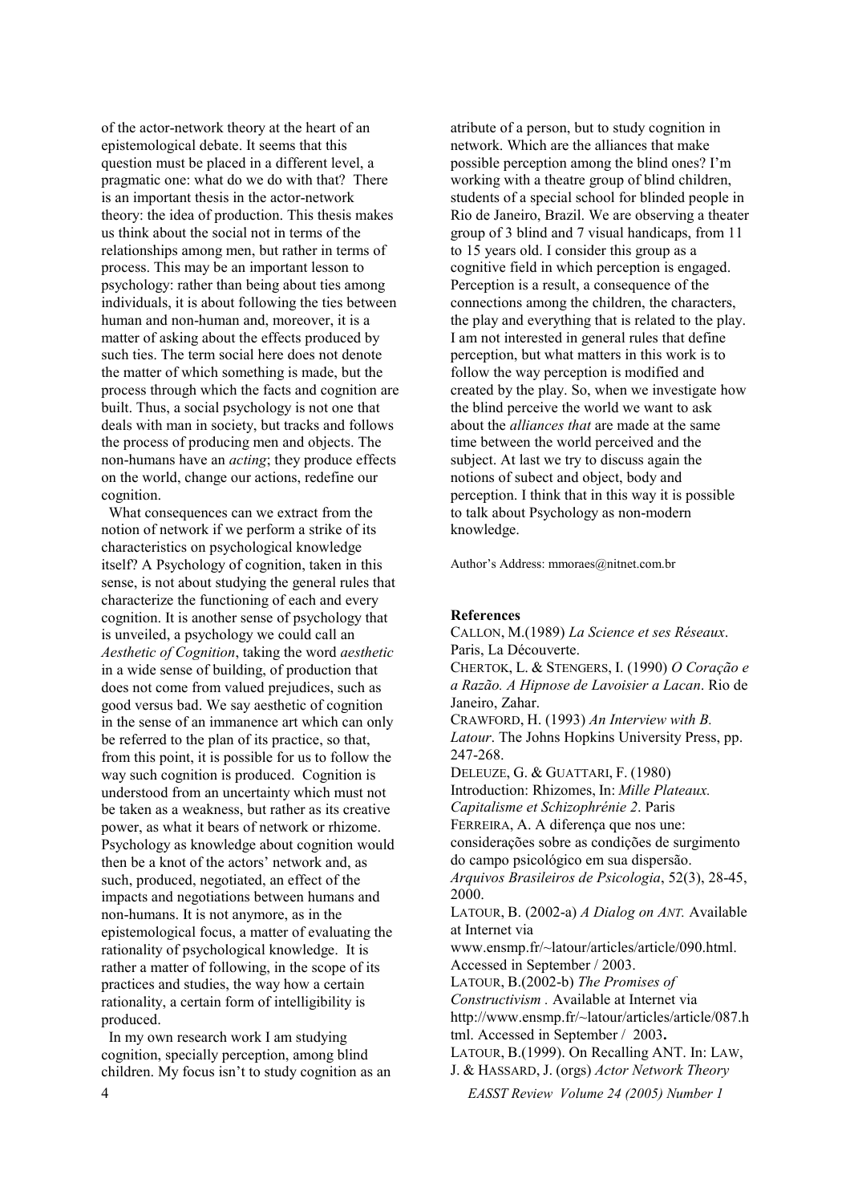of the actor-network theory at the heart of an epistemological debate. It seems that this question must be placed in a different level, a pragmatic one: what do we do with that? There is an important thesis in the actor-network theory: the idea of production. This thesis makes us think about the social not in terms of the relationships among men, but rather in terms of process. This may be an important lesson to psychology: rather than being about ties among individuals, it is about following the ties between human and non-human and, moreover, it is a matter of asking about the effects produced by such ties. The term social here does not denote the matter of which something is made, but the process through which the facts and cognition are built. Thus, a social psychology is not one that deals with man in society, but tracks and follows the process of producing men and objects. The non-humans have an *acting*; they produce effects on the world, change our actions, redefine our cognition.

What consequences can we extract from the notion of network if we perform a strike of its characteristics on psychological knowledge itself? A Psychology of cognition, taken in this sense, is not about studying the general rules that characterize the functioning of each and every cognition. It is another sense of psychology that is unveiled, a psychology we could call an *Aesthetic of Cognition*, taking the word *aesthetic* in a wide sense of building, of production that does not come from valued prejudices, such as good versus bad. We say aesthetic of cognition in the sense of an immanence art which can only be referred to the plan of its practice, so that, from this point, it is possible for us to follow the way such cognition is produced. Cognition is understood from an uncertainty which must not be taken as a weakness, but rather as its creative power, as what it bears of network or rhizome. Psychology as knowledge about cognition would then be a knot of the actors' network and, as such, produced, negotiated, an effect of the impacts and negotiations between humans and non-humans. It is not anymore, as in the epistemological focus, a matter of evaluating the rationality of psychological knowledge. It is rather a matter of following, in the scope of its practices and studies, the way how a certain rationality, a certain form of intelligibility is produced.

In my own research work I am studying cognition, specially perception, among blind children. My focus isn't to study cognition as an atribute of a person, but to study cognition in network. Which are the alliances that make possible perception among the blind ones? I'm working with a theatre group of blind children, students of a special school for blinded people in Rio de Janeiro, Brazil. We are observing a theater group of 3 blind and 7 visual handicaps, from 11 to 15 years old. I consider this group as a cognitive field in which perception is engaged. Perception is a result, a consequence of the connections among the children, the characters, the play and everything that is related to the play. I am not interested in general rules that define perception, but what matters in this work is to follow the way perception is modified and created by the play. So, when we investigate how the blind perceive the world we want to ask about the *alliances that* are made at the same time between the world perceived and the subject. At last we try to discuss again the notions of subect and object, body and perception. I think that in this way it is possible to talk about Psychology as non-modern knowledge.

Author's Address: mmoraes@nitnet.com.br

**References**

CALLON, M.(1989) *La Science et ses Réseaux*. Paris, La Découverte.

CHERTOK, L. & STENGERS, I. (1990) *O Coração e a Razão. A Hipnose de Lavoisier a Lacan*. Rio de Janeiro, Zahar.

CRAWFORD, H. (1993) *An Interview with B. Latour*. The Johns Hopkins University Press, pp. 247-268.

DELEUZE, G. & GUATTARI, F. (1980) Introduction: Rhizomes, In: *Mille Plateaux. Capitalisme et Schizophrénie 2*. Paris

FERREIRA, A. A diferença que nos une: considerações sobre as condições de surgimento do campo psicológico em sua dispersão. *Arquivos Brasileiros de Psicologia*, 52(3), 28-45, 2000.

LATOUR, B. (2002-a) *A Dialog on ANT.* Available at Internet via www.ensmp.fr/~latour/articles/article/090.html. Accessed in September / 2003.

LATOUR, B.(2002-b) *The Promises of Constructivism .* Available at Internet via http://www.ensmp.fr/~latour/articles/article/087.html. Accessed in September / 2003**.**

LATOUR, B.(1999). On Recalling ANT. In: LAW, J. & HASSARD, J. (orgs) *Actor Network Theory*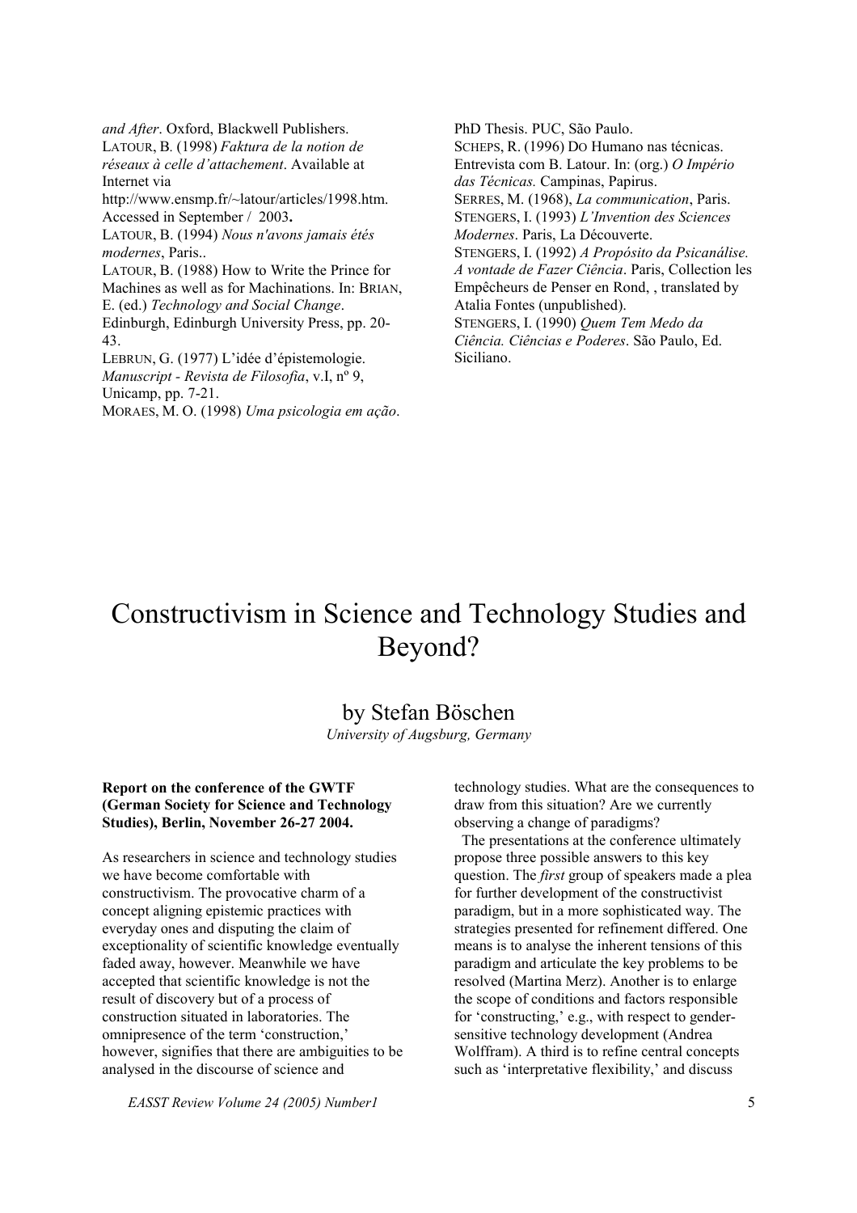*and After*. Oxford, Blackwell Publishers.

LATOUR, B. (1998) *Faktura de la notion de réseaux à celle d'attachement*. Available at Internet via http://www.ensmp.fr/~latour/articles/1998.htm. Accessed in September / 2003**.**

LATOUR, B. (1994) *Nous n'avons jamais étés modernes*, Paris..

LATOUR, B. (1988) How to Write the Prince for Machines as well as for Machinations. In: BRIAN, E. (ed.) *Technology and Social Change*. Edinburgh, Edinburgh University Press, pp. 20-43.

LEBRUN, G. (1977) L'idée d'épistemologie. *Manuscript - Revista de Filosofia*, v.I, nº 9, Unicamp, pp. 7-21.

MORAES, M. O. (1998) *Uma psicologia em ação*. PhD Thesis. PUC, São Paulo.

SCHEPS, R. (1996) DO Humano nas técnicas. Entrevista com B. Latour. In: (org.) *O Império das Técnicas.* Campinas, Papirus.

SERRES, M. (1968), *La communication*, Paris.

STENGERS, I. (1993) *L'Invention des Sciences Modernes*. Paris, La Découverte.

STENGERS, I. (1992) *A Propósito da Psicanálise. A vontade de Fazer Ciência*. Paris, Collection les Empêcheurs de Penser en Rond, , translated by Atalia Fontes (unpublished).

STENGERS, I. (1990) *Quem Tem Medo da Ciência. Ciências e Poderes*. São Paulo, Ed. Siciliano.

# Constructivism in Science and Technology Studies and Beyond?

## by Stefan Böschen

*University of Augsburg, Germany*

**Report on the conference of the GWTF (German Society for Science and Technology Studies), Berlin, November 26-27 2004.**

As researchers in science and technology studies we have become comfortable with constructivism. The provocative charm of a concept aligning epistemic practices with everyday ones and disputing the claim of exceptionality of scientific knowledge eventually faded away, however. Meanwhile we have accepted that scientific knowledge is not the result of discovery but of a process of construction situated in laboratories. The omnipresence of the term 'construction,' however, signifies that there are ambiguities to be analysed in the discourse of science and technology studies. What are the consequences to draw from this situation? Are we currently observing a change of paradigms?

The presentations at the conference ultimately propose three possible answers to this key question. The *first* group of speakers made a plea for further development of the constructivist paradigm, but in a more sophisticated way. The strategies presented for refinement differed. One means is to analyse the inherent tensions of this paradigm and articulate the key problems to be resolved (Martina Merz). Another is to enlarge the scope of conditions and factors responsible for 'constructing,' e.g., with respect to gender-sensitive technology development (Andrea Wolffram). A third is to refine central concepts such as 'interpretative flexibility,' and discuss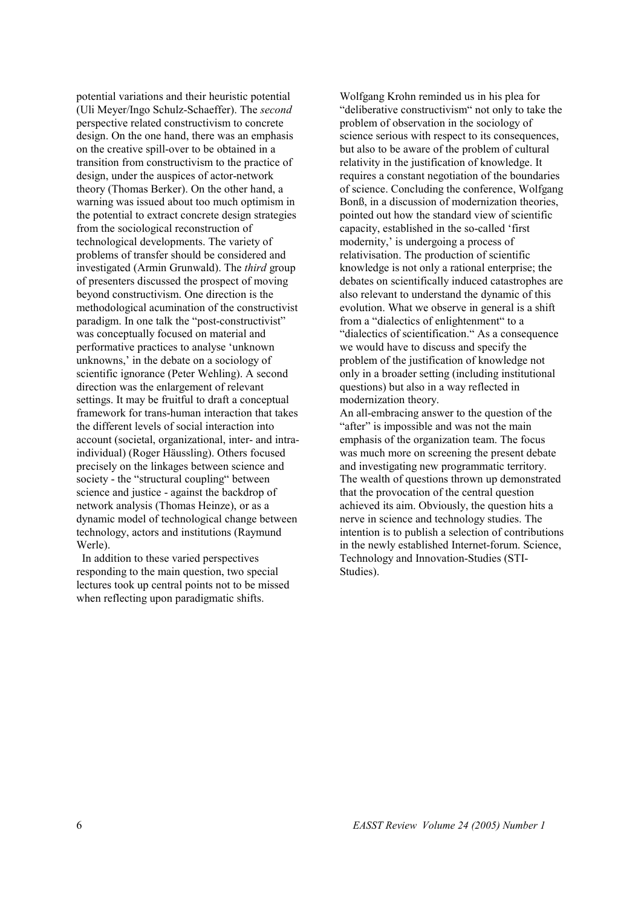potential variations and their heuristic potential (Uli Meyer/Ingo Schulz-Schaeffer). The *second* perspective related constructivism to concrete design. On the one hand, there was an emphasis on the creative spill-over to be obtained in a transition from constructivism to the practice of design, under the auspices of actor-network theory (Thomas Berker). On the other hand, a warning was issued about too much optimism in the potential to extract concrete design strategies from the sociological reconstruction of technological developments. The variety of problems of transfer should be considered and investigated (Armin Grunwald). The *third* group of presenters discussed the prospect of moving beyond constructivism. One direction is the methodological acumination of the constructivist paradigm. In one talk the "post-constructivist" was conceptually focused on material and performative practices to analyse 'unknown unknowns,' in the debate on a sociology of scientific ignorance (Peter Wehling). A second direction was the enlargement of relevant settings. It may be fruitful to draft a conceptual framework for trans-human interaction that takes the different levels of social interaction into account (societal, organizational, inter- and intra-individual) (Roger Häussling). Others focused precisely on the linkages between science and society - the "structural coupling" between science and justice - against the backdrop of network analysis (Thomas Heinze), or as a dynamic model of technological change between technology, actors and institutions (Raymund Werle).

In addition to these varied perspectives responding to the main question, two special lectures took up central points not to be missed when reflecting upon paradigmatic shifts. Wolfgang Krohn reminded us in his plea for "deliberative constructivism" not only to take the problem of observation in the sociology of science serious with respect to its consequences, but also to be aware of the problem of cultural relativity in the justification of knowledge. It requires a constant negotiation of the boundaries of science. Concluding the conference, Wolfgang Bonß, in a discussion of modernization theories, pointed out how the standard view of scientific capacity, established in the so-called 'first modernity,' is undergoing a process of relativisation. The production of scientific knowledge is not only a rational enterprise; the debates on scientifically induced catastrophes are also relevant to understand the dynamic of this evolution. What we observe in general is a shift from a "dialectics of enlightenment" to a "dialectics of scientification." As a consequence we would have to discuss and specify the problem of the justification of knowledge not only in a broader setting (including institutional questions) but also in a way reflected in modernization theory.

An all-embracing answer to the question of the "after" is impossible and was not the main emphasis of the organization team. The focus was much more on screening the present debate and investigating new programmatic territory. The wealth of questions thrown up demonstrated that the provocation of the central question achieved its aim. Obviously, the question hits a nerve in science and technology studies. The intention is to publish a selection of contributions in the newly established Internet-forum. Science, Technology and Innovation-Studies (STI-Studies).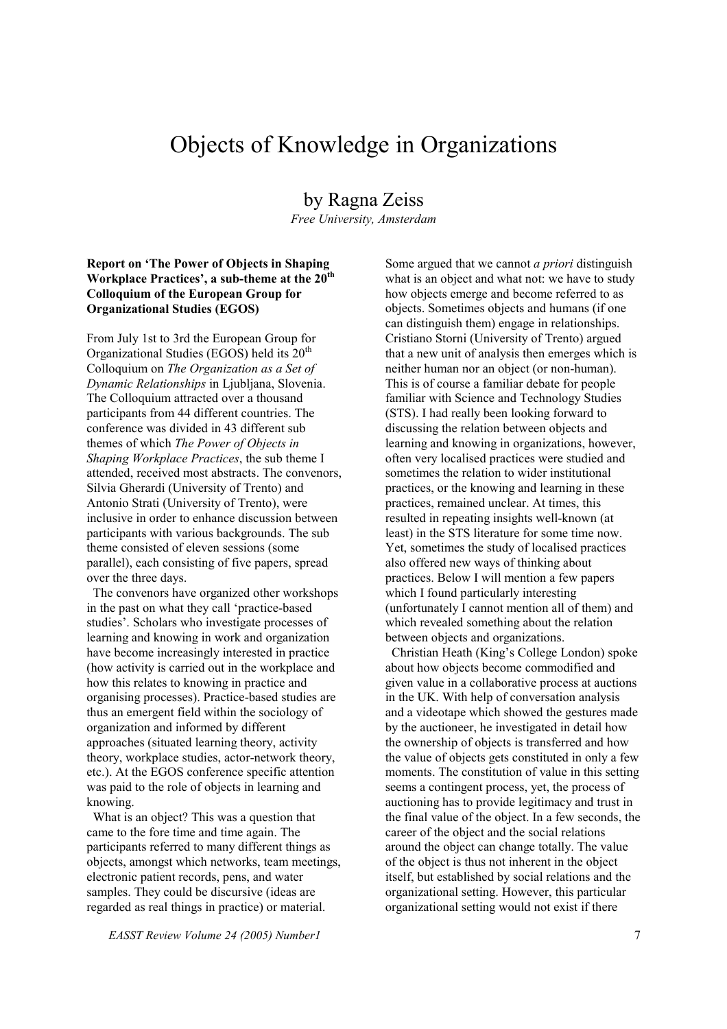# Objects of Knowledge in Organizations

## by Ragna Zeiss

*Free University, Amsterdam*

**Report on 'The Power of Objects in Shaping Workplace Practices', a sub-theme at the 20th Colloquium of the European Group for Organizational Studies (EGOS)**

From July 1st to 3rd the European Group for Organizational Studies (EGOS) held its 20th Colloquium on *The Organization as a Set of Dynamic Relationships* in Ljubljana, Slovenia. The Colloquium attracted over a thousand participants from 44 different countries. The conference was divided in 43 different sub themes of which *The Power of Objects in Shaping Workplace Practices*, the sub theme I attended, received most abstracts. The convenors, Silvia Gherardi (University of Trento) and Antonio Strati (University of Trento), were inclusive in order to enhance discussion between participants with various backgrounds. The sub theme consisted of eleven sessions (some parallel), each consisting of five papers, spread over the three days.

The convenors have organized other workshops in the past on what they call 'practice-based studies'. Scholars who investigate processes of learning and knowing in work and organization have become increasingly interested in practice (how activity is carried out in the workplace and how this relates to knowing in practice and organising processes). Practice-based studies are thus an emergent field within the sociology of organization and informed by different approaches (situated learning theory, activity theory, workplace studies, actor-network theory, etc.). At the EGOS conference specific attention was paid to the role of objects in learning and knowing.

What is an object? This was a question that came to the fore time and time again. The participants referred to many different things as objects, amongst which networks, team meetings, electronic patient records, pens, and water samples. They could be discursive (ideas are regarded as real things in practice) or material. Some argued that we cannot *a priori* distinguish what is an object and what not: we have to study how objects emerge and become referred to as objects. Sometimes objects and humans (if one can distinguish them) engage in relationships. Cristiano Storni (University of Trento) argued that a new unit of analysis then emerges which is neither human nor an object (or non-human). This is of course a familiar debate for people familiar with Science and Technology Studies (STS). I had really been looking forward to discussing the relation between objects and learning and knowing in organizations, however, often very localised practices were studied and sometimes the relation to wider institutional practices, or the knowing and learning in these practices, remained unclear. At times, this resulted in repeating insights well-known (at least) in the STS literature for some time now. Yet, sometimes the study of localised practices also offered new ways of thinking about practices. Below I will mention a few papers which I found particularly interesting (unfortunately I cannot mention all of them) and which revealed something about the relation between objects and organizations.

Christian Heath (King's College London) spoke about how objects become commodified and given value in a collaborative process at auctions in the UK. With help of conversation analysis and a videotape which showed the gestures made by the auctioneer, he investigated in detail how the ownership of objects is transferred and how the value of objects gets constituted in only a few moments. The constitution of value in this setting seems a contingent process, yet, the process of auctioning has to provide legitimacy and trust in the final value of the object. In a few seconds, the career of the object and the social relations around the object can change totally. The value of the object is thus not inherent in the object itself, but established by social relations and the organizational setting. However, this particular organizational setting would not exist if there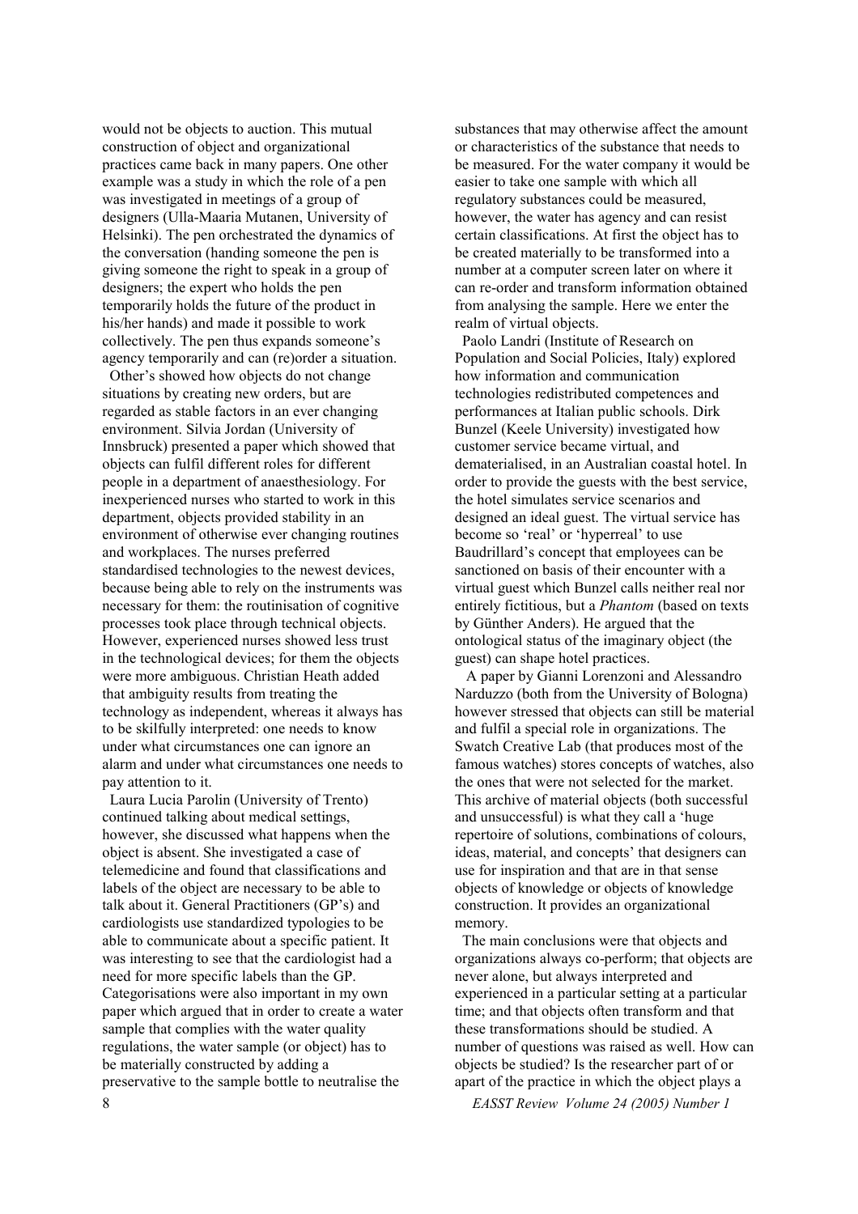would not be objects to auction. This mutual construction of object and organizational practices came back in many papers. One other example was a study in which the role of a pen was investigated in meetings of a group of designers (Ulla-Maaria Mutanen, University of Helsinki). The pen orchestrated the dynamics of the conversation (handing someone the pen is giving someone the right to speak in a group of designers; the expert who holds the pen temporarily holds the future of the product in his/her hands) and made it possible to work collectively. The pen thus expands someone's agency temporarily and can (re)order a situation.

Other's showed how objects do not change situations by creating new orders, but are regarded as stable factors in an ever changing environment. Silvia Jordan (University of Innsbruck) presented a paper which showed that objects can fulfil different roles for different people in a department of anaesthesiology. For inexperienced nurses who started to work in this department, objects provided stability in an environment of otherwise ever changing routines and workplaces. The nurses preferred standardised technologies to the newest devices, because being able to rely on the instruments was necessary for them: the routinisation of cognitive processes took place through technical objects. However, experienced nurses showed less trust in the technological devices; for them the objects were more ambiguous. Christian Heath added that ambiguity results from treating the technology as independent, whereas it always has to be skilfully interpreted: one needs to know under what circumstances one can ignore an alarm and under what circumstances one needs to pay attention to it.

Laura Lucia Parolin (University of Trento) continued talking about medical settings, however, she discussed what happens when the object is absent. She investigated a case of telemedicine and found that classifications and labels of the object are necessary to be able to talk about it. General Practitioners (GP's) and cardiologists use standardized typologies to be able to communicate about a specific patient. It was interesting to see that the cardiologist had a need for more specific labels than the GP. Categorisations were also important in my own paper which argued that in order to create a water sample that complies with the water quality regulations, the water sample (or object) has to be materially constructed by adding a preservative to the sample bottle to neutralise the substances that may otherwise affect the amount or characteristics of the substance that needs to be measured. For the water company it would be easier to take one sample with which all regulatory substances could be measured, however, the water has agency and can resist certain classifications. At first the object has to be created materially to be transformed into a number at a computer screen later on where it can re-order and transform information obtained from analysing the sample. Here we enter the realm of virtual objects.

Paolo Landri (Institute of Research on Population and Social Policies, Italy) explored how information and communication technologies redistributed competences and performances at Italian public schools. Dirk Bunzel (Keele University) investigated how customer service became virtual, and dematerialised, in an Australian coastal hotel. In order to provide the guests with the best service, the hotel simulates service scenarios and designed an ideal guest. The virtual service has become so 'real' or 'hyperreal' to use Baudrillard's concept that employees can be sanctioned on basis of their encounter with a virtual guest which Bunzel calls neither real nor entirely fictitious, but a *Phantom* (based on texts by Günther Anders). He argued that the ontological status of the imaginary object (the guest) can shape hotel practices.

A paper by Gianni Lorenzoni and Alessandro Narduzzo (both from the University of Bologna) however stressed that objects can still be material and fulfil a special role in organizations. The Swatch Creative Lab (that produces most of the famous watches) stores concepts of watches, also the ones that were not selected for the market. This archive of material objects (both successful and unsuccessful) is what they call a 'huge repertoire of solutions, combinations of colours, ideas, material, and concepts' that designers can use for inspiration and that are in that sense objects of knowledge or objects of knowledge construction. It provides an organizational memory.

The main conclusions were that objects and organizations always co-perform; that objects are never alone, but always interpreted and experienced in a particular setting at a particular time; and that objects often transform and that these transformations should be studied. A number of questions was raised as well. How can objects be studied? Is the researcher part of or apart of the practice in which the object plays a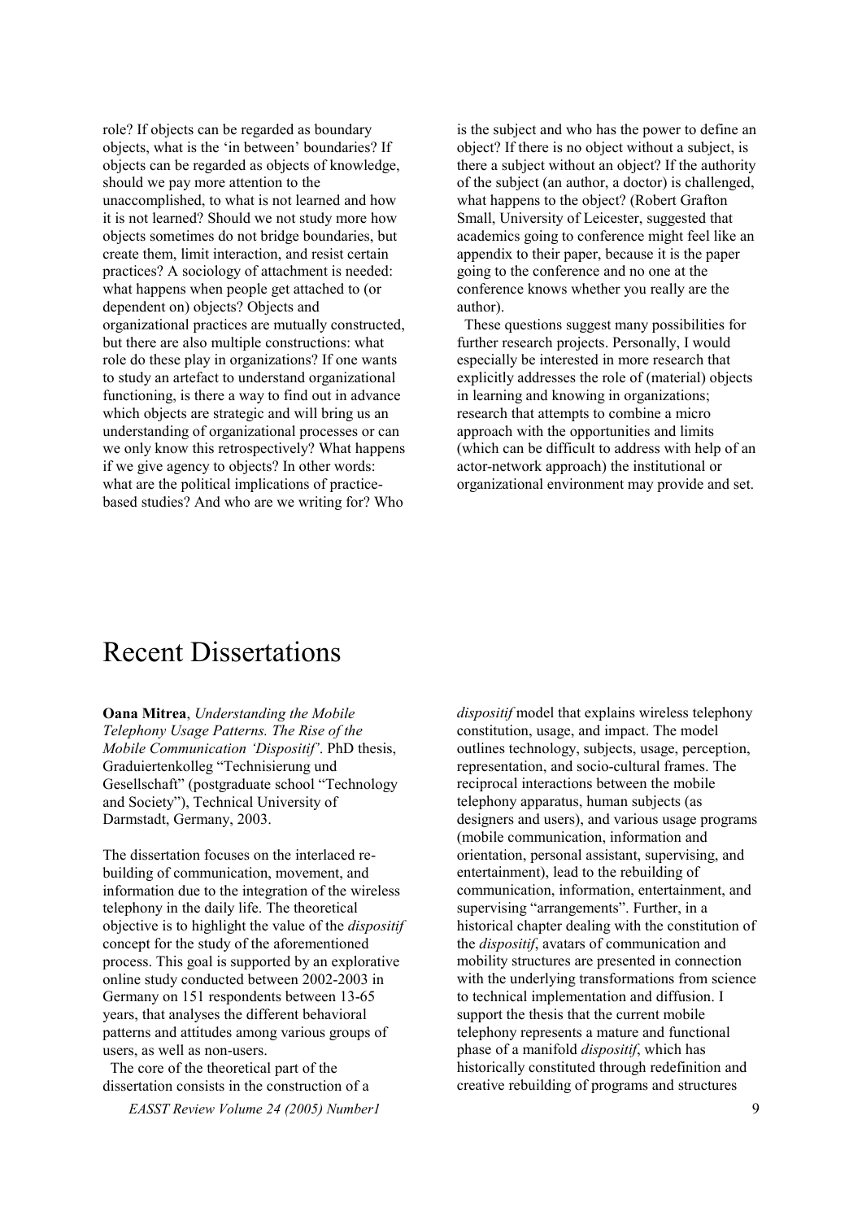role? If objects can be regarded as boundary objects, what is the 'in between' boundaries? If objects can be regarded as objects of knowledge, should we pay more attention to the unaccomplished, to what is not learned and how it is not learned? Should we not study more how objects sometimes do not bridge boundaries, but create them, limit interaction, and resist certain practices? A sociology of attachment is needed: what happens when people get attached to (or dependent on) objects? Objects and organizational practices are mutually constructed, but there are also multiple constructions: what role do these play in organizations? If one wants to study an artefact to understand organizational functioning, is there a way to find out in advance which objects are strategic and will bring us an understanding of organizational processes or can we only know this retrospectively? What happens if we give agency to objects? In other words: what are the political implications of practice-based studies? And who are we writing for? Who is the subject and who has the power to define an object? If there is no object without a subject, is there a subject without an object? If the authority of the subject (an author, a doctor) is challenged, what happens to the object? (Robert Grafton Small, University of Leicester, suggested that academics going to conference might feel like an appendix to their paper, because it is the paper going to the conference and no one at the conference knows whether you really are the author).

These questions suggest many possibilities for further research projects. Personally, I would especially be interested in more research that explicitly addresses the role of (material) objects in learning and knowing in organizations; research that attempts to combine a micro approach with the opportunities and limits (which can be difficult to address with help of an actor-network approach) the institutional or organizational environment may provide and set.

# Recent Dissertations

**Oana Mitrea**, *Understanding the Mobile Telephony Usage Patterns. The Rise of the Mobile Communication 'Dispositif'*. PhD thesis, Graduiertenkolleg "Technisierung und Gesellschaft" (postgraduate school "Technology and Society"), Technical University of Darmstadt, Germany, 2003.

The dissertation focuses on the interlaced re-building of communication, movement, and information due to the integration of the wireless telephony in the daily life. The theoretical objective is to highlight the value of the *dispositif* concept for the study of the aforementioned process. This goal is supported by an explorative online study conducted between 2002-2003 in Germany on 151 respondents between 13-65 years, that analyses the different behavioral patterns and attitudes among various groups of users, as well as non-users.

The core of the theoretical part of the dissertation consists in the construction of a *dispositif* model that explains wireless telephony constitution, usage, and impact. The model outlines technology, subjects, usage, perception, representation, and socio-cultural frames. The reciprocal interactions between the mobile telephony apparatus, human subjects (as designers and users), and various usage programs (mobile communication, information and orientation, personal assistant, supervising, and entertainment), lead to the rebuilding of communication, information, entertainment, and supervising "arrangements". Further, in a historical chapter dealing with the constitution of the *dispositif*, avatars of communication and mobility structures are presented in connection with the underlying transformations from science to technical implementation and diffusion. I support the thesis that the current mobile telephony represents a mature and functional phase of a manifold *dispositif*, which has historically constituted through redefinition and creative rebuilding of programs and structures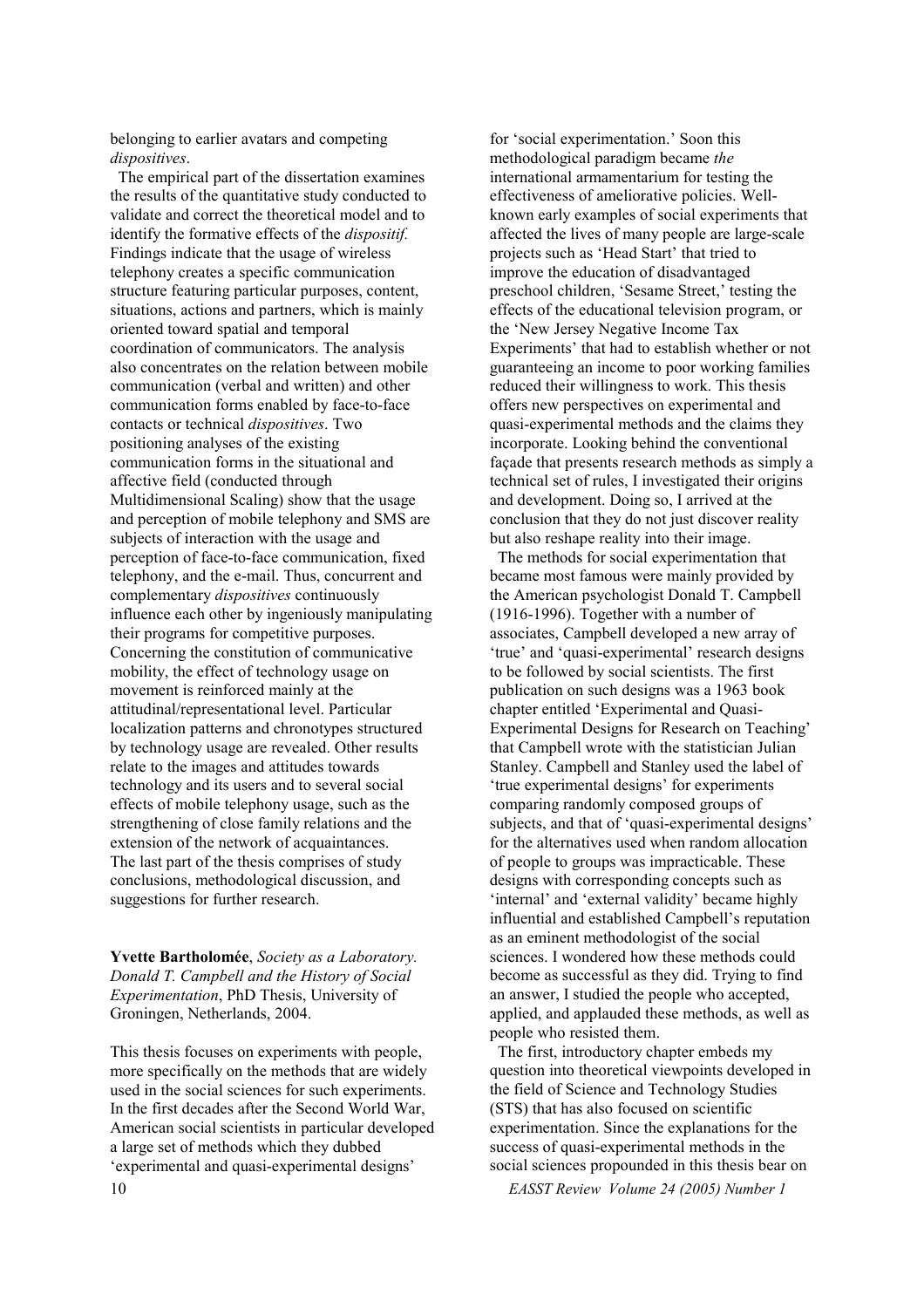belonging to earlier avatars and competing *dispositives*.

The empirical part of the dissertation examines the results of the quantitative study conducted to validate and correct the theoretical model and to identify the formative effects of the *dispositif.* Findings indicate that the usage of wireless telephony creates a specific communication structure featuring particular purposes, content, situations, actions and partners, which is mainly oriented toward spatial and temporal coordination of communicators. The analysis also concentrates on the relation between mobile communication (verbal and written) and other communication forms enabled by face-to-face contacts or technical *dispositives*. Two positioning analyses of the existing communication forms in the situational and affective field (conducted through Multidimensional Scaling) show that the usage and perception of mobile telephony and SMS are subjects of interaction with the usage and perception of face-to-face communication, fixed telephony, and the e-mail. Thus, concurrent and complementary *dispositives* continuously influence each other by ingeniously manipulating their programs for competitive purposes. Concerning the constitution of communicative mobility, the effect of technology usage on movement is reinforced mainly at the attitudinal/representational level. Particular localization patterns and chronotypes structured by technology usage are revealed. Other results relate to the images and attitudes towards technology and its users and to several social effects of mobile telephony usage, such as the strengthening of close family relations and the extension of the network of acquaintances. The last part of the thesis comprises of study conclusions, methodological discussion, and suggestions for further research.

**Yvette Bartholomée**, *Society as a Laboratory. Donald T. Campbell and the History of Social Experimentation*, PhD Thesis, University of Groningen, Netherlands, 2004.

This thesis focuses on experiments with people, more specifically on the methods that are widely used in the social sciences for such experiments. In the first decades after the Second World War, American social scientists in particular developed a large set of methods which they dubbed 'experimental and quasi-experimental designs' for 'social experimentation.' Soon this methodological paradigm became *the* international armamentarium for testing the effectiveness of ameliorative policies. Well-known early examples of social experiments that affected the lives of many people are large-scale projects such as 'Head Start' that tried to improve the education of disadvantaged preschool children, 'Sesame Street,' testing the effects of the educational television program, or the 'New Jersey Negative Income Tax Experiments' that had to establish whether or not guaranteeing an income to poor working families reduced their willingness to work. This thesis offers new perspectives on experimental and quasi-experimental methods and the claims they incorporate. Looking behind the conventional façade that presents research methods as simply a technical set of rules, I investigated their origins and development. Doing so, I arrived at the conclusion that they do not just discover reality but also reshape reality into their image.

The methods for social experimentation that became most famous were mainly provided by the American psychologist Donald T. Campbell (1916-1996). Together with a number of associates, Campbell developed a new array of 'true' and 'quasi-experimental' research designs to be followed by social scientists. The first publication on such designs was a 1963 book chapter entitled 'Experimental and Quasi-Experimental Designs for Research on Teaching' that Campbell wrote with the statistician Julian Stanley. Campbell and Stanley used the label of 'true experimental designs' for experiments comparing randomly composed groups of subjects, and that of 'quasi-experimental designs' for the alternatives used when random allocation of people to groups was impracticable. These designs with corresponding concepts such as 'internal' and 'external validity' became highly influential and established Campbell's reputation as an eminent methodologist of the social sciences. I wondered how these methods could become as successful as they did. Trying to find an answer, I studied the people who accepted, applied, and applauded these methods, as well as people who resisted them.

The first, introductory chapter embeds my question into theoretical viewpoints developed in the field of Science and Technology Studies (STS) that has also focused on scientific experimentation. Since the explanations for the success of quasi-experimental methods in the social sciences propounded in this thesis bear on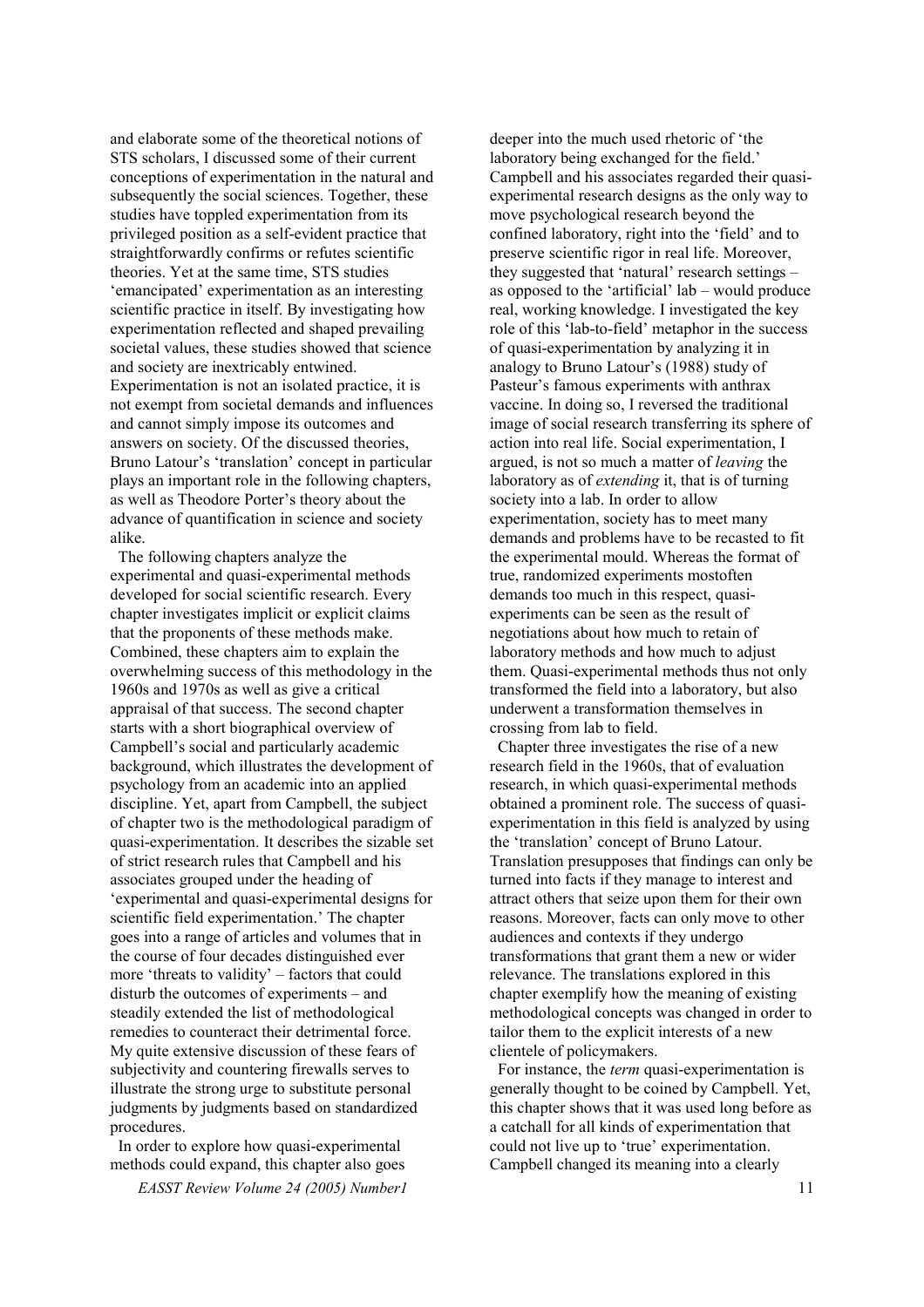and elaborate some of the theoretical notions of STS scholars, I discussed some of their current conceptions of experimentation in the natural and subsequently the social sciences. Together, these studies have toppled experimentation from its privileged position as a self-evident practice that straightforwardly confirms or refutes scientific theories. Yet at the same time, STS studies 'emancipated' experimentation as an interesting scientific practice in itself. By investigating how experimentation reflected and shaped prevailing societal values, these studies showed that science and society are inextricably entwined. Experimentation is not an isolated practice, it is not exempt from societal demands and influences and cannot simply impose its outcomes and answers on society. Of the discussed theories, Bruno Latour's 'translation' concept in particular plays an important role in the following chapters, as well as Theodore Porter's theory about the advance of quantification in science and society alike.

The following chapters analyze the experimental and quasi-experimental methods developed for social scientific research. Every chapter investigates implicit or explicit claims that the proponents of these methods make. Combined, these chapters aim to explain the overwhelming success of this methodology in the 1960s and 1970s as well as give a critical appraisal of that success. The second chapter starts with a short biographical overview of Campbell's social and particularly academic background, which illustrates the development of psychology from an academic into an applied discipline. Yet, apart from Campbell, the subject of chapter two is the methodological paradigm of quasi-experimentation. It describes the sizable set of strict research rules that Campbell and his associates grouped under the heading of 'experimental and quasi-experimental designs for scientific field experimentation.' The chapter goes into a range of articles and volumes that in the course of four decades distinguished ever more 'threats to validity' – factors that could disturb the outcomes of experiments – and steadily extended the list of methodological remedies to counteract their detrimental force. My quite extensive discussion of these fears of subjectivity and countering firewalls serves to illustrate the strong urge to substitute personal judgments by judgments based on standardized procedures.

In order to explore how quasi-experimental methods could expand, this chapter also goes deeper into the much used rhetoric of 'the laboratory being exchanged for the field.' Campbell and his associates regarded their quasi-experimental research designs as the only way to move psychological research beyond the confined laboratory, right into the 'field' and to preserve scientific rigor in real life. Moreover, they suggested that 'natural' research settings – as opposed to the 'artificial' lab – would produce real, working knowledge. I investigated the key role of this 'lab-to-field' metaphor in the success of quasi-experimentation by analyzing it in analogy to Bruno Latour's (1988) study of Pasteur's famous experiments with anthrax vaccine. In doing so, I reversed the traditional image of social research transferring its sphere of action into real life. Social experimentation, I argued, is not so much a matter of *leaving* the laboratory as of *extending* it, that is of turning society into a lab. In order to allow experimentation, society has to meet many demands and problems have to be recasted to fit the experimental mould. Whereas the format of true, randomized experiments mostoften demands too much in this respect, quasi-experiments can be seen as the result of negotiations about how much to retain of laboratory methods and how much to adjust them. Quasi-experimental methods thus not only transformed the field into a laboratory, but also underwent a transformation themselves in crossing from lab to field.

Chapter three investigates the rise of a new research field in the 1960s, that of evaluation research, in which quasi-experimental methods obtained a prominent role. The success of quasi-experimentation in this field is analyzed by using the 'translation' concept of Bruno Latour. Translation presupposes that findings can only be turned into facts if they manage to interest and attract others that seize upon them for their own reasons. Moreover, facts can only move to other audiences and contexts if they undergo transformations that grant them a new or wider relevance. The translations explored in this chapter exemplify how the meaning of existing methodological concepts was changed in order to tailor them to the explicit interests of a new clientele of policymakers.

For instance, the *term* quasi-experimentation is generally thought to be coined by Campbell. Yet, this chapter shows that it was used long before as a catchall for all kinds of experimentation that could not live up to 'true' experimentation. Campbell changed its meaning into a clearly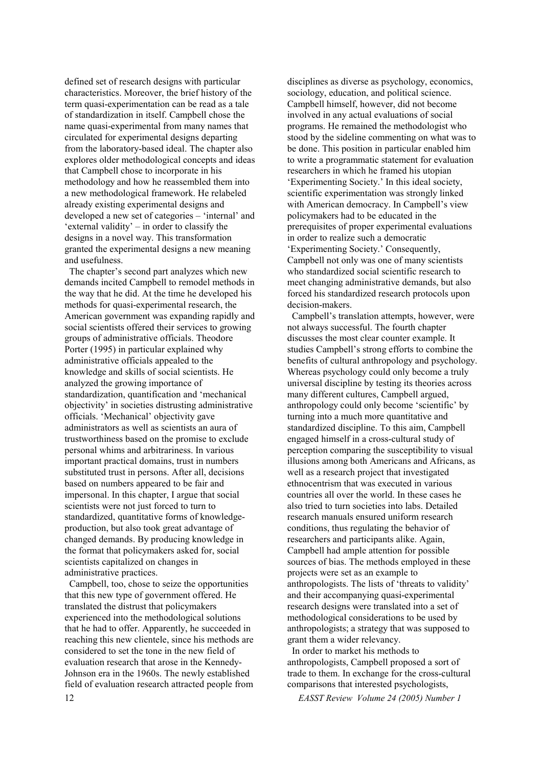defined set of research designs with particular characteristics. Moreover, the brief history of the term quasi-experimentation can be read as a tale of standardization in itself. Campbell chose the name quasi-experimental from many names that circulated for experimental designs departing from the laboratory-based ideal. The chapter also explores older methodological concepts and ideas that Campbell chose to incorporate in his methodology and how he reassembled them into a new methodological framework. He relabeled already existing experimental designs and developed a new set of categories – 'internal' and 'external validity' – in order to classify the designs in a novel way. This transformation granted the experimental designs a new meaning and usefulness.

The chapter's second part analyzes which new demands incited Campbell to remodel methods in the way that he did. At the time he developed his methods for quasi-experimental research, the American government was expanding rapidly and social scientists offered their services to growing groups of administrative officials. Theodore Porter (1995) in particular explained why administrative officials appealed to the knowledge and skills of social scientists. He analyzed the growing importance of standardization, quantification and 'mechanical objectivity' in societies distrusting administrative officials. 'Mechanical' objectivity gave administrators as well as scientists an aura of trustworthiness based on the promise to exclude personal whims and arbitrariness. In various important practical domains, trust in numbers substituted trust in persons. After all, decisions based on numbers appeared to be fair and impersonal. In this chapter, I argue that social scientists were not just forced to turn to standardized, quantitative forms of knowledge-production, but also took great advantage of changed demands. By producing knowledge in the format that policymakers asked for, social scientists capitalized on changes in administrative practices.

Campbell, too, chose to seize the opportunities that this new type of government offered. He translated the distrust that policymakers experienced into the methodological solutions that he had to offer. Apparently, he succeeded in reaching this new clientele, since his methods are considered to set the tone in the new field of evaluation research that arose in the Kennedy-Johnson era in the 1960s. The newly established field of evaluation research attracted people from disciplines as diverse as psychology, economics, sociology, education, and political science. Campbell himself, however, did not become involved in any actual evaluations of social programs. He remained the methodologist who stood by the sideline commenting on what was to be done. This position in particular enabled him to write a programmatic statement for evaluation researchers in which he framed his utopian 'Experimenting Society.' In this ideal society, scientific experimentation was strongly linked with American democracy. In Campbell's view policymakers had to be educated in the prerequisites of proper experimental evaluations in order to realize such a democratic 'Experimenting Society.' Consequently, Campbell not only was one of many scientists who standardized social scientific research to meet changing administrative demands, but also forced his standardized research protocols upon decision-makers.

Campbell's translation attempts, however, were not always successful. The fourth chapter discusses the most clear counter example. It studies Campbell's strong efforts to combine the benefits of cultural anthropology and psychology. Whereas psychology could only become a truly universal discipline by testing its theories across many different cultures, Campbell argued, anthropology could only become 'scientific' by turning into a much more quantitative and standardized discipline. To this aim, Campbell engaged himself in a cross-cultural study of perception comparing the susceptibility to visual illusions among both Americans and Africans, as well as a research project that investigated ethnocentrism that was executed in various countries all over the world. In these cases he also tried to turn societies into labs. Detailed research manuals ensured uniform research conditions, thus regulating the behavior of researchers and participants alike. Again, Campbell had ample attention for possible sources of bias. The methods employed in these projects were set as an example to anthropologists. The lists of 'threats to validity' and their accompanying quasi-experimental research designs were translated into a set of methodological considerations to be used by anthropologists; a strategy that was supposed to grant them a wider relevancy.

In order to market his methods to anthropologists, Campbell proposed a sort of trade to them. In exchange for the cross-cultural comparisons that interested psychologists,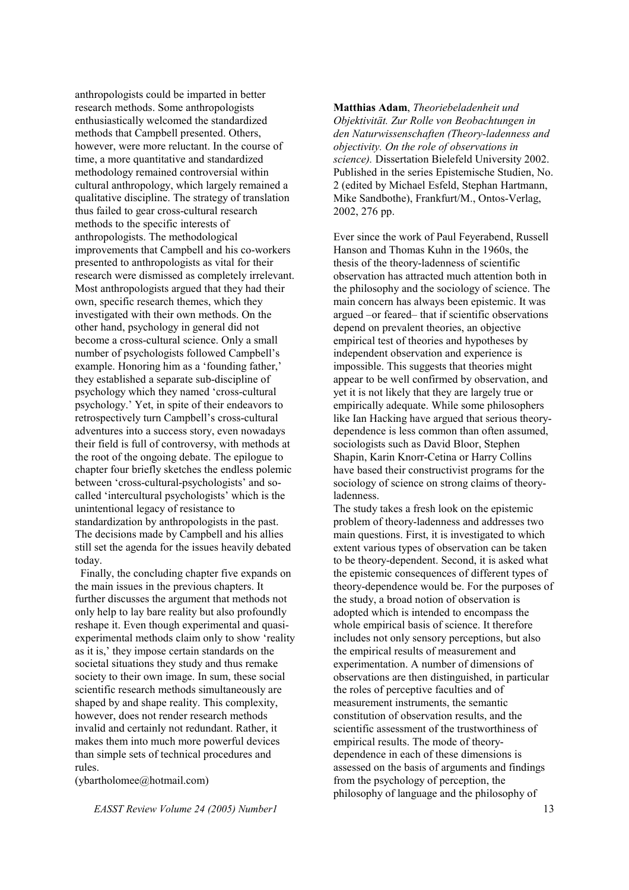anthropologists could be imparted in better research methods. Some anthropologists enthusiastically welcomed the standardized methods that Campbell presented. Others, however, were more reluctant. In the course of time, a more quantitative and standardized methodology remained controversial within cultural anthropology, which largely remained a qualitative discipline. The strategy of translation thus failed to gear cross-cultural research methods to the specific interests of anthropologists. The methodological improvements that Campbell and his co-workers presented to anthropologists as vital for their research were dismissed as completely irrelevant. Most anthropologists argued that they had their own, specific research themes, which they investigated with their own methods. On the other hand, psychology in general did not become a cross-cultural science. Only a small number of psychologists followed Campbell's example. Honoring him as a 'founding father,' they established a separate sub-discipline of psychology which they named 'cross-cultural psychology.' Yet, in spite of their endeavors to retrospectively turn Campbell's cross-cultural adventures into a success story, even nowadays their field is full of controversy, with methods at the root of the ongoing debate. The epilogue to chapter four briefly sketches the endless polemic between 'cross-cultural-psychologists' and so-called 'intercultural psychologists' which is the unintentional legacy of resistance to standardization by anthropologists in the past. The decisions made by Campbell and his allies still set the agenda for the issues heavily debated today.

Finally, the concluding chapter five expands on the main issues in the previous chapters. It further discusses the argument that methods not only help to lay bare reality but also profoundly reshape it. Even though experimental and quasi-experimental methods claim only to show 'reality as it is,' they impose certain standards on the societal situations they study and thus remake society to their own image. In sum, these social scientific research methods simultaneously are shaped by and shape reality. This complexity, however, does not render research methods invalid and certainly not redundant. Rather, it makes them into much more powerful devices than simple sets of technical procedures and rules.

(ybartholomee@hotmail.com)

**Matthias Adam**, *Theoriebeladenheit und Objektivität. Zur Rolle von Beobachtungen in den Naturwissenschaften (Theory-ladenness and objectivity. On the role of observations in science).* Dissertation Bielefeld University 2002. Published in the series Epistemische Studien, No. 2 (edited by Michael Esfeld, Stephan Hartmann, Mike Sandbothe), Frankfurt/M., Ontos-Verlag, 2002, 276 pp.

Ever since the work of Paul Feyerabend, Russell Hanson and Thomas Kuhn in the 1960s, the thesis of the theory-ladenness of scientific observation has attracted much attention both in the philosophy and the sociology of science. The main concern has always been epistemic. It was argued –or feared– that if scientific observations depend on prevalent theories, an objective empirical test of theories and hypotheses by independent observation and experience is impossible. This suggests that theories might appear to be well confirmed by observation, and yet it is not likely that they are largely true or empirically adequate. While some philosophers like Ian Hacking have argued that serious theory-dependence is less common than often assumed, sociologists such as David Bloor, Stephen Shapin, Karin Knorr-Cetina or Harry Collins have based their constructivist programs for the sociology of science on strong claims of theory-ladenness.

The study takes a fresh look on the epistemic problem of theory-ladenness and addresses two main questions. First, it is investigated to which extent various types of observation can be taken to be theory-dependent. Second, it is asked what the epistemic consequences of different types of theory-dependence would be. For the purposes of the study, a broad notion of observation is adopted which is intended to encompass the whole empirical basis of science. It therefore includes not only sensory perceptions, but also the empirical results of measurement and experimentation. A number of dimensions of observations are then distinguished, in particular the roles of perceptive faculties and of measurement instruments, the semantic constitution of observation results, and the scientific assessment of the trustworthiness of empirical results. The mode of theory-dependence in each of these dimensions is assessed on the basis of arguments and findings from the psychology of perception, the philosophy of language and the philosophy of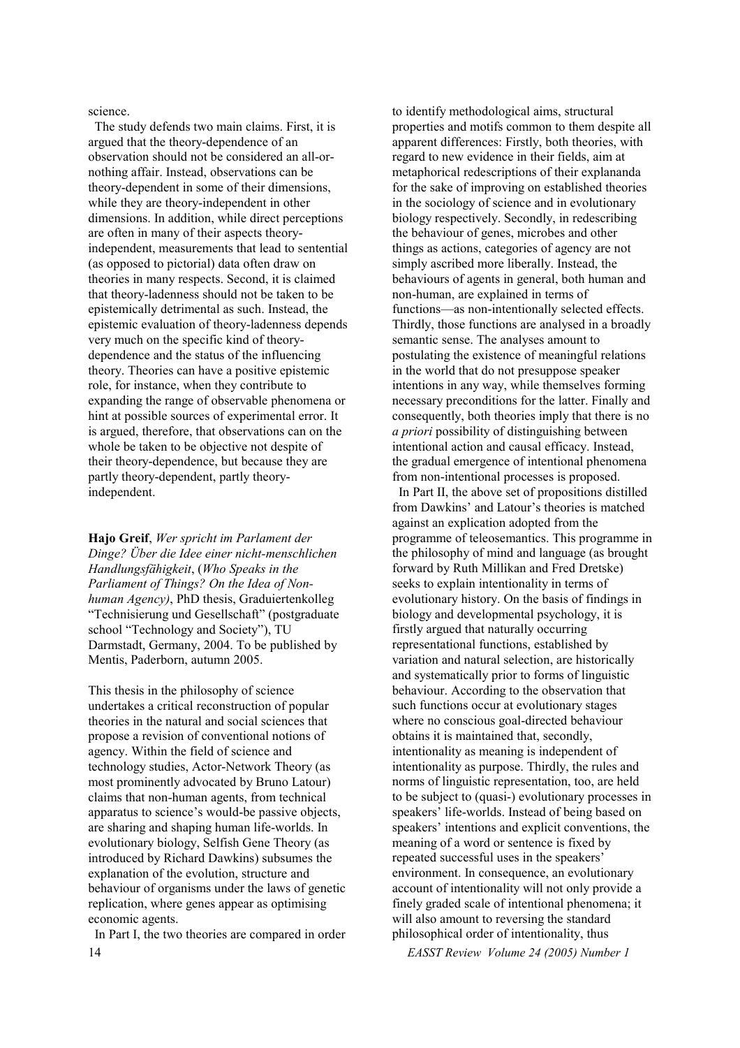science.

The study defends two main claims. First, it is argued that the theory-dependence of an observation should not be considered an all-or-nothing affair. Instead, observations can be theory-dependent in some of their dimensions, while they are theory-independent in other dimensions. In addition, while direct perceptions are often in many of their aspects theory-independent, measurements that lead to sentential (as opposed to pictorial) data often draw on theories in many respects. Second, it is claimed that theory-ladenness should not be taken to be epistemically detrimental as such. Instead, the epistemic evaluation of theory-ladenness depends very much on the specific kind of theory-dependence and the status of the influencing theory. Theories can have a positive epistemic role, for instance, when they contribute to expanding the range of observable phenomena or hint at possible sources of experimental error. It is argued, therefore, that observations can on the whole be taken to be objective not despite of their theory-dependence, but because they are partly theory-dependent, partly theory-independent.

**Hajo Greif**, *Wer spricht im Parlament der Dinge? Über die Idee einer nicht-menschlichen Handlungsfähigkeit*, (*Who Speaks in the Parliament of Things? On the Idea of Non-human Agency)*, PhD thesis, Graduiertenkolleg "Technisierung und Gesellschaft" (postgraduate school "Technology and Society"), TU Darmstadt, Germany, 2004. To be published by Mentis, Paderborn, autumn 2005.

This thesis in the philosophy of science undertakes a critical reconstruction of popular theories in the natural and social sciences that propose a revision of conventional notions of agency. Within the field of science and technology studies, Actor-Network Theory (as most prominently advocated by Bruno Latour) claims that non-human agents, from technical apparatus to science's would-be passive objects, are sharing and shaping human life-worlds. In evolutionary biology, Selfish Gene Theory (as introduced by Richard Dawkins) subsumes the explanation of the evolution, structure and behaviour of organisms under the laws of genetic replication, where genes appear as optimising economic agents.

In Part I, the two theories are compared in order to identify methodological aims, structural properties and motifs common to them despite all apparent differences: Firstly, both theories, with regard to new evidence in their fields, aim at metaphorical redescriptions of their explananda for the sake of improving on established theories in the sociology of science and in evolutionary biology respectively. Secondly, in redescribing the behaviour of genes, microbes and other things as actions, categories of agency are not simply ascribed more liberally. Instead, the behaviours of agents in general, both human and non-human, are explained in terms of functions—as non-intentionally selected effects. Thirdly, those functions are analysed in a broadly semantic sense. The analyses amount to postulating the existence of meaningful relations in the world that do not presuppose speaker intentions in any way, while themselves forming necessary preconditions for the latter. Finally and consequently, both theories imply that there is no *a priori* possibility of distinguishing between intentional action and causal efficacy. Instead, the gradual emergence of intentional phenomena from non-intentional processes is proposed.

In Part II, the above set of propositions distilled from Dawkins' and Latour's theories is matched against an explication adopted from the programme of teleosemantics. This programme in the philosophy of mind and language (as brought forward by Ruth Millikan and Fred Dretske) seeks to explain intentionality in terms of evolutionary history. On the basis of findings in biology and developmental psychology, it is firstly argued that naturally occurring representational functions, established by variation and natural selection, are historically and systematically prior to forms of linguistic behaviour. According to the observation that such functions occur at evolutionary stages where no conscious goal-directed behaviour obtains it is maintained that, secondly, intentionality as meaning is independent of intentionality as purpose. Thirdly, the rules and norms of linguistic representation, too, are held to be subject to (quasi-) evolutionary processes in speakers' life-worlds. Instead of being based on speakers' intentions and explicit conventions, the meaning of a word or sentence is fixed by repeated successful uses in the speakers' environment. In consequence, an evolutionary account of intentionality will not only provide a finely graded scale of intentional phenomena; it will also amount to reversing the standard philosophical order of intentionality, thus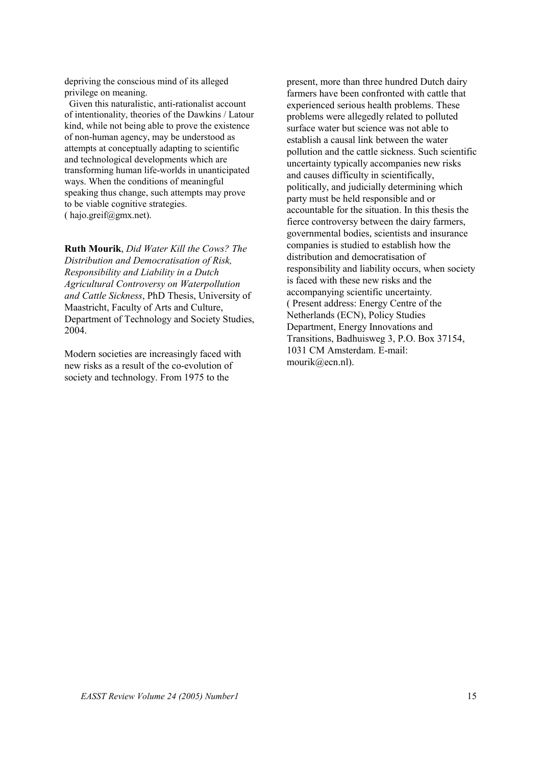depriving the conscious mind of its alleged privilege on meaning.

Given this naturalistic, anti-rationalist account of intentionality, theories of the Dawkins / Latour kind, while not being able to prove the existence of non-human agency, may be understood as attempts at conceptually adapting to scientific and technological developments which are transforming human life-worlds in unanticipated ways. When the conditions of meaningful speaking thus change, such attempts may prove to be viable cognitive strategies. ( hajo.greif@gmx.net).

**Ruth Mourik**, *Did Water Kill the Cows? The Distribution and Democratisation of Risk, Responsibility and Liability in a Dutch Agricultural Controversy on Waterpollution and Cattle Sickness*, PhD Thesis, University of Maastricht, Faculty of Arts and Culture, Department of Technology and Society Studies, 2004.

Modern societies are increasingly faced with new risks as a result of the co-evolution of society and technology. From 1975 to the present, more than three hundred Dutch dairy farmers have been confronted with cattle that experienced serious health problems. These problems were allegedly related to polluted surface water but science was not able to establish a causal link between the water pollution and the cattle sickness. Such scientific uncertainty typically accompanies new risks and causes difficulty in scientifically, politically, and judicially determining which party must be held responsible and or accountable for the situation. In this thesis the fierce controversy between the dairy farmers, governmental bodies, scientists and insurance companies is studied to establish how the distribution and democratisation of responsibility and liability occurs, when society is faced with these new risks and the accompanying scientific uncertainty. ( Present address: Energy Centre of the Netherlands (ECN), Policy Studies Department, Energy Innovations and Transitions, Badhuisweg 3, P.O. Box 37154, 1031 CM Amsterdam. E-mail: mourik@ecn.nl).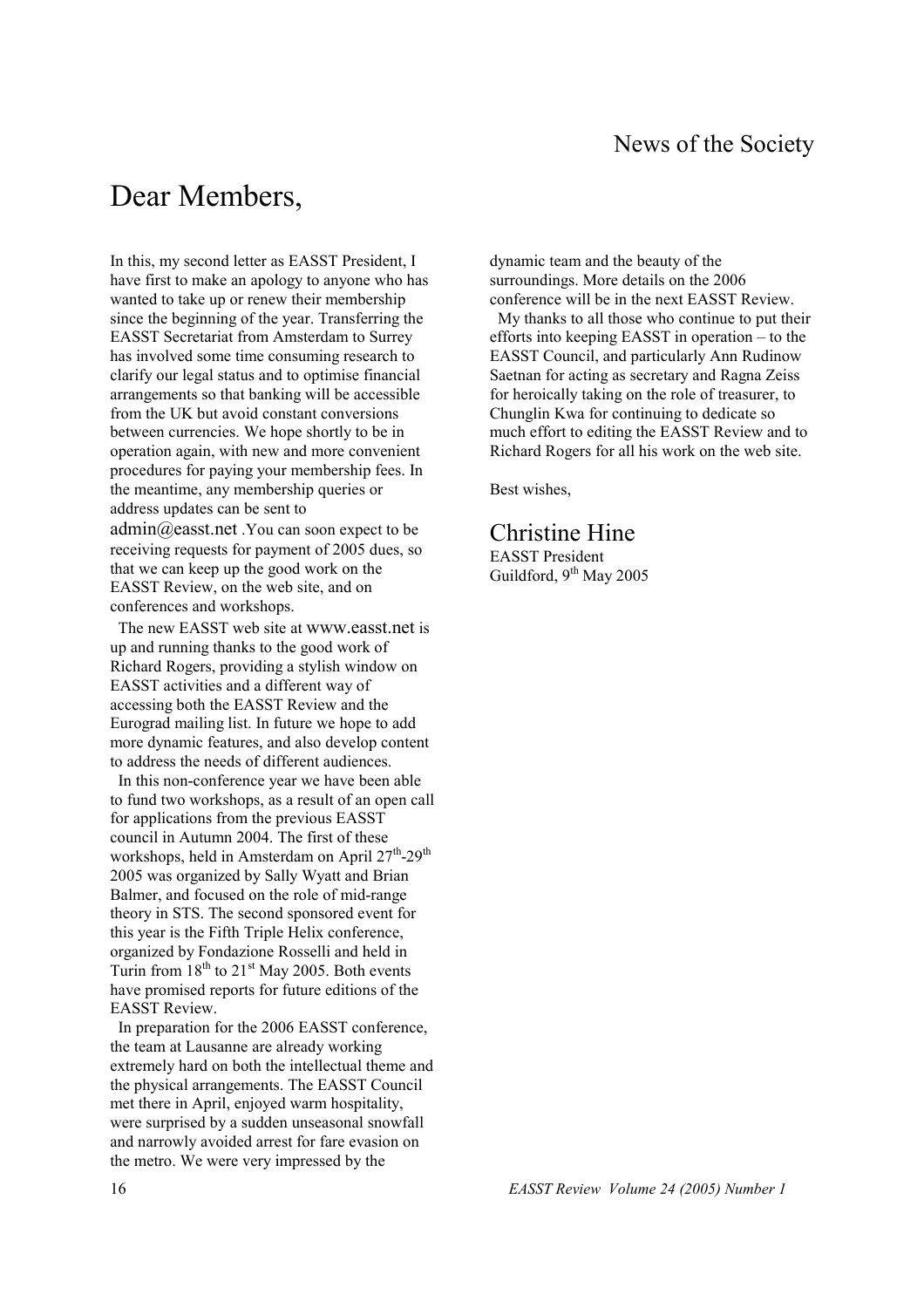# Dear Members,

In this, my second letter as EASST President, I have first to make an apology to anyone who has wanted to take up or renew their membership since the beginning of the year. Transferring the EASST Secretariat from Amsterdam to Surrey has involved some time consuming research to clarify our legal status and to optimise financial arrangements so that banking will be accessible from the UK but avoid constant conversions between currencies. We hope shortly to be in operation again, with new and more convenient procedures for paying your membership fees. In the meantime, any membership queries or address updates can be sent to admin@easst.net .You can soon expect to be receiving requests for payment of 2005 dues, so that we can keep up the good work on the EASST Review, on the web site, and on conferences and workshops.

The new EASST web site at www.easst.net is up and running thanks to the good work of Richard Rogers, providing a stylish window on EASST activities and a different way of accessing both the EASST Review and the Eurograd mailing list. In future we hope to add more dynamic features, and also develop content to address the needs of different audiences.

In this non-conference year we have been able to fund two workshops, as a result of an open call for applications from the previous EASST council in Autumn 2004. The first of these workshops, held in Amsterdam on April 27th-29th 2005 was organized by Sally Wyatt and Brian Balmer, and focused on the role of mid-range theory in STS. The second sponsored event for this year is the Fifth Triple Helix conference, organized by Fondazione Rosselli and held in Turin from 18th to 21st May 2005. Both events have promised reports for future editions of the EASST Review.

In preparation for the 2006 EASST conference, the team at Lausanne are already working extremely hard on both the intellectual theme and the physical arrangements. The EASST Council met there in April, enjoyed warm hospitality, were surprised by a sudden unseasonal snowfall and narrowly avoided arrest for fare evasion on the metro. We were very impressed by the dynamic team and the beauty of the surroundings. More details on the 2006 conference will be in the next EASST Review.

My thanks to all those who continue to put their efforts into keeping EASST in operation – to the EASST Council, and particularly Ann Rudinow Saetnan for acting as secretary and Ragna Zeiss for heroically taking on the role of treasurer, to Chunglin Kwa for continuing to dedicate so much effort to editing the EASST Review and to Richard Rogers for all his work on the web site.

Best wishes,

## Christine Hine

EASST President  
Guildford, 9th May 2005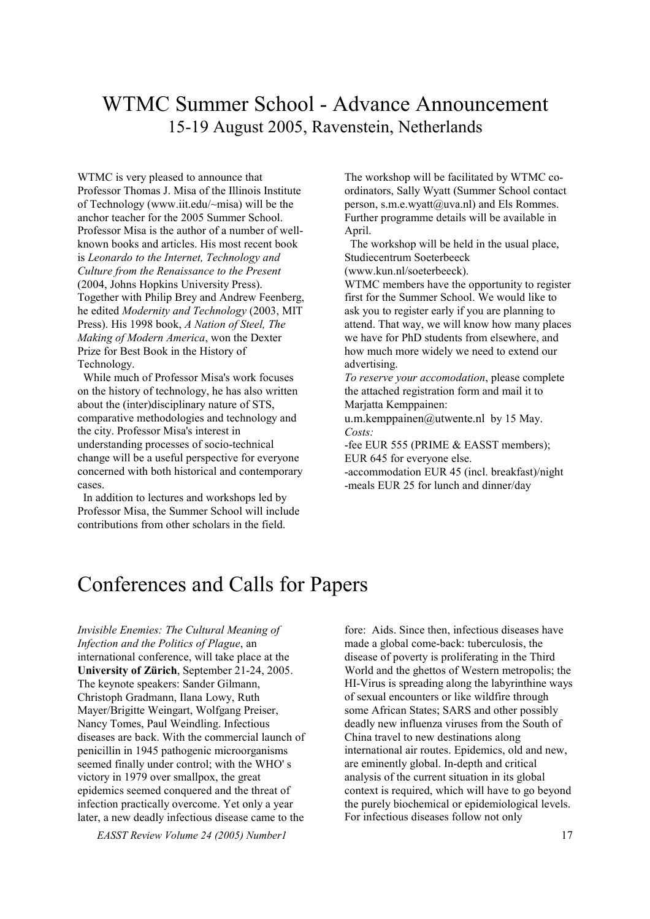# WTMC Summer School - Advance Announcement

## 15-19 August 2005, Ravenstein, Netherlands

WTMC is very pleased to announce that Professor Thomas J. Misa of the Illinois Institute of Technology (www.iit.edu/~misa) will be the anchor teacher for the 2005 Summer School. Professor Misa is the author of a number of well-known books and articles. His most recent book is *Leonardo to the Internet, Technology and Culture from the Renaissance to the Present* (2004, Johns Hopkins University Press). Together with Philip Brey and Andrew Feenberg, he edited *Modernity and Technology* (2003, MIT Press). His 1998 book, *A Nation of Steel, The Making of Modern America*, won the Dexter Prize for Best Book in the History of Technology.

While much of Professor Misa's work focuses on the history of technology, he has also written about the (inter)disciplinary nature of STS, comparative methodologies and technology and the city. Professor Misa's interest in understanding processes of socio-technical change will be a useful perspective for everyone concerned with both historical and contemporary cases.

In addition to lectures and workshops led by Professor Misa, the Summer School will include contributions from other scholars in the field.

The workshop will be facilitated by WTMC co-ordinators, Sally Wyatt (Summer School contact person, s.m.e.wyatt@uva.nl) and Els Rommes. Further programme details will be available in April.

The workshop will be held in the usual place, Studiecentrum Soeterbeeck (www.kun.nl/soeterbeeck).

WTMC members have the opportunity to register first for the Summer School. We would like to ask you to register early if you are planning to attend. That way, we will know how many places we have for PhD students from elsewhere, and how much more widely we need to extend our advertising.

*To reserve your accomodation*, please complete the attached registration form and mail it to Marjatta Kemppainen: u.m.kemppainen@utwente.nl by 15 May.

*Costs:*

-fee EUR 555 (PRIME & EASST members); EUR 645 for everyone else.
-accommodation EUR 45 (incl. breakfast)/night
-meals EUR 25 for lunch and dinner/day

# Conferences and Calls for Papers

*Invisible Enemies: The Cultural Meaning of Infection and the Politics of Plague*, an international conference, will take place at the **University of Zürich**, September 21-24, 2005. The keynote speakers: Sander Gilmann, Christoph Gradmann, Ilana Lowy, Ruth Mayer/Brigitte Weingart, Wolfgang Preiser, Nancy Tomes, Paul Weindling. Infectious diseases are back. With the commercial launch of penicillin in 1945 pathogenic microorganisms seemed finally under control; with the WHO' s victory in 1979 over smallpox, the great epidemics seemed conquered and the threat of infection practically overcome. Yet only a year later, a new deadly infectious disease came to the fore: Aids. Since then, infectious diseases have made a global come-back: tuberculosis, the disease of poverty is proliferating in the Third World and the ghettos of Western metropolis; the HI-Virus is spreading along the labyrinthine ways of sexual encounters or like wildfire through some African States; SARS and other possibly deadly new influenza viruses from the South of China travel to new destinations along international air routes. Epidemics, old and new, are eminently global. In-depth and critical analysis of the current situation in its global context is required, which will have to go beyond the purely biochemical or epidemiological levels. For infectious diseases follow not only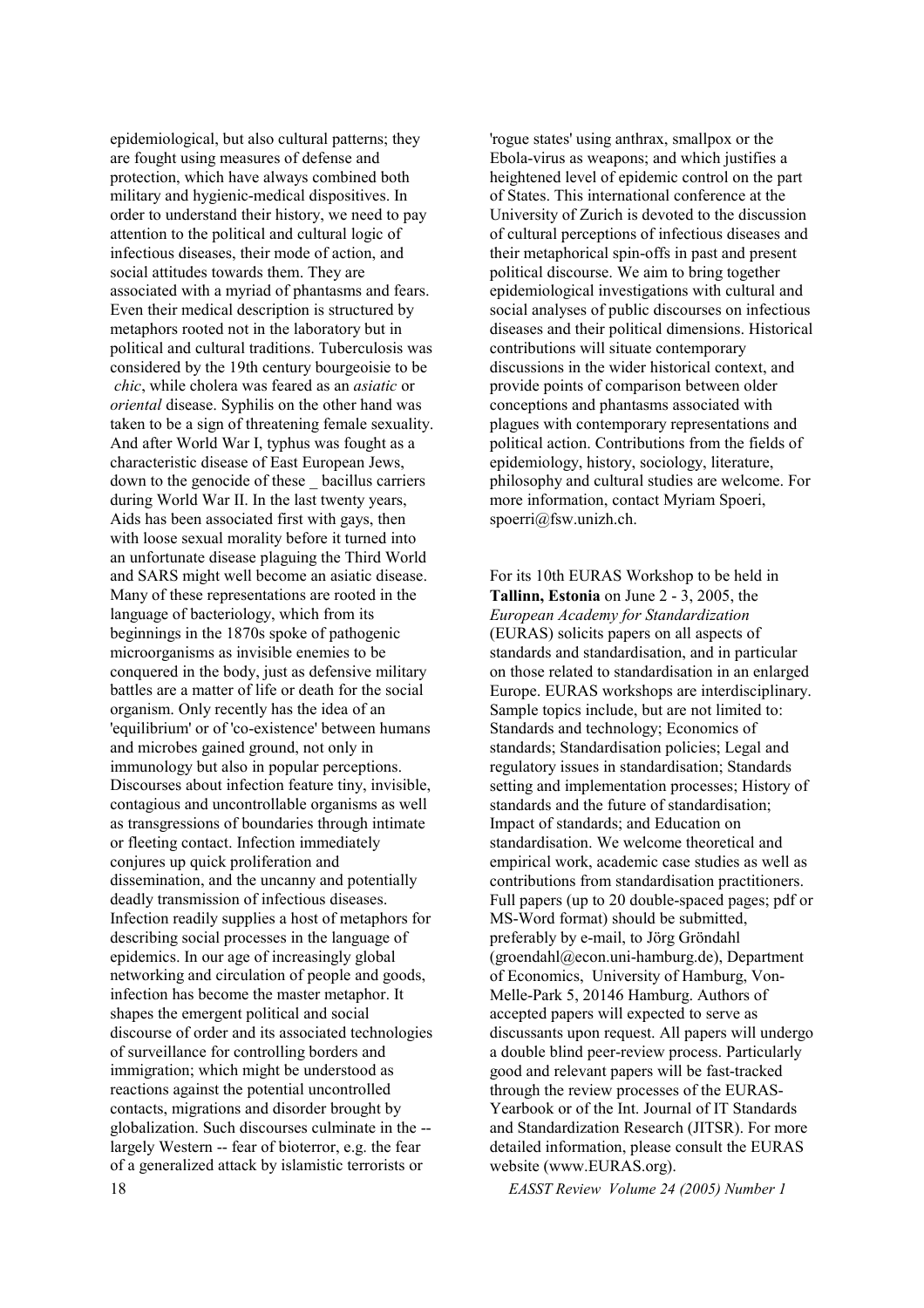epidemiological, but also cultural patterns; they are fought using measures of defense and protection, which have always combined both military and hygienic-medical dispositives. In order to understand their history, we need to pay attention to the political and cultural logic of infectious diseases, their mode of action, and social attitudes towards them. They are associated with a myriad of phantasms and fears. Even their medical description is structured by metaphors rooted not in the laboratory but in political and cultural traditions. Tuberculosis was considered by the 19th century bourgeoisie to be *chic*, while cholera was feared as an *asiatic* or *oriental* disease. Syphilis on the other hand was taken to be a sign of threatening female sexuality. And after World War I, typhus was fought as a characteristic disease of East European Jews, down to the genocide of these _ bacillus carriers during World War II. In the last twenty years, Aids has been associated first with gays, then with loose sexual morality before it turned into an unfortunate disease plaguing the Third World and SARS might well become an asiatic disease. Many of these representations are rooted in the language of bacteriology, which from its beginnings in the 1870s spoke of pathogenic microorganisms as invisible enemies to be conquered in the body, just as defensive military battles are a matter of life or death for the social organism. Only recently has the idea of an 'equilibrium' or of 'co-existence' between humans and microbes gained ground, not only in immunology but also in popular perceptions. Discourses about infection feature tiny, invisible, contagious and uncontrollable organisms as well as transgressions of boundaries through intimate or fleeting contact. Infection immediately conjures up quick proliferation and dissemination, and the uncanny and potentially deadly transmission of infectious diseases. Infection readily supplies a host of metaphors for describing social processes in the language of epidemics. In our age of increasingly global networking and circulation of people and goods, infection has become the master metaphor. It shapes the emergent political and social discourse of order and its associated technologies of surveillance for controlling borders and immigration; which might be understood as reactions against the potential uncontrolled contacts, migrations and disorder brought by globalization. Such discourses culminate in the -- largely Western -- fear of bioterror, e.g. the fear of a generalized attack by islamistic terrorists or 'rogue states' using anthrax, smallpox or the Ebola-virus as weapons; and which justifies a heightened level of epidemic control on the part of States. This international conference at the University of Zurich is devoted to the discussion of cultural perceptions of infectious diseases and their metaphorical spin-offs in past and present political discourse. We aim to bring together epidemiological investigations with cultural and social analyses of public discourses on infectious diseases and their political dimensions. Historical contributions will situate contemporary discussions in the wider historical context, and provide points of comparison between older conceptions and phantasms associated with plagues with contemporary representations and political action. Contributions from the fields of epidemiology, history, sociology, literature, philosophy and cultural studies are welcome. For more information, contact Myriam Spoeri, spoerri@fsw.unizh.ch.

For its 10th EURAS Workshop to be held in **Tallinn, Estonia** on June 2 - 3, 2005, the *European Academy for Standardization* (EURAS) solicits papers on all aspects of standards and standardisation, and in particular on those related to standardisation in an enlarged Europe. EURAS workshops are interdisciplinary. Sample topics include, but are not limited to: Standards and technology; Economics of standards; Standardisation policies; Legal and regulatory issues in standardisation; Standards setting and implementation processes; History of standards and the future of standardisation; Impact of standards; and Education on standardisation. We welcome theoretical and empirical work, academic case studies as well as contributions from standardisation practitioners. Full papers (up to 20 double-spaced pages; pdf or MS-Word format) should be submitted, preferably by e-mail, to Jörg Gröndahl (groendahl@econ.uni-hamburg.de), Department of Economics, University of Hamburg, Von-Melle-Park 5, 20146 Hamburg. Authors of accepted papers will expected to serve as discussants upon request. All papers will undergo a double blind peer-review process. Particularly good and relevant papers will be fast-tracked through the review processes of the EURAS-Yearbook or of the Int. Journal of IT Standards and Standardization Research (JITSR). For more detailed information, please consult the EURAS website (www.EURAS.org).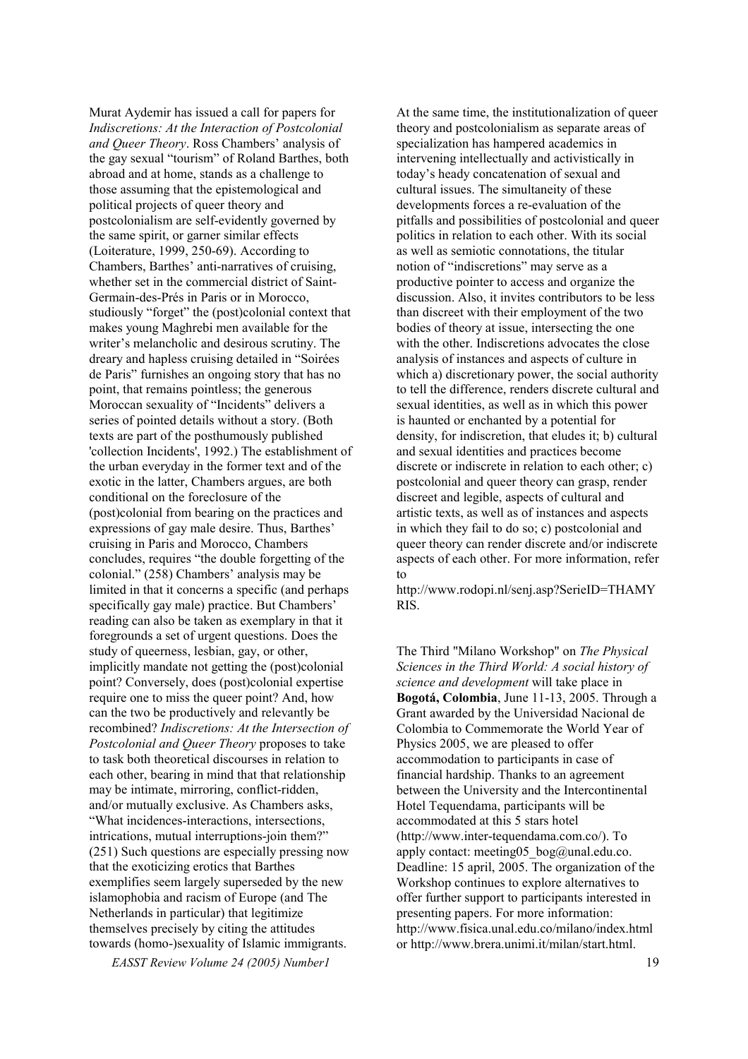Murat Aydemir has issued a call for papers for *Indiscretions: At the Interaction of Postcolonial and Queer Theory*. Ross Chambers' analysis of the gay sexual "tourism" of Roland Barthes, both abroad and at home, stands as a challenge to those assuming that the epistemological and political projects of queer theory and postcolonialism are self-evidently governed by the same spirit, or garner similar effects (Loiterature, 1999, 250-69). According to Chambers, Barthes' anti-narratives of cruising, whether set in the commercial district of Saint-Germain-des-Prés in Paris or in Morocco, studiously "forget" the (post)colonial context that makes young Maghrebi men available for the writer's melancholic and desirous scrutiny. The dreary and hapless cruising detailed in "Soirées de Paris" furnishes an ongoing story that has no point, that remains pointless; the generous Moroccan sexuality of "Incidents" delivers a series of pointed details without a story. (Both texts are part of the posthumously published 'collection Incidents', 1992.) The establishment of the urban everyday in the former text and of the exotic in the latter, Chambers argues, are both conditional on the foreclosure of the (post)colonial from bearing on the practices and expressions of gay male desire. Thus, Barthes' cruising in Paris and Morocco, Chambers concludes, requires "the double forgetting of the colonial." (258) Chambers' analysis may be limited in that it concerns a specific (and perhaps specifically gay male) practice. But Chambers' reading can also be taken as exemplary in that it foregrounds a set of urgent questions. Does the study of queerness, lesbian, gay, or other, implicitly mandate not getting the (post)colonial point? Conversely, does (post)colonial expertise require one to miss the queer point? And, how can the two be productively and relevantly be recombined? *Indiscretions: At the Intersection of Postcolonial and Queer Theory* proposes to take to task both theoretical discourses in relation to each other, bearing in mind that that relationship may be intimate, mirroring, conflict-ridden, and/or mutually exclusive. As Chambers asks, "What incidences-interactions, intersections, intrications, mutual interruptions-join them?" (251) Such questions are especially pressing now that the exoticizing erotics that Barthes exemplifies seem largely superseded by the new islamophobia and racism of Europe (and The Netherlands in particular) that legitimize themselves precisely by citing the attitudes towards (homo-)sexuality of Islamic immigrants. At the same time, the institutionalization of queer theory and postcolonialism as separate areas of specialization has hampered academics in intervening intellectually and activistically in today's heady concatenation of sexual and cultural issues. The simultaneity of these developments forces a re-evaluation of the pitfalls and possibilities of postcolonial and queer politics in relation to each other. With its social as well as semiotic connotations, the titular notion of "indiscretions" may serve as a productive pointer to access and organize the discussion. Also, it invites contributors to be less than discreet with their employment of the two bodies of theory at issue, intersecting the one with the other. Indiscretions advocates the close analysis of instances and aspects of culture in which a) discretionary power, the social authority to tell the difference, renders discrete cultural and sexual identities, as well as in which this power is haunted or enchanted by a potential for density, for indiscretion, that eludes it; b) cultural and sexual identities and practices become discrete or indiscrete in relation to each other; c) postcolonial and queer theory can grasp, render discreet and legible, aspects of cultural and artistic texts, as well as of instances and aspects in which they fail to do so; c) postcolonial and queer theory can render discrete and/or indiscrete aspects of each other. For more information, refer to http://www.rodopi.nl/senj.asp?SerieID=THAMYRIS.

The Third "Milano Workshop" on *The Physical Sciences in the Third World: A social history of science and development* will take place in **Bogotá, Colombia**, June 11-13, 2005. Through a Grant awarded by the Universidad Nacional de Colombia to Commemorate the World Year of Physics 2005, we are pleased to offer accommodation to participants in case of financial hardship. Thanks to an agreement between the University and the Intercontinental Hotel Tequendama, participants will be accommodated at this 5 stars hotel (http://www.inter-tequendama.com.co/). To apply contact: meeting05_bog@unal.edu.co. Deadline: 15 april, 2005. The organization of the Workshop continues to explore alternatives to offer further support to participants interested in presenting papers. For more information: http://www.fisica.unal.edu.co/milano/index.html or http://www.brera.unimi.it/milan/start.html.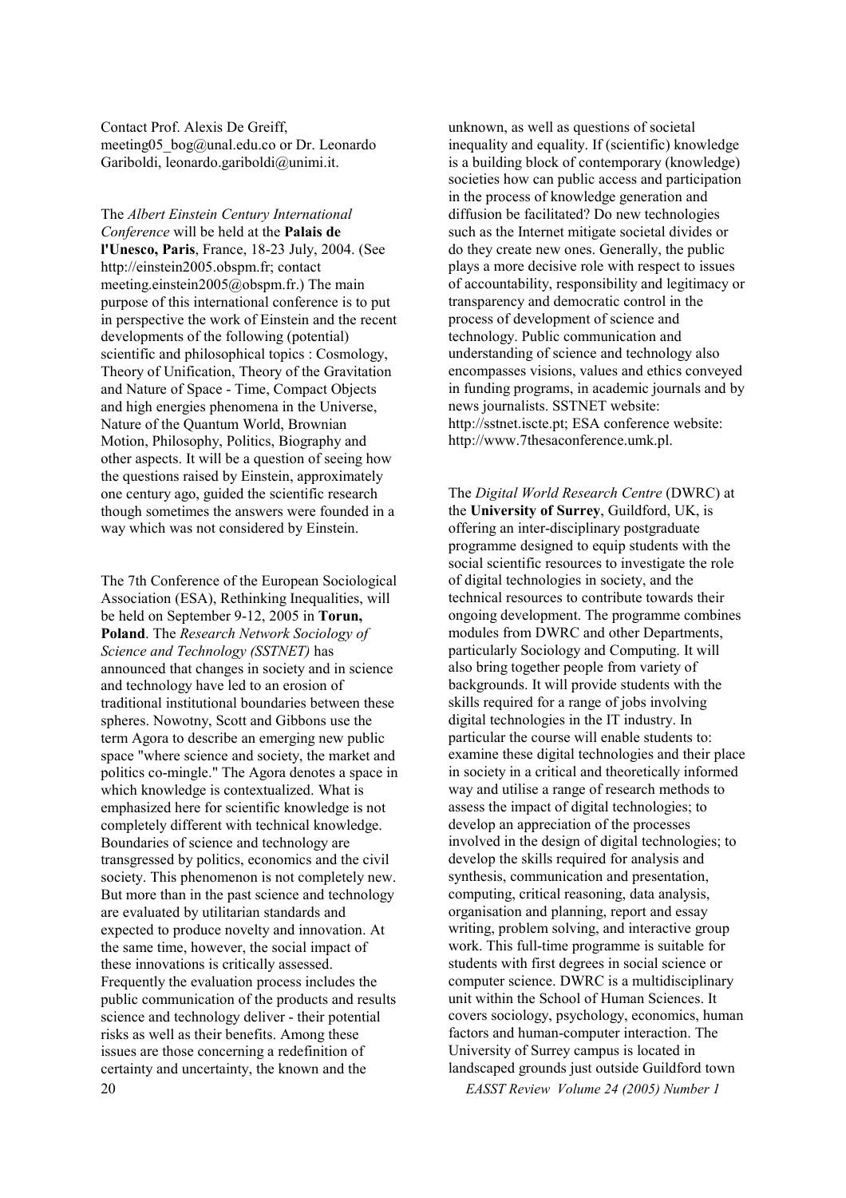Contact Prof. Alexis De Greiff, meeting05_bog@unal.edu.co or Dr. Leonardo Gariboldi, leonardo.gariboldi@unimi.it.

The *Albert Einstein Century International Conference* will be held at the **Palais de l'Unesco, Paris**, France, 18-23 July, 2004. (See http://einstein2005.obspm.fr; contact meeting.einstein2005@obspm.fr.) The main purpose of this international conference is to put in perspective the work of Einstein and the recent developments of the following (potential) scientific and philosophical topics : Cosmology, Theory of Unification, Theory of the Gravitation and Nature of Space - Time, Compact Objects and high energies phenomena in the Universe, Nature of the Quantum World, Brownian Motion, Philosophy, Politics, Biography and other aspects. It will be a question of seeing how the questions raised by Einstein, approximately one century ago, guided the scientific research though sometimes the answers were founded in a way which was not considered by Einstein.

The 7th Conference of the European Sociological Association (ESA), Rethinking Inequalities, will be held on September 9-12, 2005 in **Torun, Poland**. The *Research Network Sociology of Science and Technology (SSTNET)* has announced that changes in society and in science and technology have led to an erosion of traditional institutional boundaries between these spheres. Nowotny, Scott and Gibbons use the term Agora to describe an emerging new public space "where science and society, the market and politics co-mingle." The Agora denotes a space in which knowledge is contextualized. What is emphasized here for scientific knowledge is not completely different with technical knowledge. Boundaries of science and technology are transgressed by politics, economics and the civil society. This phenomenon is not completely new. But more than in the past science and technology are evaluated by utilitarian standards and expected to produce novelty and innovation. At the same time, however, the social impact of these innovations is critically assessed. Frequently the evaluation process includes the public communication of the products and results science and technology deliver - their potential risks as well as their benefits. Among these issues are those concerning a redefinition of certainty and uncertainty, the known and the unknown, as well as questions of societal inequality and equality. If (scientific) knowledge is a building block of contemporary (knowledge) societies how can public access and participation in the process of knowledge generation and diffusion be facilitated? Do new technologies such as the Internet mitigate societal divides or do they create new ones. Generally, the public plays a more decisive role with respect to issues of accountability, responsibility and legitimacy or transparency and democratic control in the process of development of science and technology. Public communication and understanding of science and technology also encompasses visions, values and ethics conveyed in funding programs, in academic journals and by news journalists. SSTNET website: http://sstnet.iscte.pt; ESA conference website: http://www.7thesaconference.umk.pl.

The *Digital World Research Centre* (DWRC) at the **University of Surrey**, Guildford, UK, is offering an inter-disciplinary postgraduate programme designed to equip students with the social scientific resources to investigate the role of digital technologies in society, and the technical resources to contribute towards their ongoing development. The programme combines modules from DWRC and other Departments, particularly Sociology and Computing. It will also bring together people from variety of backgrounds. It will provide students with the skills required for a range of jobs involving digital technologies in the IT industry. In particular the course will enable students to: examine these digital technologies and their place in society in a critical and theoretically informed way and utilise a range of research methods to assess the impact of digital technologies; to develop an appreciation of the processes involved in the design of digital technologies; to develop the skills required for analysis and synthesis, communication and presentation, computing, critical reasoning, data analysis, organisation and planning, report and essay writing, problem solving, and interactive group work. This full-time programme is suitable for students with first degrees in social science or computer science. DWRC is a multidisciplinary unit within the School of Human Sciences. It covers sociology, psychology, economics, human factors and human-computer interaction. The University of Surrey campus is located in landscaped grounds just outside Guildford town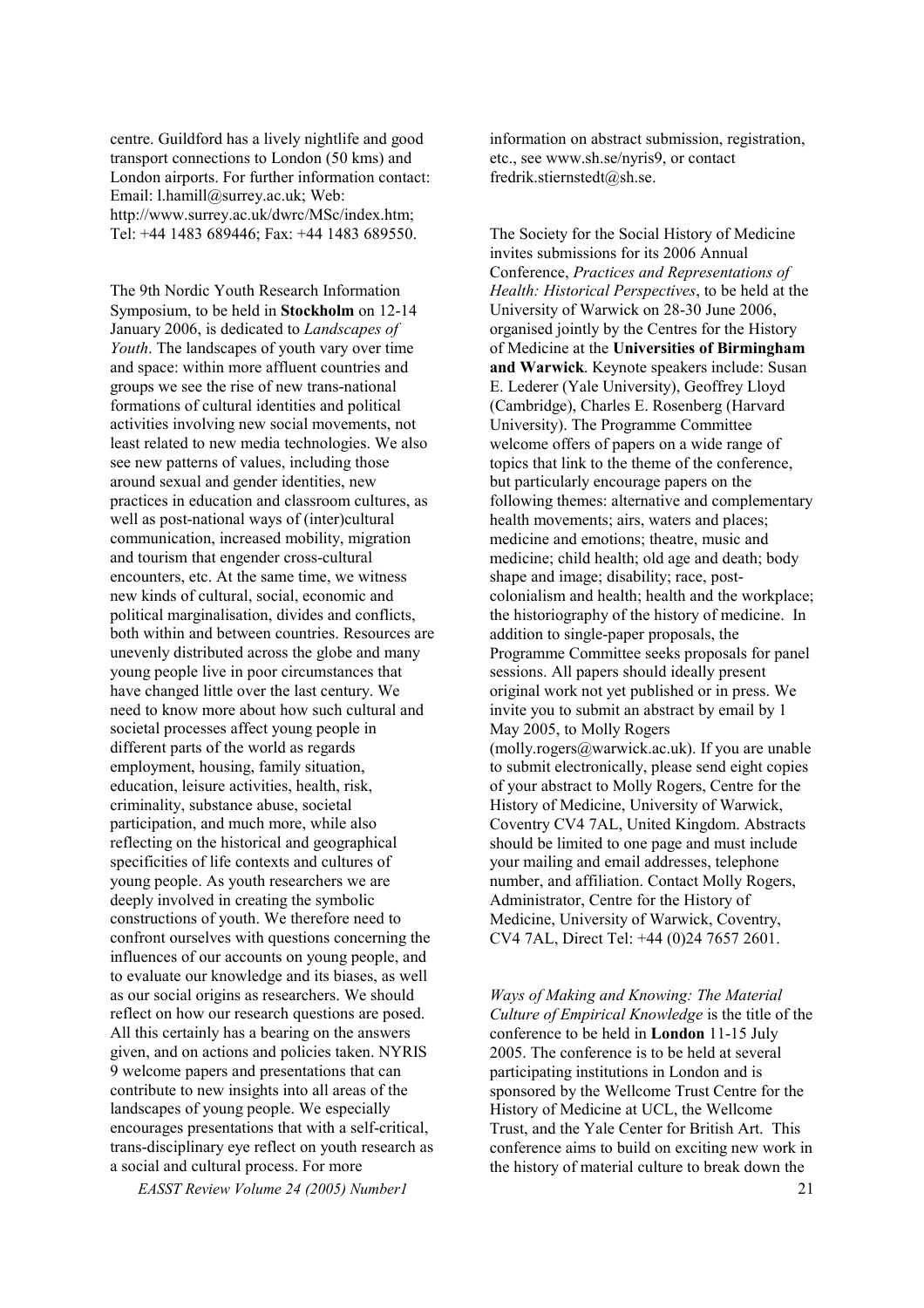centre. Guildford has a lively nightlife and good transport connections to London (50 kms) and London airports. For further information contact: Email: l.hamill@surrey.ac.uk; Web: http://www.surrey.ac.uk/dwrc/MSc/index.htm; Tel: +44 1483 689446; Fax: +44 1483 689550.

The 9th Nordic Youth Research Information Symposium, to be held in **Stockholm** on 12-14 January 2006, is dedicated to *Landscapes of Youth*. The landscapes of youth vary over time and space: within more affluent countries and groups we see the rise of new trans-national formations of cultural identities and political activities involving new social movements, not least related to new media technologies. We also see new patterns of values, including those around sexual and gender identities, new practices in education and classroom cultures, as well as post-national ways of (inter)cultural communication, increased mobility, migration and tourism that engender cross-cultural encounters, etc. At the same time, we witness new kinds of cultural, social, economic and political marginalisation, divides and conflicts, both within and between countries. Resources are unevenly distributed across the globe and many young people live in poor circumstances that have changed little over the last century. We need to know more about how such cultural and societal processes affect young people in different parts of the world as regards employment, housing, family situation, education, leisure activities, health, risk, criminality, substance abuse, societal participation, and much more, while also reflecting on the historical and geographical specificities of life contexts and cultures of young people. As youth researchers we are deeply involved in creating the symbolic constructions of youth. We therefore need to confront ourselves with questions concerning the influences of our accounts on young people, and to evaluate our knowledge and its biases, as well as our social origins as researchers. We should reflect on how our research questions are posed. All this certainly has a bearing on the answers given, and on actions and policies taken. NYRIS 9 welcome papers and presentations that can contribute to new insights into all areas of the landscapes of young people. We especially encourages presentations that with a self-critical, trans-disciplinary eye reflect on youth research as a social and cultural process. For more information on abstract submission, registration, etc., see www.sh.se/nyris9, or contact fredrik.stiernstedt@sh.se.

The Society for the Social History of Medicine invites submissions for its 2006 Annual Conference, *Practices and Representations of Health: Historical Perspectives*, to be held at the University of Warwick on 28-30 June 2006, organised jointly by the Centres for the History of Medicine at the **Universities of Birmingham and Warwick**. Keynote speakers include: Susan E. Lederer (Yale University), Geoffrey Lloyd (Cambridge), Charles E. Rosenberg (Harvard University). The Programme Committee welcome offers of papers on a wide range of topics that link to the theme of the conference, but particularly encourage papers on the following themes: alternative and complementary health movements; airs, waters and places; medicine and emotions; theatre, music and medicine; child health; old age and death; body shape and image; disability; race, post-colonialism and health; health and the workplace; the historiography of the history of medicine. In addition to single-paper proposals, the Programme Committee seeks proposals for panel sessions. All papers should ideally present original work not yet published or in press. We invite you to submit an abstract by email by 1 May 2005, to Molly Rogers (molly.rogers@warwick.ac.uk). If you are unable to submit electronically, please send eight copies of your abstract to Molly Rogers, Centre for the History of Medicine, University of Warwick, Coventry CV4 7AL, United Kingdom. Abstracts should be limited to one page and must include your mailing and email addresses, telephone number, and affiliation. Contact Molly Rogers, Administrator, Centre for the History of Medicine, University of Warwick, Coventry, CV4 7AL, Direct Tel: +44 (0)24 7657 2601.

*Ways of Making and Knowing: The Material Culture of Empirical Knowledge* is the title of the conference to be held in **London** 11-15 July 2005. The conference is to be held at several participating institutions in London and is sponsored by the Wellcome Trust Centre for the History of Medicine at UCL, the Wellcome Trust, and the Yale Center for British Art. This conference aims to build on exciting new work in the history of material culture to break down the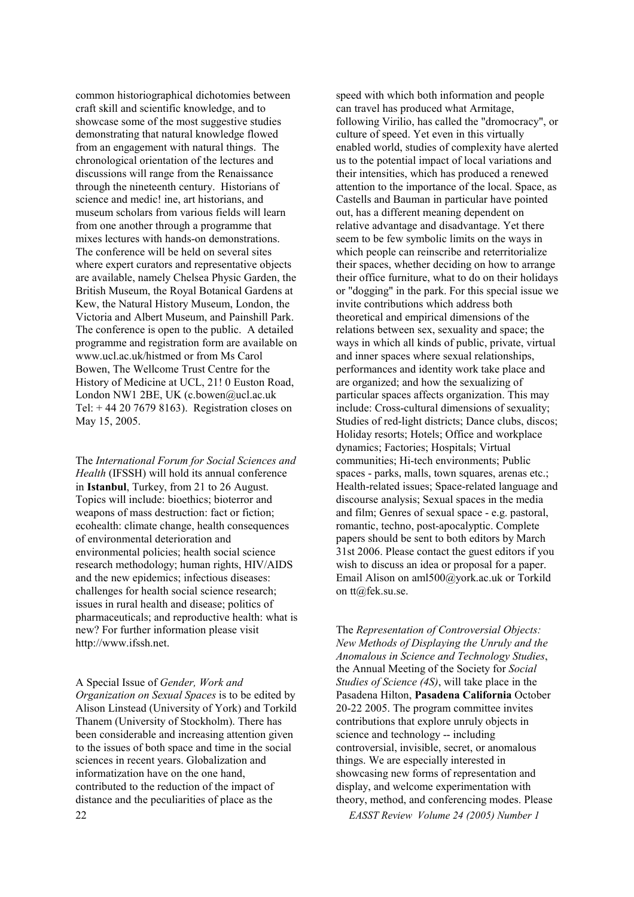common historiographical dichotomies between craft skill and scientific knowledge, and to showcase some of the most suggestive studies demonstrating that natural knowledge flowed from an engagement with natural things. The chronological orientation of the lectures and discussions will range from the Renaissance through the nineteenth century. Historians of science and medic! ine, art historians, and museum scholars from various fields will learn from one another through a programme that mixes lectures with hands-on demonstrations. The conference will be held on several sites where expert curators and representative objects are available, namely Chelsea Physic Garden, the British Museum, the Royal Botanical Gardens at Kew, the Natural History Museum, London, the Victoria and Albert Museum, and Painshill Park. The conference is open to the public. A detailed programme and registration form are available on www.ucl.ac.uk/histmed or from Ms Carol Bowen, The Wellcome Trust Centre for the History of Medicine at UCL, 21! 0 Euston Road, London NW1 2BE, UK (c.bowen@ucl.ac.uk Tel: + 44 20 7679 8163). Registration closes on May 15, 2005.

The *International Forum for Social Sciences and Health* (IFSSH) will hold its annual conference in **Istanbul**, Turkey, from 21 to 26 August. Topics will include: bioethics; bioterror and weapons of mass destruction: fact or fiction; ecohealth: climate change, health consequences of environmental deterioration and environmental policies; health social science research methodology; human rights, HIV/AIDS and the new epidemics; infectious diseases: challenges for health social science research; issues in rural health and disease; politics of pharmaceuticals; and reproductive health: what is new? For further information please visit http://www.ifssh.net.

A Special Issue of *Gender, Work and Organization on Sexual Spaces* is to be edited by Alison Linstead (University of York) and Torkild Thanem (University of Stockholm). There has been considerable and increasing attention given to the issues of both space and time in the social sciences in recent years. Globalization and informatization have on the one hand, contributed to the reduction of the impact of distance and the peculiarities of place as the speed with which both information and people can travel has produced what Armitage, following Virilio, has called the "dromocracy", or culture of speed. Yet even in this virtually enabled world, studies of complexity have alerted us to the potential impact of local variations and their intensities, which has produced a renewed attention to the importance of the local. Space, as Castells and Bauman in particular have pointed out, has a different meaning dependent on relative advantage and disadvantage. Yet there seem to be few symbolic limits on the ways in which people can reinscribe and reterritorialize their spaces, whether deciding on how to arrange their office furniture, what to do on their holidays or "dogging" in the park. For this special issue we invite contributions which address both theoretical and empirical dimensions of the relations between sex, sexuality and space; the ways in which all kinds of public, private, virtual and inner spaces where sexual relationships, performances and identity work take place and are organized; and how the sexualizing of particular spaces affects organization. This may include: Cross-cultural dimensions of sexuality; Studies of red-light districts; Dance clubs, discos; Holiday resorts; Hotels; Office and workplace dynamics; Factories; Hospitals; Virtual communities; Hi-tech environments; Public spaces - parks, malls, town squares, arenas etc.; Health-related issues; Space-related language and discourse analysis; Sexual spaces in the media and film; Genres of sexual space - e.g. pastoral, romantic, techno, post-apocalyptic. Complete papers should be sent to both editors by March 31st 2006. Please contact the guest editors if you wish to discuss an idea or proposal for a paper. Email Alison on aml500@york.ac.uk or Torkild on tt@fek.su.se.

The *Representation of Controversial Objects: New Methods of Displaying the Unruly and the Anomalous in Science and Technology Studies*, the Annual Meeting of the Society for *Social Studies of Science (4S)*, will take place in the Pasadena Hilton, **Pasadena California** October 20-22 2005. The program committee invites contributions that explore unruly objects in science and technology -- including controversial, invisible, secret, or anomalous things. We are especially interested in showcasing new forms of representation and display, and welcome experimentation with theory, method, and conferencing modes. Please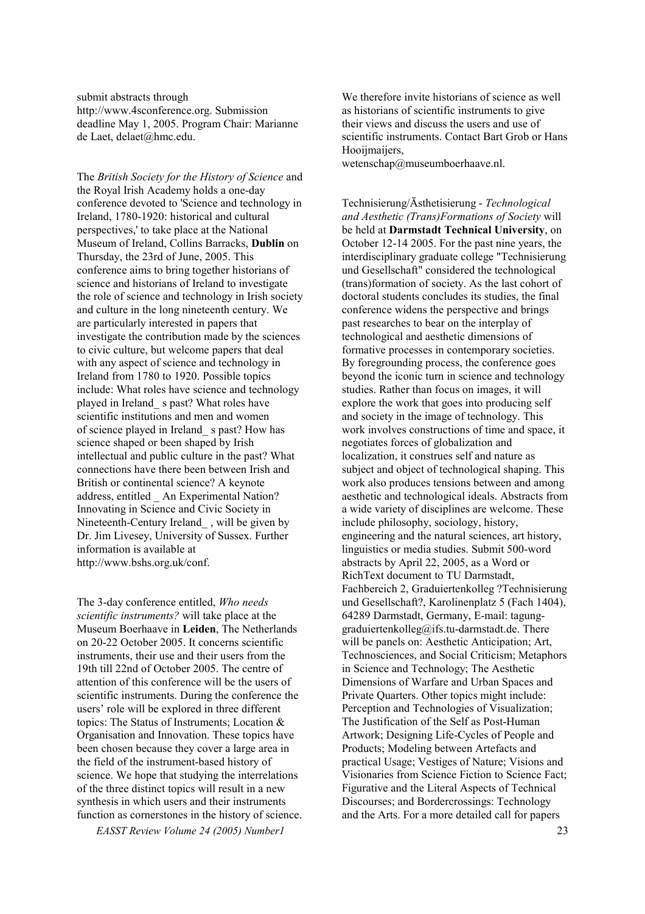submit abstracts through http://www.4sconference.org. Submission deadline May 1, 2005. Program Chair: Marianne de Laet, delaet@hmc.edu.

The *British Society for the History of Science* and the Royal Irish Academy holds a one-day conference devoted to 'Science and technology in Ireland, 1780-1920: historical and cultural perspectives,' to take place at the National Museum of Ireland, Collins Barracks, **Dublin** on Thursday, the 23rd of June, 2005. This conference aims to bring together historians of science and historians of Ireland to investigate the role of science and technology in Irish society and culture in the long nineteenth century. We are particularly interested in papers that investigate the contribution made by the sciences to civic culture, but welcome papers that deal with any aspect of science and technology in Ireland from 1780 to 1920. Possible topics include: What roles have science and technology played in Ireland_ s past? What roles have scientific institutions and men and women of science played in Ireland_ s past? How has science shaped or been shaped by Irish intellectual and public culture in the past? What connections have there been between Irish and British or continental science? A keynote address, entitled _ An Experimental Nation? Innovating in Science and Civic Society in Nineteenth-Century Ireland_ , will be given by Dr. Jim Livesey, University of Sussex. Further information is available at http://www.bshs.org.uk/conf.

The 3-day conference entitled, *Who needs scientific instruments?* will take place at the Museum Boerhaave in **Leiden**, The Netherlands on 20-22 October 2005. It concerns scientific instruments, their use and their users from the 19th till 22nd of October 2005. The centre of attention of this conference will be the users of scientific instruments. During the conference the users' role will be explored in three different topics: The Status of Instruments; Location & Organisation and Innovation. These topics have been chosen because they cover a large area in the field of the instrument-based history of science. We hope that studying the interrelations of the three distinct topics will result in a new synthesis in which users and their instruments function as cornerstones in the history of science. We therefore invite historians of science as well as historians of scientific instruments to give their views and discuss the users and use of scientific instruments. Contact Bart Grob or Hans Hooijmaijers, wetenschap@museumboerhaave.nl.

Technisierung/Ästhetisierung - *Technological and Aesthetic (Trans)Formations of Society* will be held at **Darmstadt Technical University**, on October 12-14 2005. For the past nine years, the interdisciplinary graduate college "Technisierung und Gesellschaft" considered the technological (trans)formation of society. As the last cohort of doctoral students concludes its studies, the final conference widens the perspective and brings past researches to bear on the interplay of technological and aesthetic dimensions of formative processes in contemporary societies. By foregrounding process, the conference goes beyond the iconic turn in science and technology studies. Rather than focus on images, it will explore the work that goes into producing self and society in the image of technology. This work involves constructions of time and space, it negotiates forces of globalization and localization, it construes self and nature as subject and object of technological shaping. This work also produces tensions between and among aesthetic and technological ideals. Abstracts from a wide variety of disciplines are welcome. These include philosophy, sociology, history, engineering and the natural sciences, art history, linguistics or media studies. Submit 500-word abstracts by April 22, 2005, as a Word or RichText document to TU Darmstadt, Fachbereich 2, Graduiertenkolleg ?Technisierung und Gesellschaft?, Karolinenplatz 5 (Fach 1404), 64289 Darmstadt, Germany, E-mail: tagung-graduiertenkolleg@ifs.tu-darmstadt.de. There will be panels on: Aesthetic Anticipation; Art, Technosciences, and Social Criticism; Metaphors in Science and Technology; The Aesthetic Dimensions of Warfare and Urban Spaces and Private Quarters. Other topics might include: Perception and Technologies of Visualization; The Justification of the Self as Post-Human Artwork; Designing Life-Cycles of People and Products; Modeling between Artefacts and practical Usage; Vestiges of Nature; Visions and Visionaries from Science Fiction to Science Fact; Figurative and the Literal Aspects of Technical Discourses; and Bordercrossings: Technology and the Arts. For a more detailed call for papers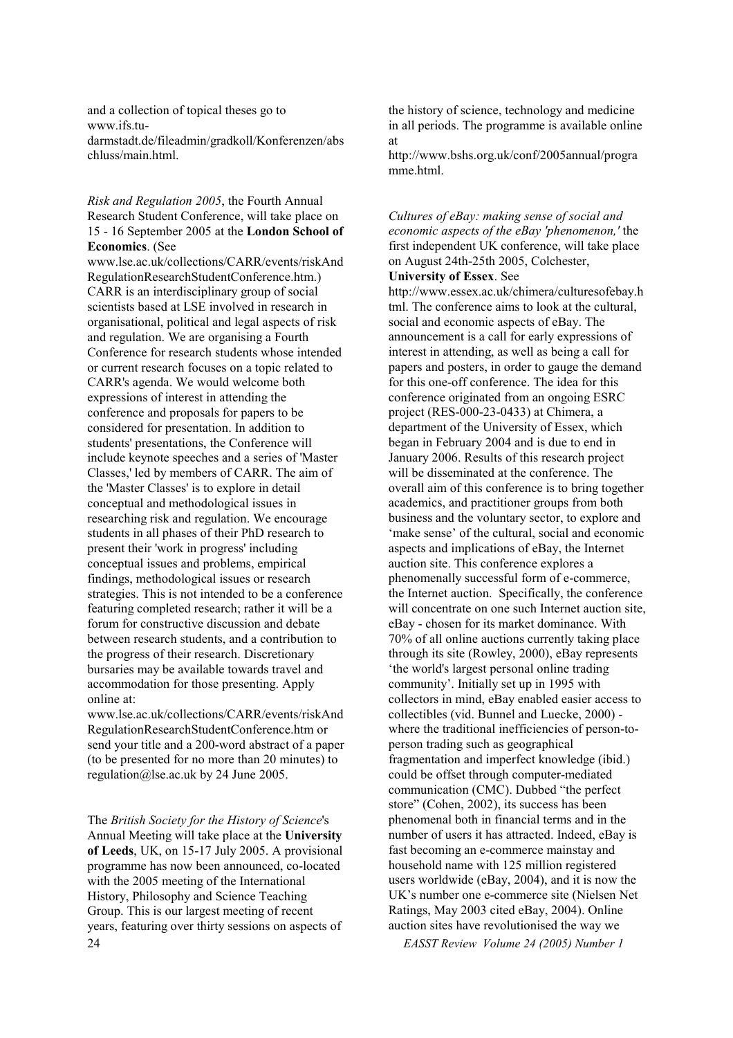and a collection of topical theses go to www.ifs.tu-darmstadt.de/fileadmin/gradkoll/Konferenzen/abschluss/main.html.

*Risk and Regulation 2005*, the Fourth Annual Research Student Conference, will take place on 15 - 16 September 2005 at the **London School of Economics**. (See www.lse.ac.uk/collections/CARR/events/riskAndRegulationResearchStudentConference.htm.) CARR is an interdisciplinary group of social scientists based at LSE involved in research in organisational, political and legal aspects of risk and regulation. We are organising a Fourth Conference for research students whose intended or current research focuses on a topic related to CARR's agenda. We would welcome both expressions of interest in attending the conference and proposals for papers to be considered for presentation. In addition to students' presentations, the Conference will include keynote speeches and a series of 'Master Classes,' led by members of CARR. The aim of the 'Master Classes' is to explore in detail conceptual and methodological issues in researching risk and regulation. We encourage students in all phases of their PhD research to present their 'work in progress' including conceptual issues and problems, empirical findings, methodological issues or research strategies. This is not intended to be a conference featuring completed research; rather it will be a forum for constructive discussion and debate between research students, and a contribution to the progress of their research. Discretionary bursaries may be available towards travel and accommodation for those presenting. Apply online at: www.lse.ac.uk/collections/CARR/events/riskAndRegulationResearchStudentConference.htm or send your title and a 200-word abstract of a paper (to be presented for no more than 20 minutes) to regulation@lse.ac.uk by 24 June 2005.

The *British Society for the History of Science*'s Annual Meeting will take place at the **University of Leeds**, UK, on 15-17 July 2005. A provisional programme has now been announced, co-located with the 2005 meeting of the International History, Philosophy and Science Teaching Group. This is our largest meeting of recent years, featuring over thirty sessions on aspects of the history of science, technology and medicine in all periods. The programme is available online at http://www.bshs.org.uk/conf/2005annual/programme.html.

*Cultures of eBay: making sense of social and economic aspects of the eBay 'phenomenon,'* the first independent UK conference, will take place on August 24th-25th 2005, Colchester, **University of Essex**. See http://www.essex.ac.uk/chimera/culturesofebay.html. The conference aims to look at the cultural, social and economic aspects of eBay. The announcement is a call for early expressions of interest in attending, as well as being a call for papers and posters, in order to gauge the demand for this one-off conference. The idea for this conference originated from an ongoing ESRC project (RES-000-23-0433) at Chimera, a department of the University of Essex, which began in February 2004 and is due to end in January 2006. Results of this research project will be disseminated at the conference. The overall aim of this conference is to bring together academics, and practitioner groups from both business and the voluntary sector, to explore and 'make sense' of the cultural, social and economic aspects and implications of eBay, the Internet auction site. This conference explores a phenomenally successful form of e-commerce, the Internet auction. Specifically, the conference will concentrate on one such Internet auction site, eBay - chosen for its market dominance. With 70% of all online auctions currently taking place through its site (Rowley, 2000), eBay represents 'the world's largest personal online trading community'. Initially set up in 1995 with collectors in mind, eBay enabled easier access to collectibles (vid. Bunnel and Luecke, 2000) - where the traditional inefficiencies of person-to-person trading such as geographical fragmentation and imperfect knowledge (ibid.) could be offset through computer-mediated communication (CMC). Dubbed "the perfect store" (Cohen, 2002), its success has been phenomenal both in financial terms and in the number of users it has attracted. Indeed, eBay is fast becoming an e-commerce mainstay and household name with 125 million registered users worldwide (eBay, 2004), and it is now the UK's number one e-commerce site (Nielsen Net Ratings, May 2003 cited eBay, 2004). Online auction sites have revolutionised the way we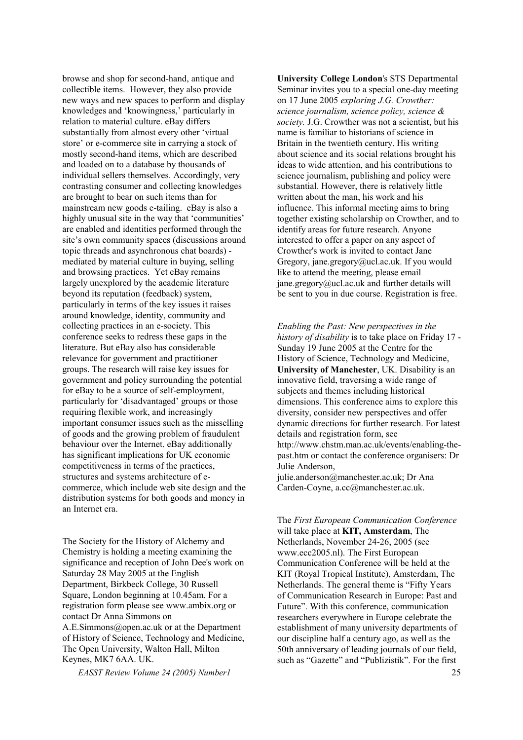browse and shop for second-hand, antique and collectible items. However, they also provide new ways and new spaces to perform and display knowledges and 'knowingness,' particularly in relation to material culture. eBay differs substantially from almost every other 'virtual store' or e-commerce site in carrying a stock of mostly second-hand items, which are described and loaded on to a database by thousands of individual sellers themselves. Accordingly, very contrasting consumer and collecting knowledges are brought to bear on such items than for mainstream new goods e-tailing. eBay is also a highly unusual site in the way that 'communities' are enabled and identities performed through the site's own community spaces (discussions around topic threads and asynchronous chat boards) - mediated by material culture in buying, selling and browsing practices. Yet eBay remains largely unexplored by the academic literature beyond its reputation (feedback) system, particularly in terms of the key issues it raises around knowledge, identity, community and collecting practices in an e-society. This conference seeks to redress these gaps in the literature. But eBay also has considerable relevance for government and practitioner groups. The research will raise key issues for government and policy surrounding the potential for eBay to be a source of self-employment, particularly for 'disadvantaged' groups or those requiring flexible work, and increasingly important consumer issues such as the misselling of goods and the growing problem of fraudulent behaviour over the Internet. eBay additionally has significant implications for UK economic competitiveness in terms of the practices, structures and systems architecture of e-commerce, which include web site design and the distribution systems for both goods and money in an Internet era.

The Society for the History of Alchemy and Chemistry is holding a meeting examining the significance and reception of John Dee's work on Saturday 28 May 2005 at the English Department, Birkbeck College, 30 Russell Square, London beginning at 10.45am. For a registration form please see www.ambix.org or contact Dr Anna Simmons on A.E.Simmons@open.ac.uk or at the Department of History of Science, Technology and Medicine, The Open University, Walton Hall, Milton Keynes, MK7 6AA. UK.

**University College London**'s STS Departmental Seminar invites you to a special one-day meeting on 17 June 2005 *exploring J.G. Crowther: science journalism, science policy, science & society.* J.G. Crowther was not a scientist, but his name is familiar to historians of science in Britain in the twentieth century. His writing about science and its social relations brought his ideas to wide attention, and his contributions to science journalism, publishing and policy were substantial. However, there is relatively little written about the man, his work and his influence. This informal meeting aims to bring together existing scholarship on Crowther, and to identify areas for future research. Anyone interested to offer a paper on any aspect of Crowther's work is invited to contact Jane Gregory, jane.gregory@ucl.ac.uk. If you would like to attend the meeting, please email jane.gregory@ucl.ac.uk and further details will be sent to you in due course. Registration is free.

*Enabling the Past: New perspectives in the history of disability* is to take place on Friday 17 - Sunday 19 June 2005 at the Centre for the History of Science, Technology and Medicine, **University of Manchester**, UK. Disability is an innovative field, traversing a wide range of subjects and themes including historical dimensions. This conference aims to explore this diversity, consider new perspectives and offer dynamic directions for further research. For latest details and registration form, see http://www.chstm.man.ac.uk/events/enabling-the-past.htm or contact the conference organisers: Dr Julie Anderson, julie.anderson@manchester.ac.uk; Dr Ana Carden-Coyne, a.cc@manchester.ac.uk.

The *First European Communication Conference* will take place at **KIT, Amsterdam**, The Netherlands, November 24-26, 2005 (see www.ecc2005.nl). The First European Communication Conference will be held at the KIT (Royal Tropical Institute), Amsterdam, The Netherlands. The general theme is "Fifty Years of Communication Research in Europe: Past and Future". With this conference, communication researchers everywhere in Europe celebrate the establishment of many university departments of our discipline half a century ago, as well as the 50th anniversary of leading journals of our field, such as "Gazette" and "Publizistik". For the first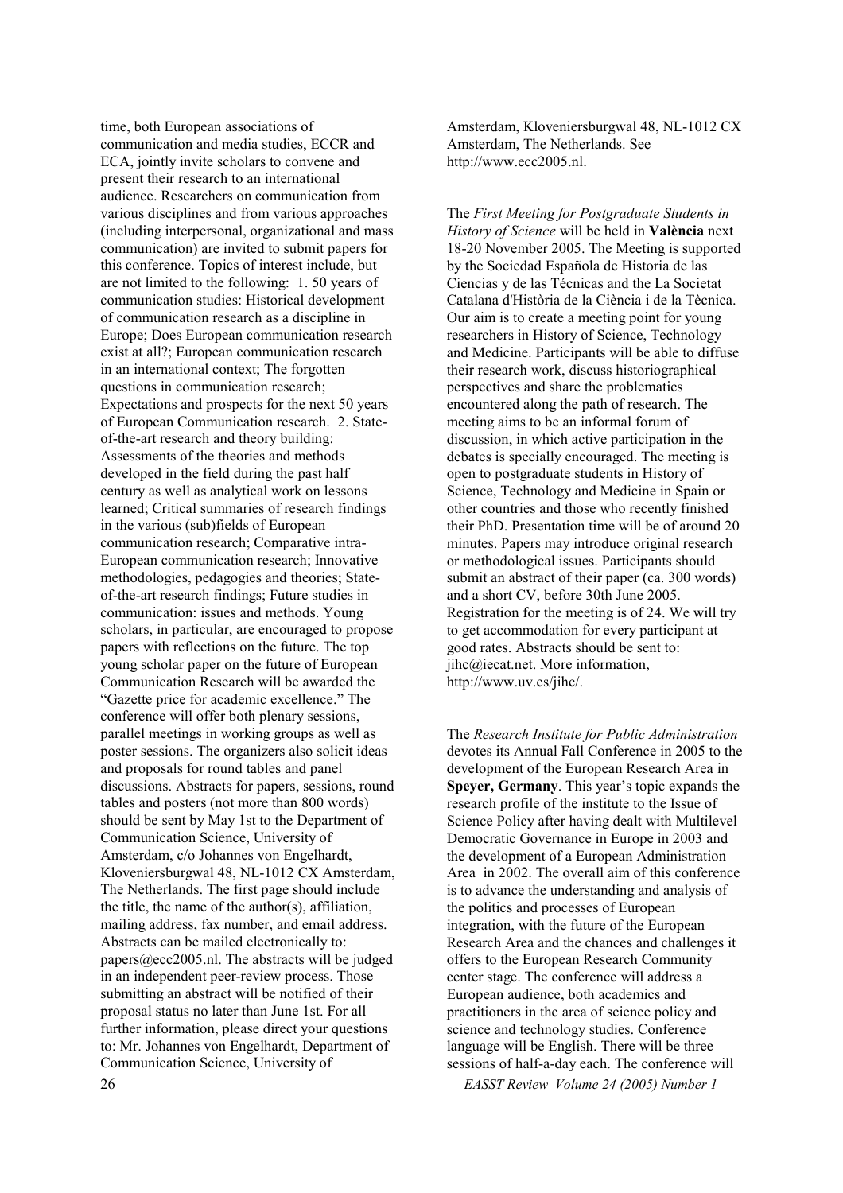time, both European associations of communication and media studies, ECCR and ECA, jointly invite scholars to convene and present their research to an international audience. Researchers on communication from various disciplines and from various approaches (including interpersonal, organizational and mass communication) are invited to submit papers for this conference. Topics of interest include, but are not limited to the following: 1. 50 years of communication studies: Historical development of communication research as a discipline in Europe; Does European communication research exist at all?; European communication research in an international context; The forgotten questions in communication research; Expectations and prospects for the next 50 years of European Communication research. 2. State-of-the-art research and theory building: Assessments of the theories and methods developed in the field during the past half century as well as analytical work on lessons learned; Critical summaries of research findings in the various (sub)fields of European communication research; Comparative intra-European communication research; Innovative methodologies, pedagogies and theories; State-of-the-art research findings; Future studies in communication: issues and methods. Young scholars, in particular, are encouraged to propose papers with reflections on the future. The top young scholar paper on the future of European Communication Research will be awarded the "Gazette price for academic excellence." The conference will offer both plenary sessions, parallel meetings in working groups as well as poster sessions. The organizers also solicit ideas and proposals for round tables and panel discussions. Abstracts for papers, sessions, round tables and posters (not more than 800 words) should be sent by May 1st to the Department of Communication Science, University of Amsterdam, c/o Johannes von Engelhardt, Kloveniersburgwal 48, NL-1012 CX Amsterdam, The Netherlands. The first page should include the title, the name of the author(s), affiliation, mailing address, fax number, and email address. Abstracts can be mailed electronically to: papers@ecc2005.nl. The abstracts will be judged in an independent peer-review process. Those submitting an abstract will be notified of their proposal status no later than June 1st. For all further information, please direct your questions to: Mr. Johannes von Engelhardt, Department of Communication Science, University of Amsterdam, Kloveniersburgwal 48, NL-1012 CX Amsterdam, The Netherlands. See http://www.ecc2005.nl.

The *First Meeting for Postgraduate Students in History of Science* will be held in **València** next 18-20 November 2005. The Meeting is supported by the Sociedad Española de Historia de las Ciencias y de las Técnicas and the La Societat Catalana d'Història de la Ciència i de la Tècnica. Our aim is to create a meeting point for young researchers in History of Science, Technology and Medicine. Participants will be able to diffuse their research work, discuss historiographical perspectives and share the problematics encountered along the path of research. The meeting aims to be an informal forum of discussion, in which active participation in the debates is specially encouraged. The meeting is open to postgraduate students in History of Science, Technology and Medicine in Spain or other countries and those who recently finished their PhD. Presentation time will be of around 20 minutes. Papers may introduce original research or methodological issues. Participants should submit an abstract of their paper (ca. 300 words) and a short CV, before 30th June 2005. Registration for the meeting is of 24. We will try to get accommodation for every participant at good rates. Abstracts should be sent to: jihc@iecat.net. More information, http://www.uv.es/jihc/.

The *Research Institute for Public Administration* devotes its Annual Fall Conference in 2005 to the development of the European Research Area in **Speyer, Germany**. This year's topic expands the research profile of the institute to the Issue of Science Policy after having dealt with Multilevel Democratic Governance in Europe in 2003 and the development of a European Administration Area in 2002. The overall aim of this conference is to advance the understanding and analysis of the politics and processes of European integration, with the future of the European Research Area and the chances and challenges it offers to the European Research Community center stage. The conference will address a European audience, both academics and practitioners in the area of science policy and science and technology studies. Conference language will be English. There will be three sessions of half-a-day each. The conference will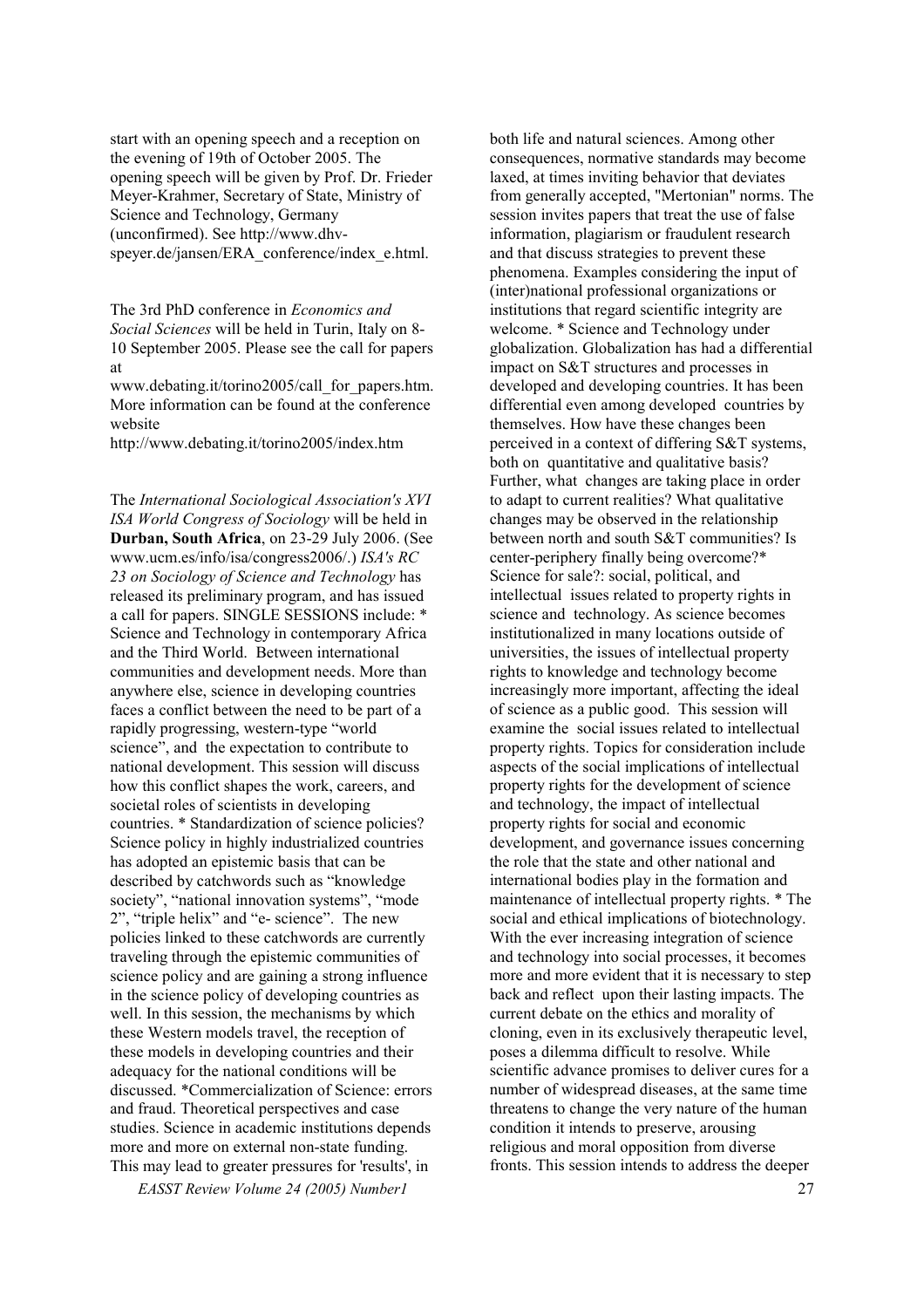start with an opening speech and a reception on the evening of 19th of October 2005. The opening speech will be given by Prof. Dr. Frieder Meyer-Krahmer, Secretary of State, Ministry of Science and Technology, Germany (unconfirmed). See http://www.dhv-speyer.de/jansen/ERA_conference/index_e.html.

The 3rd PhD conference in *Economics and Social Sciences* will be held in Turin, Italy on 8-10 September 2005. Please see the call for papers at www.debating.it/torino2005/call_for_papers.htm. More information can be found at the conference website http://www.debating.it/torino2005/index.htm

The *International Sociological Association's XVI ISA World Congress of Sociology* will be held in **Durban, South Africa**, on 23-29 July 2006. (See www.ucm.es/info/isa/congress2006/.) *ISA's RC 23 on Sociology of Science and Technology* has released its preliminary program, and has issued a call for papers. SINGLE SESSIONS include: * Science and Technology in contemporary Africa and the Third World. Between international communities and development needs. More than anywhere else, science in developing countries faces a conflict between the need to be part of a rapidly progressing, western-type "world science", and the expectation to contribute to national development. This session will discuss how this conflict shapes the work, careers, and societal roles of scientists in developing countries. * Standardization of science policies? Science policy in highly industrialized countries has adopted an epistemic basis that can be described by catchwords such as "knowledge society", "national innovation systems", "mode 2", "triple helix" and "e- science". The new policies linked to these catchwords are currently traveling through the epistemic communities of science policy and are gaining a strong influence in the science policy of developing countries as well. In this session, the mechanisms by which these Western models travel, the reception of these models in developing countries and their adequacy for the national conditions will be discussed. *Commercialization of Science: errors and fraud. Theoretical perspectives and case studies. Science in academic institutions depends more and more on external non-state funding. This may lead to greater pressures for 'results', in both life and natural sciences. Among other consequences, normative standards may become laxed, at times inviting behavior that deviates from generally accepted, "Mertonian" norms. The session invites papers that treat the use of false information, plagiarism or fraudulent research and that discuss strategies to prevent these phenomena. Examples considering the input of (inter)national professional organizations or institutions that regard scientific integrity are welcome. * Science and Technology under globalization. Globalization has had a differential impact on S&T structures and processes in developed and developing countries. It has been differential even among developed countries by themselves. How have these changes been perceived in a context of differing S&T systems, both on quantitative and qualitative basis? Further, what changes are taking place in order to adapt to current realities? What qualitative changes may be observed in the relationship between north and south S&T communities? Is center-periphery finally being overcome?* Science for sale?: social, political, and intellectual issues related to property rights in science and technology. As science becomes institutionalized in many locations outside of universities, the issues of intellectual property rights to knowledge and technology become increasingly more important, affecting the ideal of science as a public good. This session will examine the social issues related to intellectual property rights. Topics for consideration include aspects of the social implications of intellectual property rights for the development of science and technology, the impact of intellectual property rights for social and economic development, and governance issues concerning the role that the state and other national and international bodies play in the formation and maintenance of intellectual property rights. * The social and ethical implications of biotechnology. With the ever increasing integration of science and technology into social processes, it becomes more and more evident that it is necessary to step back and reflect upon their lasting impacts. The current debate on the ethics and morality of cloning, even in its exclusively therapeutic level, poses a dilemma difficult to resolve. While scientific advance promises to deliver cures for a number of widespread diseases, at the same time threatens to change the very nature of the human condition it intends to preserve, arousing religious and moral opposition from diverse fronts. This session intends to address the deeper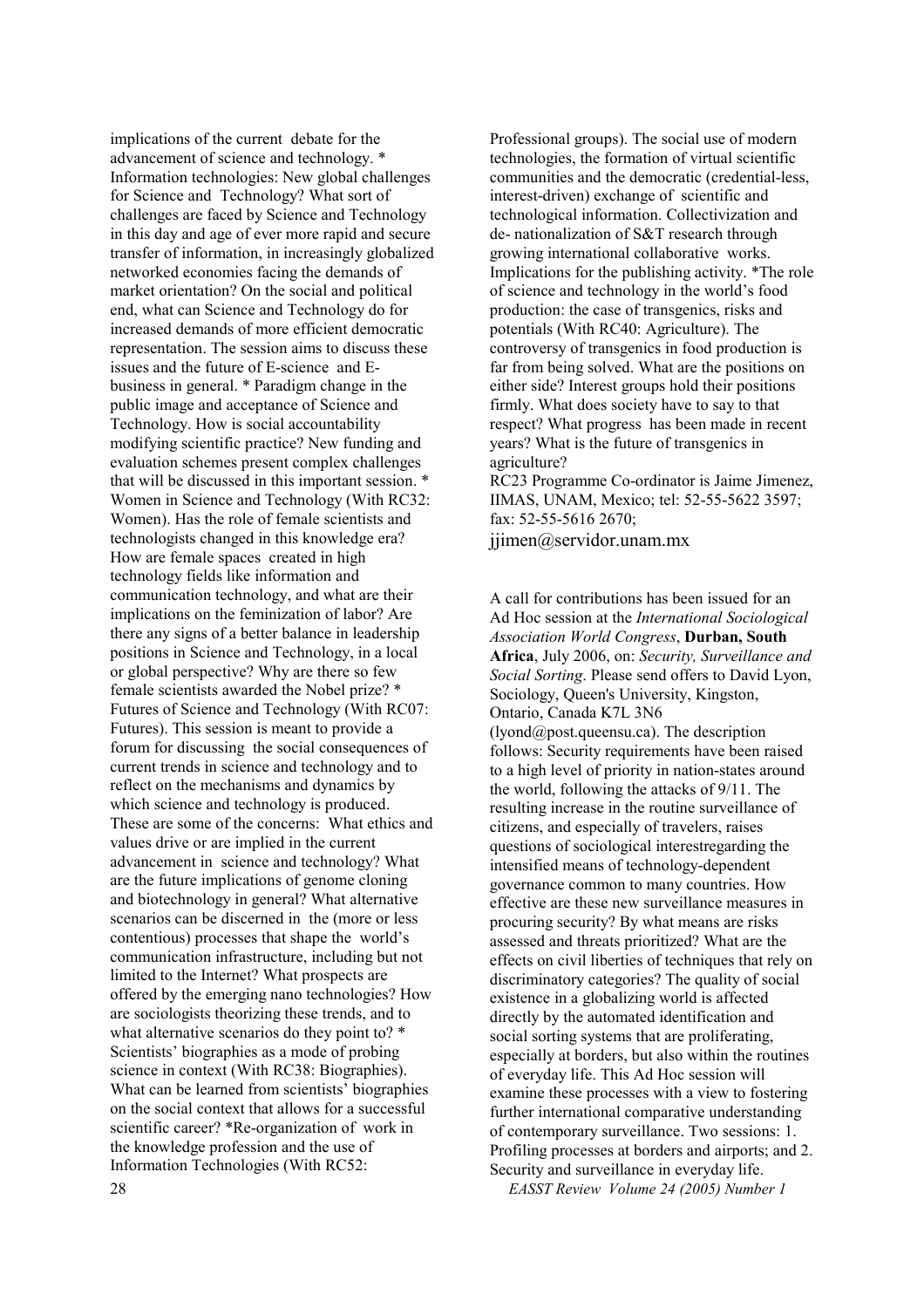implications of the current debate for the advancement of science and technology. * Information technologies: New global challenges for Science and Technology? What sort of challenges are faced by Science and Technology in this day and age of ever more rapid and secure transfer of information, in increasingly globalized networked economies facing the demands of market orientation? On the social and political end, what can Science and Technology do for increased demands of more efficient democratic representation. The session aims to discuss these issues and the future of E-science and E-business in general. * Paradigm change in the public image and acceptance of Science and Technology. How is social accountability modifying scientific practice? New funding and evaluation schemes present complex challenges that will be discussed in this important session. * Women in Science and Technology (With RC32: Women). Has the role of female scientists and technologists changed in this knowledge era? How are female spaces created in high technology fields like information and communication technology, and what are their implications on the feminization of labor? Are there any signs of a better balance in leadership positions in Science and Technology, in a local or global perspective? Why are there so few female scientists awarded the Nobel prize? * Futures of Science and Technology (With RC07: Futures). This session is meant to provide a forum for discussing the social consequences of current trends in science and technology and to reflect on the mechanisms and dynamics by which science and technology is produced. These are some of the concerns: What ethics and values drive or are implied in the current advancement in science and technology? What are the future implications of genome cloning and biotechnology in general? What alternative scenarios can be discerned in the (more or less contentious) processes that shape the world's communication infrastructure, including but not limited to the Internet? What prospects are offered by the emerging nano technologies? How are sociologists theorizing these trends, and to what alternative scenarios do they point to? * Scientists' biographies as a mode of probing science in context (With RC38: Biographies). What can be learned from scientists' biographies on the social context that allows for a successful scientific career? *Re-organization of work in the knowledge profession and the use of Information Technologies (With RC52: Professional groups). The social use of modern technologies, the formation of virtual scientific communities and the democratic (credential-less, interest-driven) exchange of scientific and technological information. Collectivization and de- nationalization of S&T research through growing international collaborative works. Implications for the publishing activity. *The role of science and technology in the world's food production: the case of transgenics, risks and potentials (With RC40: Agriculture). The controversy of transgenics in food production is far from being solved. What are the positions on either side? Interest groups hold their positions firmly. What does society have to say to that respect? What progress has been made in recent years? What is the future of transgenics in agriculture?

RC23 Programme Co-ordinator is Jaime Jimenez, IIMAS, UNAM, Mexico; tel: 52-55-5622 3597; fax: 52-55-5616 2670; jjimen@servidor.unam.mx

A call for contributions has been issued for an Ad Hoc session at the *International Sociological Association World Congress*, **Durban, South Africa**, July 2006, on: *Security, Surveillance and Social Sorting*. Please send offers to David Lyon, Sociology, Queen's University, Kingston, Ontario, Canada K7L 3N6 (lyond@post.queensu.ca). The description follows: Security requirements have been raised to a high level of priority in nation-states around the world, following the attacks of 9/11. The resulting increase in the routine surveillance of citizens, and especially of travelers, raises questions of sociological interestregarding the intensified means of technology-dependent governance common to many countries. How effective are these new surveillance measures in procuring security? By what means are risks assessed and threats prioritized? What are the effects on civil liberties of techniques that rely on discriminatory categories? The quality of social existence in a globalizing world is affected directly by the automated identification and social sorting systems that are proliferating, especially at borders, but also within the routines of everyday life. This Ad Hoc session will examine these processes with a view to fostering further international comparative understanding of contemporary surveillance. Two sessions: 1. Profiling processes at borders and airports; and 2. Security and surveillance in everyday life.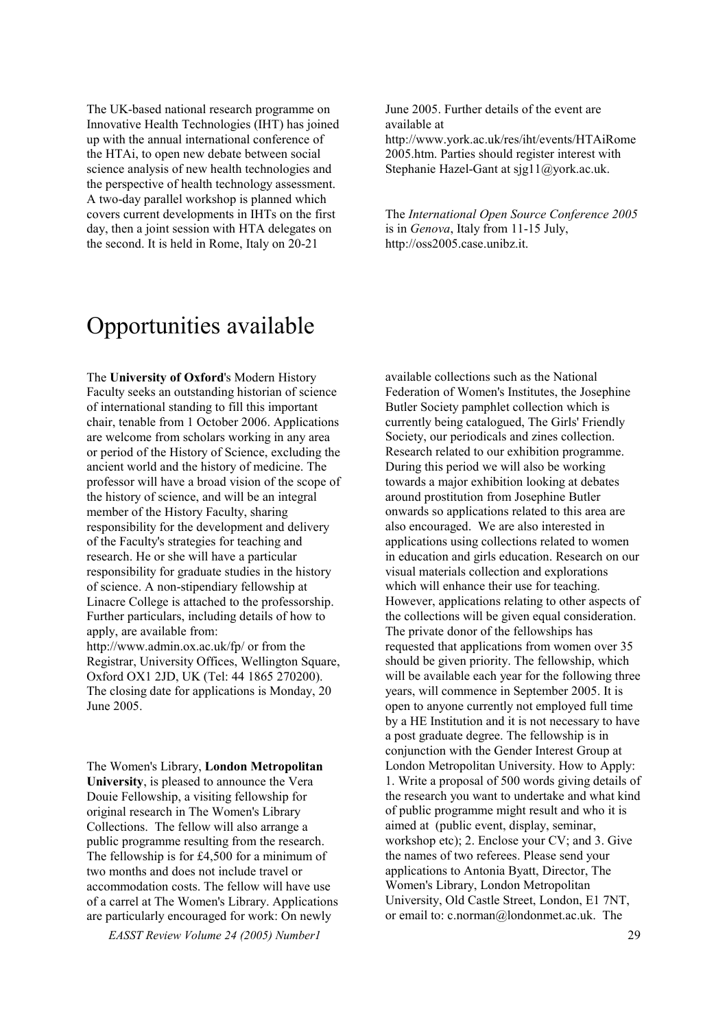The UK-based national research programme on Innovative Health Technologies (IHT) has joined up with the annual international conference of the HTAi, to open new debate between social science analysis of new health technologies and the perspective of health technology assessment. A two-day parallel workshop is planned which covers current developments in IHTs on the first day, then a joint session with HTA delegates on the second. It is held in Rome, Italy on 20-21 June 2005. Further details of the event are available at http://www.york.ac.uk/res/iht/events/HTAiRome2005.htm. Parties should register interest with Stephanie Hazel-Gant at sjg11@york.ac.uk.

The *International Open Source Conference 2005* is in *Genova*, Italy from 11-15 July, http://oss2005.case.unibz.it.

# Opportunities available

The **University of Oxford**'s Modern History Faculty seeks an outstanding historian of science of international standing to fill this important chair, tenable from 1 October 2006. Applications are welcome from scholars working in any area or period of the History of Science, excluding the ancient world and the history of medicine. The professor will have a broad vision of the scope of the history of science, and will be an integral member of the History Faculty, sharing responsibility for the development and delivery of the Faculty's strategies for teaching and research. He or she will have a particular responsibility for graduate studies in the history of science. A non-stipendiary fellowship at Linacre College is attached to the professorship. Further particulars, including details of how to apply, are available from: http://www.admin.ox.ac.uk/fp/ or from the Registrar, University Offices, Wellington Square, Oxford OX1 2JD, UK (Tel: 44 1865 270200). The closing date for applications is Monday, 20 June 2005.

The Women's Library, **London Metropolitan University**, is pleased to announce the Vera Douie Fellowship, a visiting fellowship for original research in The Women's Library Collections. The fellow will also arrange a public programme resulting from the research. The fellowship is for £4,500 for a minimum of two months and does not include travel or accommodation costs. The fellow will have use of a carrel at The Women's Library. Applications are particularly encouraged for work: On newly available collections such as the National Federation of Women's Institutes, the Josephine Butler Society pamphlet collection which is currently being catalogued, The Girls' Friendly Society, our periodicals and zines collection. Research related to our exhibition programme. During this period we will also be working towards a major exhibition looking at debates around prostitution from Josephine Butler onwards so applications related to this area are also encouraged. We are also interested in applications using collections related to women in education and girls education. Research on our visual materials collection and explorations which will enhance their use for teaching. However, applications relating to other aspects of the collections will be given equal consideration. The private donor of the fellowships has requested that applications from women over 35 should be given priority. The fellowship, which will be available each year for the following three years, will commence in September 2005. It is open to anyone currently not employed full time by a HE Institution and it is not necessary to have a post graduate degree. The fellowship is in conjunction with the Gender Interest Group at London Metropolitan University. How to Apply: 1. Write a proposal of 500 words giving details of the research you want to undertake and what kind of public programme might result and who it is aimed at (public event, display, seminar, workshop etc); 2. Enclose your CV; and 3. Give the names of two referees. Please send your applications to Antonia Byatt, Director, The Women's Library, London Metropolitan University, Old Castle Street, London, E1 7NT, or email to: c.norman@londonmet.ac.uk. The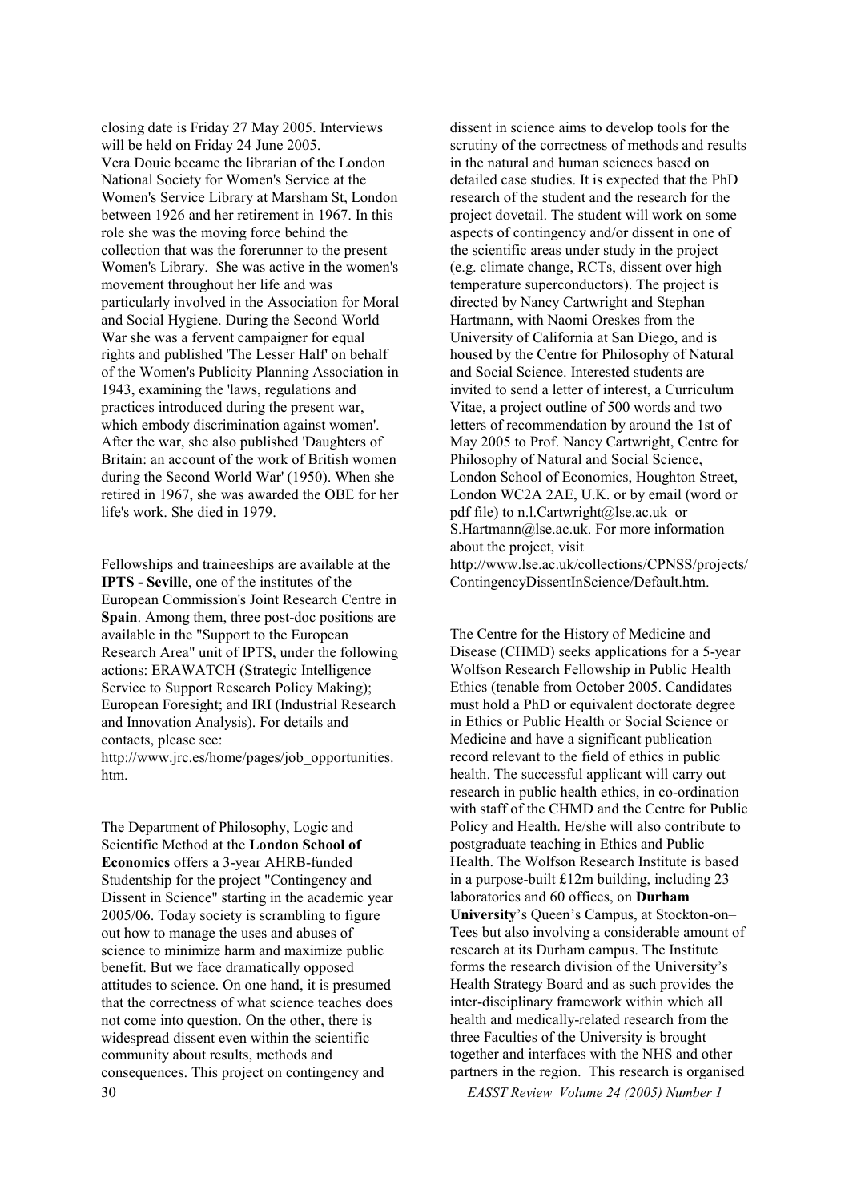closing date is Friday 27 May 2005. Interviews will be held on Friday 24 June 2005.
Vera Douie became the librarian of the London National Society for Women's Service at the Women's Service Library at Marsham St, London between 1926 and her retirement in 1967. In this role she was the moving force behind the collection that was the forerunner to the present Women's Library. She was active in the women's movement throughout her life and was particularly involved in the Association for Moral and Social Hygiene. During the Second World War she was a fervent campaigner for equal rights and published 'The Lesser Half' on behalf of the Women's Publicity Planning Association in 1943, examining the 'laws, regulations and practices introduced during the present war, which embody discrimination against women'. After the war, she also published 'Daughters of Britain: an account of the work of British women during the Second World War' (1950). When she retired in 1967, she was awarded the OBE for her life's work. She died in 1979.

Fellowships and traineeships are available at the **IPTS - Seville**, one of the institutes of the European Commission's Joint Research Centre in **Spain**. Among them, three post-doc positions are available in the "Support to the European Research Area" unit of IPTS, under the following actions: ERAWATCH (Strategic Intelligence Service to Support Research Policy Making); European Foresight; and IRI (Industrial Research and Innovation Analysis). For details and contacts, please see:
http://www.jrc.es/home/pages/job_opportunities.htm.

The Department of Philosophy, Logic and Scientific Method at the **London School of Economics** offers a 3-year AHRB-funded Studentship for the project "Contingency and Dissent in Science" starting in the academic year 2005/06. Today society is scrambling to figure out how to manage the uses and abuses of science to minimize harm and maximize public benefit. But we face dramatically opposed attitudes to science. On one hand, it is presumed that the correctness of what science teaches does not come into question. On the other, there is widespread dissent even within the scientific community about results, methods and consequences. This project on contingency and dissent in science aims to develop tools for the scrutiny of the correctness of methods and results in the natural and human sciences based on detailed case studies. It is expected that the PhD research of the student and the research for the project dovetail. The student will work on some aspects of contingency and/or dissent in one of the scientific areas under study in the project (e.g. climate change, RCTs, dissent over high temperature superconductors). The project is directed by Nancy Cartwright and Stephan Hartmann, with Naomi Oreskes from the University of California at San Diego, and is housed by the Centre for Philosophy of Natural and Social Science. Interested students are invited to send a letter of interest, a Curriculum Vitae, a project outline of 500 words and two letters of recommendation by around the 1st of May 2005 to Prof. Nancy Cartwright, Centre for Philosophy of Natural and Social Science, London School of Economics, Houghton Street, London WC2A 2AE, U.K. or by email (word or pdf file) to n.l.Cartwright@lse.ac.uk or S.Hartmann@lse.ac.uk. For more information about the project, visit
http://www.lse.ac.uk/collections/CPNSS/projects/ContingencyDissentInScience/Default.htm.

The Centre for the History of Medicine and Disease (CHMD) seeks applications for a 5-year Wolfson Research Fellowship in Public Health Ethics (tenable from October 2005. Candidates must hold a PhD or equivalent doctorate degree in Ethics or Public Health or Social Science or Medicine and have a significant publication record relevant to the field of ethics in public health. The successful applicant will carry out research in public health ethics, in co-ordination with staff of the CHMD and the Centre for Public Policy and Health. He/she will also contribute to postgraduate teaching in Ethics and Public Health. The Wolfson Research Institute is based in a purpose-built £12m building, including 23 laboratories and 60 offices, on **Durham University**'s Queen's Campus, at Stockton-on–Tees but also involving a considerable amount of research at its Durham campus. The Institute forms the research division of the University's Health Strategy Board and as such provides the inter-disciplinary framework within which all health and medically-related research from the three Faculties of the University is brought together and interfaces with the NHS and other partners in the region. This research is organised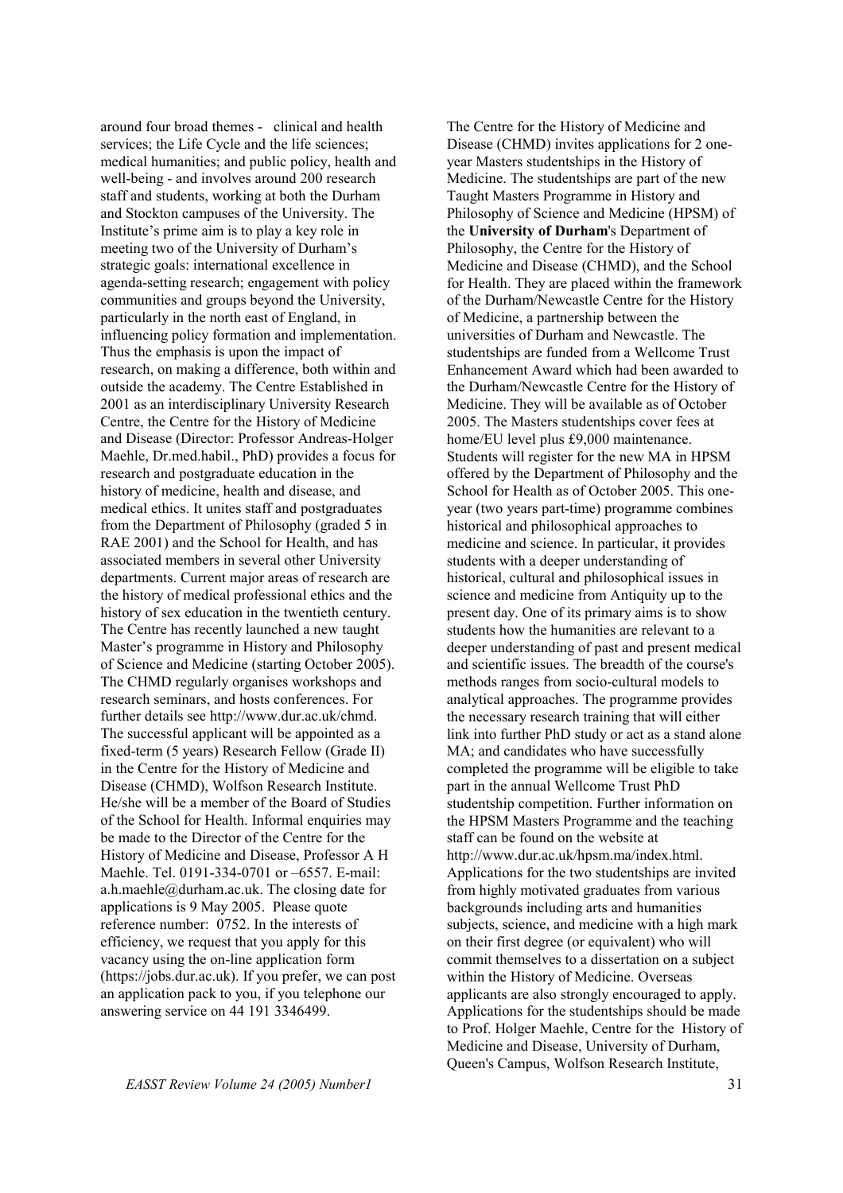around four broad themes - clinical and health services; the Life Cycle and the life sciences; medical humanities; and public policy, health and well-being - and involves around 200 research staff and students, working at both the Durham and Stockton campuses of the University. The Institute's prime aim is to play a key role in meeting two of the University of Durham's strategic goals: international excellence in agenda-setting research; engagement with policy communities and groups beyond the University, particularly in the north east of England, in influencing policy formation and implementation. Thus the emphasis is upon the impact of research, on making a difference, both within and outside the academy. The Centre Established in 2001 as an interdisciplinary University Research Centre, the Centre for the History of Medicine and Disease (Director: Professor Andreas-Holger Maehle, Dr.med.habil., PhD) provides a focus for research and postgraduate education in the history of medicine, health and disease, and medical ethics. It unites staff and postgraduates from the Department of Philosophy (graded 5 in RAE 2001) and the School for Health, and has associated members in several other University departments. Current major areas of research are the history of medical professional ethics and the history of sex education in the twentieth century. The Centre has recently launched a new taught Master's programme in History and Philosophy of Science and Medicine (starting October 2005). The CHMD regularly organises workshops and research seminars, and hosts conferences. For further details see http://www.dur.ac.uk/chmd. The successful applicant will be appointed as a fixed-term (5 years) Research Fellow (Grade II) in the Centre for the History of Medicine and Disease (CHMD), Wolfson Research Institute. He/she will be a member of the Board of Studies of the School for Health. Informal enquiries may be made to the Director of the Centre for the History of Medicine and Disease, Professor A H Maehle. Tel. 0191-334-0701 or –6557. E-mail: a.h.maehle@durham.ac.uk. The closing date for applications is 9 May 2005. Please quote reference number: 0752. In the interests of efficiency, we request that you apply for this vacancy using the on-line application form (https://jobs.dur.ac.uk). If you prefer, we can post an application pack to you, if you telephone our answering service on 44 191 3346499.

The Centre for the History of Medicine and Disease (CHMD) invites applications for 2 one-year Masters studentships in the History of Medicine. The studentships are part of the new Taught Masters Programme in History and Philosophy of Science and Medicine (HPSM) of the **University of Durham**'s Department of Philosophy, the Centre for the History of Medicine and Disease (CHMD), and the School for Health. They are placed within the framework of the Durham/Newcastle Centre for the History of Medicine, a partnership between the universities of Durham and Newcastle. The studentships are funded from a Wellcome Trust Enhancement Award which had been awarded to the Durham/Newcastle Centre for the History of Medicine. They will be available as of October 2005. The Masters studentships cover fees at home/EU level plus £9,000 maintenance. Students will register for the new MA in HPSM offered by the Department of Philosophy and the School for Health as of October 2005. This one-year (two years part-time) programme combines historical and philosophical approaches to medicine and science. In particular, it provides students with a deeper understanding of historical, cultural and philosophical issues in science and medicine from Antiquity up to the present day. One of its primary aims is to show students how the humanities are relevant to a deeper understanding of past and present medical and scientific issues. The breadth of the course's methods ranges from socio-cultural models to analytical approaches. The programme provides the necessary research training that will either link into further PhD study or act as a stand alone MA; and candidates who have successfully completed the programme will be eligible to take part in the annual Wellcome Trust PhD studentship competition. Further information on the HPSM Masters Programme and the teaching staff can be found on the website at http://www.dur.ac.uk/hpsm.ma/index.html. Applications for the two studentships are invited from highly motivated graduates from various backgrounds including arts and humanities subjects, science, and medicine with a high mark on their first degree (or equivalent) who will commit themselves to a dissertation on a subject within the History of Medicine. Overseas applicants are also strongly encouraged to apply. Applications for the studentships should be made to Prof. Holger Maehle, Centre for the History of Medicine and Disease, University of Durham, Queen's Campus, Wolfson Research Institute,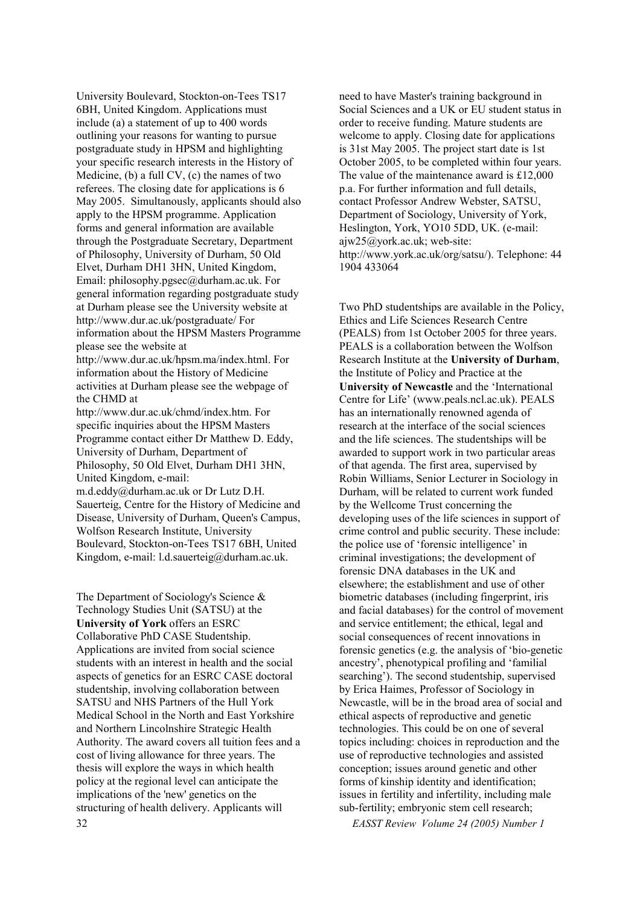University Boulevard, Stockton-on-Tees TS17 6BH, United Kingdom. Applications must include (a) a statement of up to 400 words outlining your reasons for wanting to pursue postgraduate study in HPSM and highlighting your specific research interests in the History of Medicine, (b) a full CV, (c) the names of two referees. The closing date for applications is 6 May 2005. Simultanously, applicants should also apply to the HPSM programme. Application forms and general information are available through the Postgraduate Secretary, Department of Philosophy, University of Durham, 50 Old Elvet, Durham DH1 3HN, United Kingdom, Email: philosophy.pgsec@durham.ac.uk. For general information regarding postgraduate study at Durham please see the University website at http://www.dur.ac.uk/postgraduate/ For information about the HPSM Masters Programme please see the website at http://www.dur.ac.uk/hpsm.ma/index.html. For information about the History of Medicine activities at Durham please see the webpage of the CHMD at http://www.dur.ac.uk/chmd/index.htm. For specific inquiries about the HPSM Masters Programme contact either Dr Matthew D. Eddy, University of Durham, Department of Philosophy, 50 Old Elvet, Durham DH1 3HN, United Kingdom, e-mail: m.d.eddy@durham.ac.uk or Dr Lutz D.H. Sauerteig, Centre for the History of Medicine and Disease, University of Durham, Queen's Campus, Wolfson Research Institute, University Boulevard, Stockton-on-Tees TS17 6BH, United Kingdom, e-mail: l.d.sauerteig@durham.ac.uk.

The Department of Sociology's Science & Technology Studies Unit (SATSU) at the **University of York** offers an ESRC Collaborative PhD CASE Studentship. Applications are invited from social science students with an interest in health and the social aspects of genetics for an ESRC CASE doctoral studentship, involving collaboration between SATSU and NHS Partners of the Hull York Medical School in the North and East Yorkshire and Northern Lincolnshire Strategic Health Authority. The award covers all tuition fees and a cost of living allowance for three years. The thesis will explore the ways in which health policy at the regional level can anticipate the implications of the 'new' genetics on the structuring of health delivery. Applicants will need to have Master's training background in Social Sciences and a UK or EU student status in order to receive funding. Mature students are welcome to apply. Closing date for applications is 31st May 2005. The project start date is 1st October 2005, to be completed within four years. The value of the maintenance award is £12,000 p.a. For further information and full details, contact Professor Andrew Webster, SATSU, Department of Sociology, University of York, Heslington, York, YO10 5DD, UK. (e-mail: ajw25@york.ac.uk; web-site: http://www.york.ac.uk/org/satsu/). Telephone: 44 1904 433064

Two PhD studentships are available in the Policy, Ethics and Life Sciences Research Centre (PEALS) from 1st October 2005 for three years. PEALS is a collaboration between the Wolfson Research Institute at the **University of Durham**, the Institute of Policy and Practice at the **University of Newcastle** and the 'International Centre for Life' (www.peals.ncl.ac.uk). PEALS has an internationally renowned agenda of research at the interface of the social sciences and the life sciences. The studentships will be awarded to support work in two particular areas of that agenda. The first area, supervised by Robin Williams, Senior Lecturer in Sociology in Durham, will be related to current work funded by the Wellcome Trust concerning the developing uses of the life sciences in support of crime control and public security. These include: the police use of 'forensic intelligence' in criminal investigations; the development of forensic DNA databases in the UK and elsewhere; the establishment and use of other biometric databases (including fingerprint, iris and facial databases) for the control of movement and service entitlement; the ethical, legal and social consequences of recent innovations in forensic genetics (e.g. the analysis of 'bio-genetic ancestry', phenotypical profiling and 'familial searching'). The second studentship, supervised by Erica Haimes, Professor of Sociology in Newcastle, will be in the broad area of social and ethical aspects of reproductive and genetic technologies. This could be on one of several topics including: choices in reproduction and the use of reproductive technologies and assisted conception; issues around genetic and other forms of kinship identity and identification; issues in fertility and infertility, including male sub-fertility; embryonic stem cell research;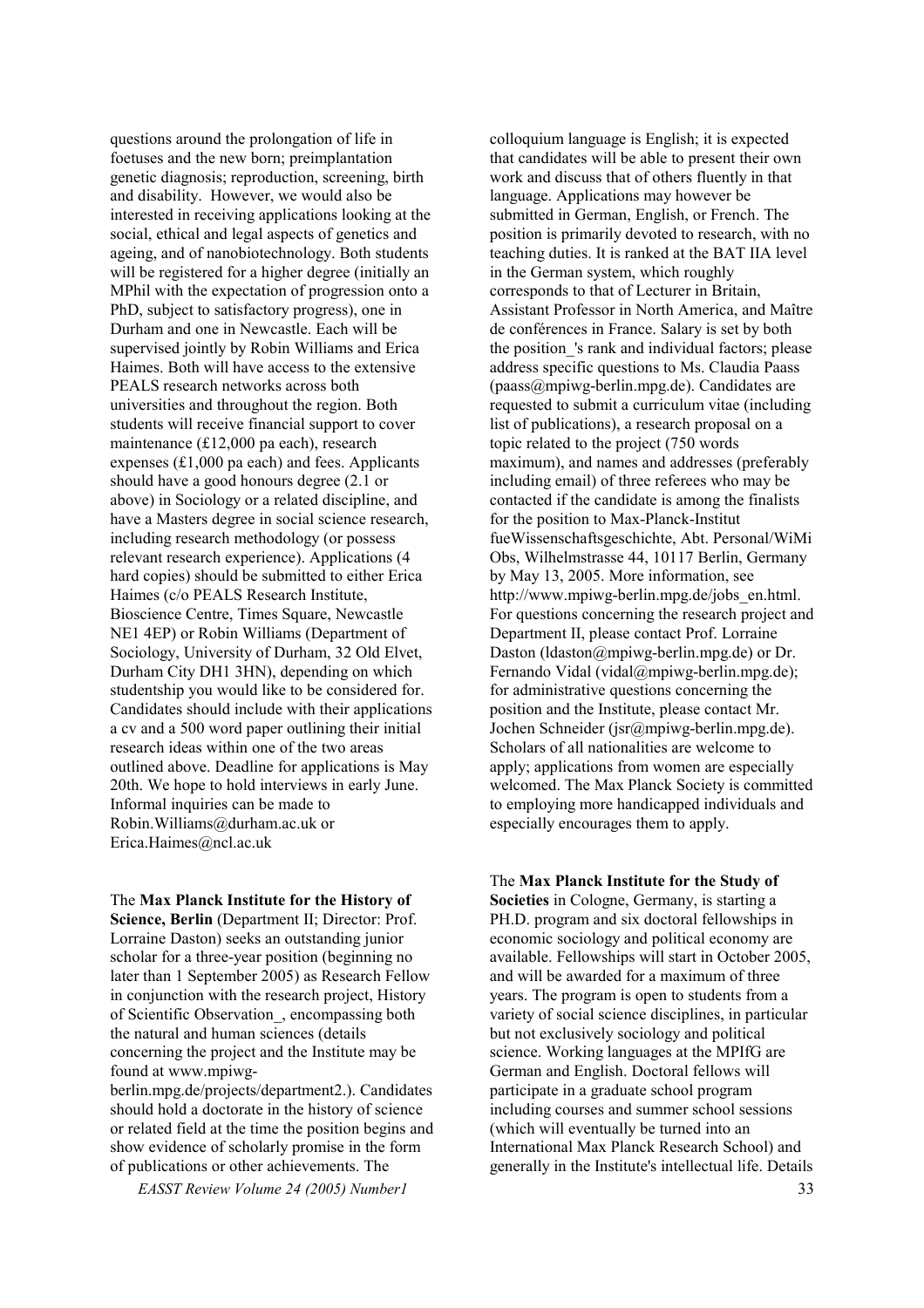questions around the prolongation of life in foetuses and the new born; preimplantation genetic diagnosis; reproduction, screening, birth and disability. However, we would also be interested in receiving applications looking at the social, ethical and legal aspects of genetics and ageing, and of nanobiotechnology. Both students will be registered for a higher degree (initially an MPhil with the expectation of progression onto a PhD, subject to satisfactory progress), one in Durham and one in Newcastle. Each will be supervised jointly by Robin Williams and Erica Haimes. Both will have access to the extensive PEALS research networks across both universities and throughout the region. Both students will receive financial support to cover maintenance (£12,000 pa each), research expenses (£1,000 pa each) and fees. Applicants should have a good honours degree (2.1 or above) in Sociology or a related discipline, and have a Masters degree in social science research, including research methodology (or possess relevant research experience). Applications (4 hard copies) should be submitted to either Erica Haimes (c/o PEALS Research Institute, Bioscience Centre, Times Square, Newcastle NE1 4EP) or Robin Williams (Department of Sociology, University of Durham, 32 Old Elvet, Durham City DH1 3HN), depending on which studentship you would like to be considered for. Candidates should include with their applications a cv and a 500 word paper outlining their initial research ideas within one of the two areas outlined above. Deadline for applications is May 20th. We hope to hold interviews in early June. Informal inquiries can be made to Robin.Williams@durham.ac.uk or Erica.Haimes@ncl.ac.uk

The **Max Planck Institute for the History of Science, Berlin** (Department II; Director: Prof. Lorraine Daston) seeks an outstanding junior scholar for a three-year position (beginning no later than 1 September 2005) as Research Fellow in conjunction with the research project, History of Scientific Observation_, encompassing both the natural and human sciences (details concerning the project and the Institute may be found at www.mpiwg-berlin.mpg.de/projects/department2.). Candidates should hold a doctorate in the history of science or related field at the time the position begins and show evidence of scholarly promise in the form of publications or other achievements. The colloquium language is English; it is expected that candidates will be able to present their own work and discuss that of others fluently in that language. Applications may however be submitted in German, English, or French. The position is primarily devoted to research, with no teaching duties. It is ranked at the BAT IIA level in the German system, which roughly corresponds to that of Lecturer in Britain, Assistant Professor in North America, and Maître de conférences in France. Salary is set by both the position_'s rank and individual factors; please address specific questions to Ms. Claudia Paass (paass@mpiwg-berlin.mpg.de). Candidates are requested to submit a curriculum vitae (including list of publications), a research proposal on a topic related to the project (750 words maximum), and names and addresses (preferably including email) of three referees who may be contacted if the candidate is among the finalists for the position to Max-Planck-Institut fueWissenschaftsgeschichte, Abt. Personal/WiMi Obs, Wilhelmstrasse 44, 10117 Berlin, Germany by May 13, 2005. More information, see http://www.mpiwg-berlin.mpg.de/jobs_en.html. For questions concerning the research project and Department II, please contact Prof. Lorraine Daston (ldaston@mpiwg-berlin.mpg.de) or Dr. Fernando Vidal (vidal@mpiwg-berlin.mpg.de); for administrative questions concerning the position and the Institute, please contact Mr. Jochen Schneider (jsr@mpiwg-berlin.mpg.de). Scholars of all nationalities are welcome to apply; applications from women are especially welcomed. The Max Planck Society is committed to employing more handicapped individuals and especially encourages them to apply.

The **Max Planck Institute for the Study of Societies** in Cologne, Germany, is starting a PH.D. program and six doctoral fellowships in economic sociology and political economy are available. Fellowships will start in October 2005, and will be awarded for a maximum of three years. The program is open to students from a variety of social science disciplines, in particular but not exclusively sociology and political science. Working languages at the MPIfG are German and English. Doctoral fellows will participate in a graduate school program including courses and summer school sessions (which will eventually be turned into an International Max Planck Research School) and generally in the Institute's intellectual life. Details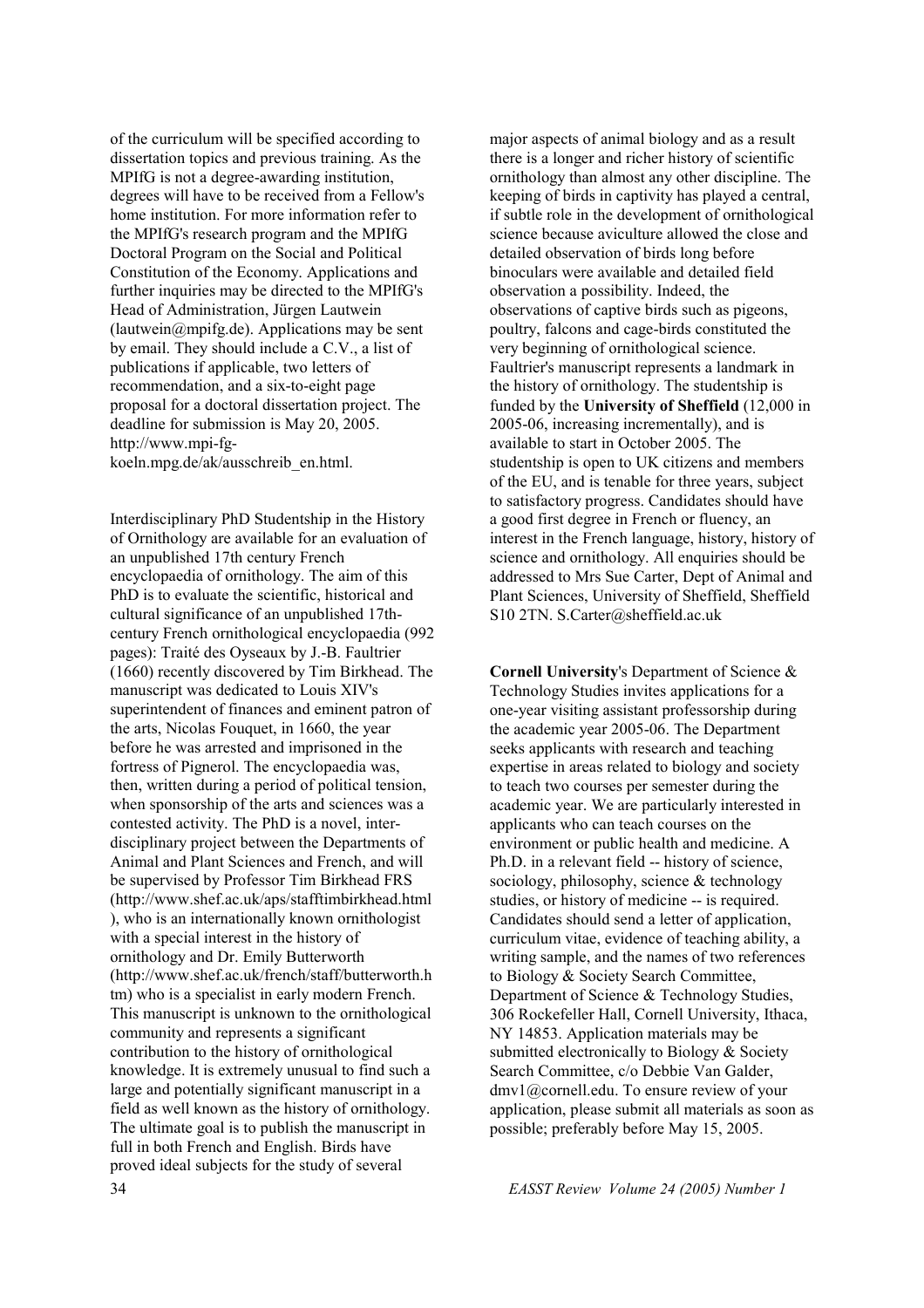of the curriculum will be specified according to dissertation topics and previous training. As the MPIfG is not a degree-awarding institution, degrees will have to be received from a Fellow's home institution. For more information refer to the MPIfG's research program and the MPIfG Doctoral Program on the Social and Political Constitution of the Economy. Applications and further inquiries may be directed to the MPIfG's Head of Administration, Jürgen Lautwein (lautwein@mpifg.de). Applications may be sent by email. They should include a C.V., a list of publications if applicable, two letters of recommendation, and a six-to-eight page proposal for a doctoral dissertation project. The deadline for submission is May 20, 2005. http://www.mpi-fg-koeln.mpg.de/ak/ausschreib_en.html.

Interdisciplinary PhD Studentship in the History of Ornithology are available for an evaluation of an unpublished 17th century French encyclopaedia of ornithology. The aim of this PhD is to evaluate the scientific, historical and cultural significance of an unpublished 17th-century French ornithological encyclopaedia (992 pages): Traité des Oyseaux by J.-B. Faultrier (1660) recently discovered by Tim Birkhead. The manuscript was dedicated to Louis XIV's superintendent of finances and eminent patron of the arts, Nicolas Fouquet, in 1660, the year before he was arrested and imprisoned in the fortress of Pignerol. The encyclopaedia was, then, written during a period of political tension, when sponsorship of the arts and sciences was a contested activity. The PhD is a novel, inter-disciplinary project between the Departments of Animal and Plant Sciences and French, and will be supervised by Professor Tim Birkhead FRS (http://www.shef.ac.uk/aps/stafftimbirkhead.html), who is an internationally known ornithologist with a special interest in the history of ornithology and Dr. Emily Butterworth (http://www.shef.ac.uk/french/staff/butterworth.htm) who is a specialist in early modern French. This manuscript is unknown to the ornithological community and represents a significant contribution to the history of ornithological knowledge. It is extremely unusual to find such a large and potentially significant manuscript in a field as well known as the history of ornithology. The ultimate goal is to publish the manuscript in full in both French and English. Birds have proved ideal subjects for the study of several major aspects of animal biology and as a result there is a longer and richer history of scientific ornithology than almost any other discipline. The keeping of birds in captivity has played a central, if subtle role in the development of ornithological science because aviculture allowed the close and detailed observation of birds long before binoculars were available and detailed field observation a possibility. Indeed, the observations of captive birds such as pigeons, poultry, falcons and cage-birds constituted the very beginning of ornithological science. Faultrier's manuscript represents a landmark in the history of ornithology. The studentship is funded by the **University of Sheffield** (12,000 in 2005-06, increasing incrementally), and is available to start in October 2005. The studentship is open to UK citizens and members of the EU, and is tenable for three years, subject to satisfactory progress. Candidates should have a good first degree in French or fluency, an interest in the French language, history, history of science and ornithology. All enquiries should be addressed to Mrs Sue Carter, Dept of Animal and Plant Sciences, University of Sheffield, Sheffield S10 2TN. S.Carter@sheffield.ac.uk

**Cornell University**'s Department of Science & Technology Studies invites applications for a one-year visiting assistant professorship during the academic year 2005-06. The Department seeks applicants with research and teaching expertise in areas related to biology and society to teach two courses per semester during the academic year. We are particularly interested in applicants who can teach courses on the environment or public health and medicine. A Ph.D. in a relevant field -- history of science, sociology, philosophy, science & technology studies, or history of medicine -- is required. Candidates should send a letter of application, curriculum vitae, evidence of teaching ability, a writing sample, and the names of two references to Biology & Society Search Committee, Department of Science & Technology Studies, 306 Rockefeller Hall, Cornell University, Ithaca, NY 14853. Application materials may be submitted electronically to Biology & Society Search Committee, c/o Debbie Van Galder, dmv1@cornell.edu. To ensure review of your application, please submit all materials as soon as possible; preferably before May 15, 2005.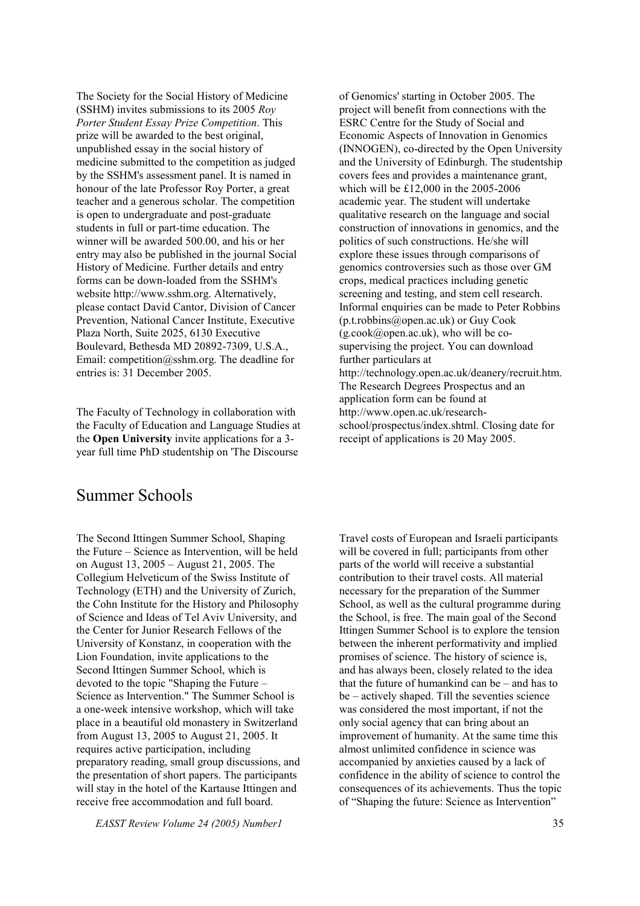The Society for the Social History of Medicine (SSHM) invites submissions to its 2005 *Roy Porter Student Essay Prize Competition*. This prize will be awarded to the best original, unpublished essay in the social history of medicine submitted to the competition as judged by the SSHM's assessment panel. It is named in honour of the late Professor Roy Porter, a great teacher and a generous scholar. The competition is open to undergraduate and post-graduate students in full or part-time education. The winner will be awarded 500.00, and his or her entry may also be published in the journal Social History of Medicine. Further details and entry forms can be down-loaded from the SSHM's website http://www.sshm.org. Alternatively, please contact David Cantor, Division of Cancer Prevention, National Cancer Institute, Executive Plaza North, Suite 2025, 6130 Executive Boulevard, Bethesda MD 20892-7309, U.S.A., Email: competition@sshm.org. The deadline for entries is: 31 December 2005.

The Faculty of Technology in collaboration with the Faculty of Education and Language Studies at the **Open University** invite applications for a 3-year full time PhD studentship on 'The Discourse of Genomics' starting in October 2005. The project will benefit from connections with the ESRC Centre for the Study of Social and Economic Aspects of Innovation in Genomics (INNOGEN), co-directed by the Open University and the University of Edinburgh. The studentship covers fees and provides a maintenance grant, which will be £12,000 in the 2005-2006 academic year. The student will undertake qualitative research on the language and social construction of innovations in genomics, and the politics of such constructions. He/she will explore these issues through comparisons of genomics controversies such as those over GM crops, medical practices including genetic screening and testing, and stem cell research. Informal enquiries can be made to Peter Robbins (p.t.robbins@open.ac.uk) or Guy Cook (g.cook@open.ac.uk), who will be co-supervising the project. You can download further particulars at http://technology.open.ac.uk/deanery/recruit.htm. The Research Degrees Prospectus and an application form can be found at http://www.open.ac.uk/research-school/prospectus/index.shtml. Closing date for receipt of applications is 20 May 2005.

# Summer Schools

The Second Ittingen Summer School, Shaping the Future – Science as Intervention, will be held on August 13, 2005 – August 21, 2005. The Collegium Helveticum of the Swiss Institute of Technology (ETH) and the University of Zurich, the Cohn Institute for the History and Philosophy of Science and Ideas of Tel Aviv University, and the Center for Junior Research Fellows of the University of Konstanz, in cooperation with the Lion Foundation, invite applications to the Second Ittingen Summer School, which is devoted to the topic "Shaping the Future – Science as Intervention." The Summer School is a one-week intensive workshop, which will take place in a beautiful old monastery in Switzerland from August 13, 2005 to August 21, 2005. It requires active participation, including preparatory reading, small group discussions, and the presentation of short papers. The participants will stay in the hotel of the Kartause Ittingen and receive free accommodation and full board. Travel costs of European and Israeli participants will be covered in full; participants from other parts of the world will receive a substantial contribution to their travel costs. All material necessary for the preparation of the Summer School, as well as the cultural programme during the School, is free. The main goal of the Second Ittingen Summer School is to explore the tension between the inherent performativity and implied promises of science. The history of science is, and has always been, closely related to the idea that the future of humankind can be – and has to be – actively shaped. Till the seventies science was considered the most important, if not the only social agency that can bring about an improvement of humanity. At the same time this almost unlimited confidence in science was accompanied by anxieties caused by a lack of confidence in the ability of science to control the consequences of its achievements. Thus the topic of "Shaping the future: Science as Intervention"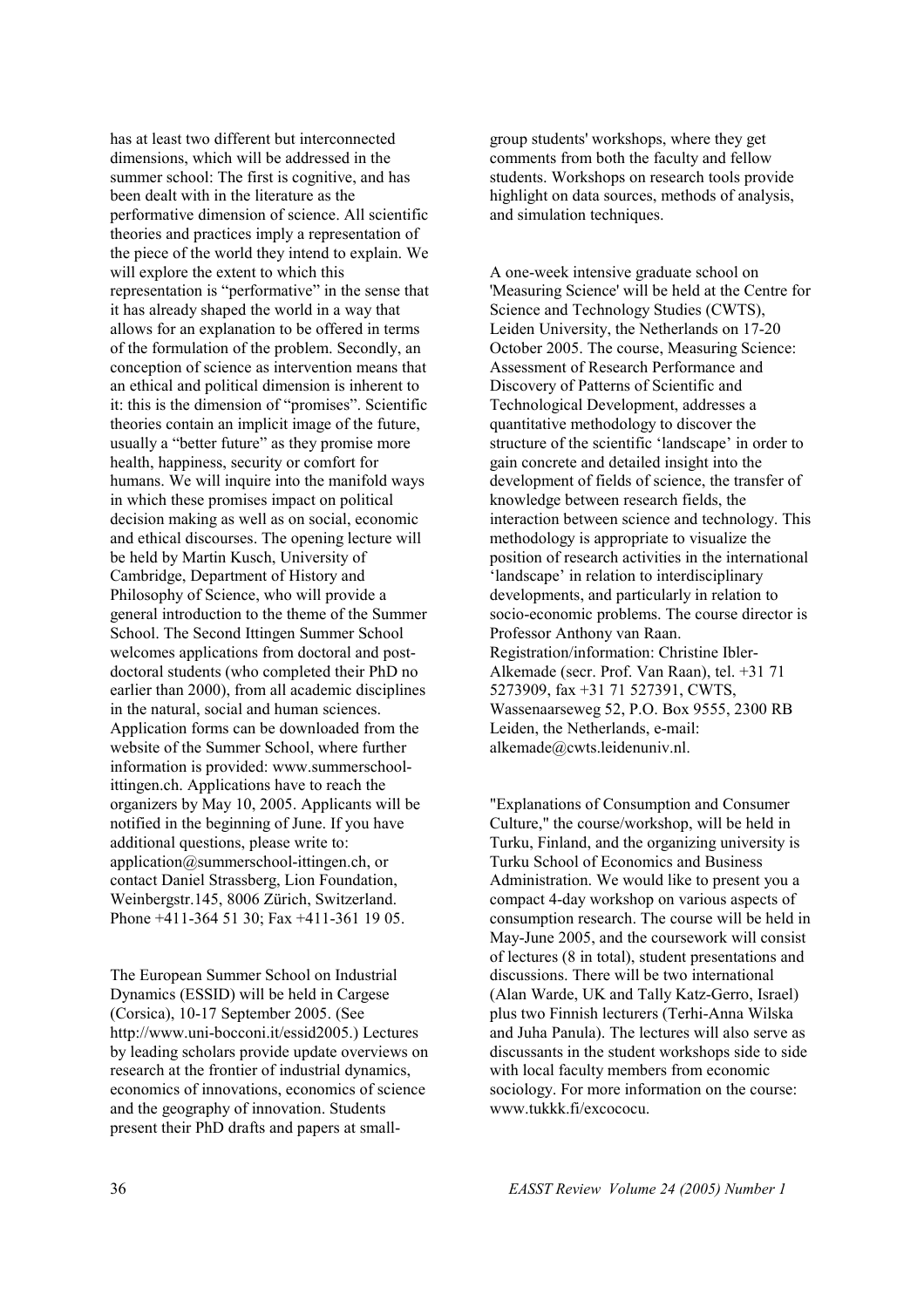has at least two different but interconnected dimensions, which will be addressed in the summer school: The first is cognitive, and has been dealt with in the literature as the performative dimension of science. All scientific theories and practices imply a representation of the piece of the world they intend to explain. We will explore the extent to which this representation is "performative" in the sense that it has already shaped the world in a way that allows for an explanation to be offered in terms of the formulation of the problem. Secondly, an conception of science as intervention means that an ethical and political dimension is inherent to it: this is the dimension of "promises". Scientific theories contain an implicit image of the future, usually a "better future" as they promise more health, happiness, security or comfort for humans. We will inquire into the manifold ways in which these promises impact on political decision making as well as on social, economic and ethical discourses. The opening lecture will be held by Martin Kusch, University of Cambridge, Department of History and Philosophy of Science, who will provide a general introduction to the theme of the Summer School. The Second Ittingen Summer School welcomes applications from doctoral and post-doctoral students (who completed their PhD no earlier than 2000), from all academic disciplines in the natural, social and human sciences. Application forms can be downloaded from the website of the Summer School, where further information is provided: www.summerschool-ittingen.ch. Applications have to reach the organizers by May 10, 2005. Applicants will be notified in the beginning of June. If you have additional questions, please write to: application@summerschool-ittingen.ch, or contact Daniel Strassberg, Lion Foundation, Weinbergstr.145, 8006 Zürich, Switzerland. Phone +411-364 51 30; Fax +411-361 19 05.

The European Summer School on Industrial Dynamics (ESSID) will be held in Cargese (Corsica), 10-17 September 2005. (See http://www.uni-bocconi.it/essid2005.) Lectures by leading scholars provide update overviews on research at the frontier of industrial dynamics, economics of innovations, economics of science and the geography of innovation. Students present their PhD drafts and papers at small-group students' workshops, where they get comments from both the faculty and fellow students. Workshops on research tools provide highlight on data sources, methods of analysis, and simulation techniques.

A one-week intensive graduate school on 'Measuring Science' will be held at the Centre for Science and Technology Studies (CWTS), Leiden University, the Netherlands on 17-20 October 2005. The course, Measuring Science: Assessment of Research Performance and Discovery of Patterns of Scientific and Technological Development, addresses a quantitative methodology to discover the structure of the scientific 'landscape' in order to gain concrete and detailed insight into the development of fields of science, the transfer of knowledge between research fields, the interaction between science and technology. This methodology is appropriate to visualize the position of research activities in the international 'landscape' in relation to interdisciplinary developments, and particularly in relation to socio-economic problems. The course director is Professor Anthony van Raan. Registration/information: Christine Ibler-Alkemade (secr. Prof. Van Raan), tel. +31 71 5273909, fax +31 71 527391, CWTS, Wassenaarseweg 52, P.O. Box 9555, 2300 RB Leiden, the Netherlands, e-mail: alkemade@cwts.leidenuniv.nl.

"Explanations of Consumption and Consumer Culture," the course/workshop, will be held in Turku, Finland, and the organizing university is Turku School of Economics and Business Administration. We would like to present you a compact 4-day workshop on various aspects of consumption research. The course will be held in May-June 2005, and the coursework will consist of lectures (8 in total), student presentations and discussions. There will be two international (Alan Warde, UK and Tally Katz-Gerro, Israel) plus two Finnish lecturers (Terhi-Anna Wilska and Juha Panula). The lectures will also serve as discussants in the student workshops side to side with local faculty members from economic sociology. For more information on the course: www.tukkk.fi/excococu.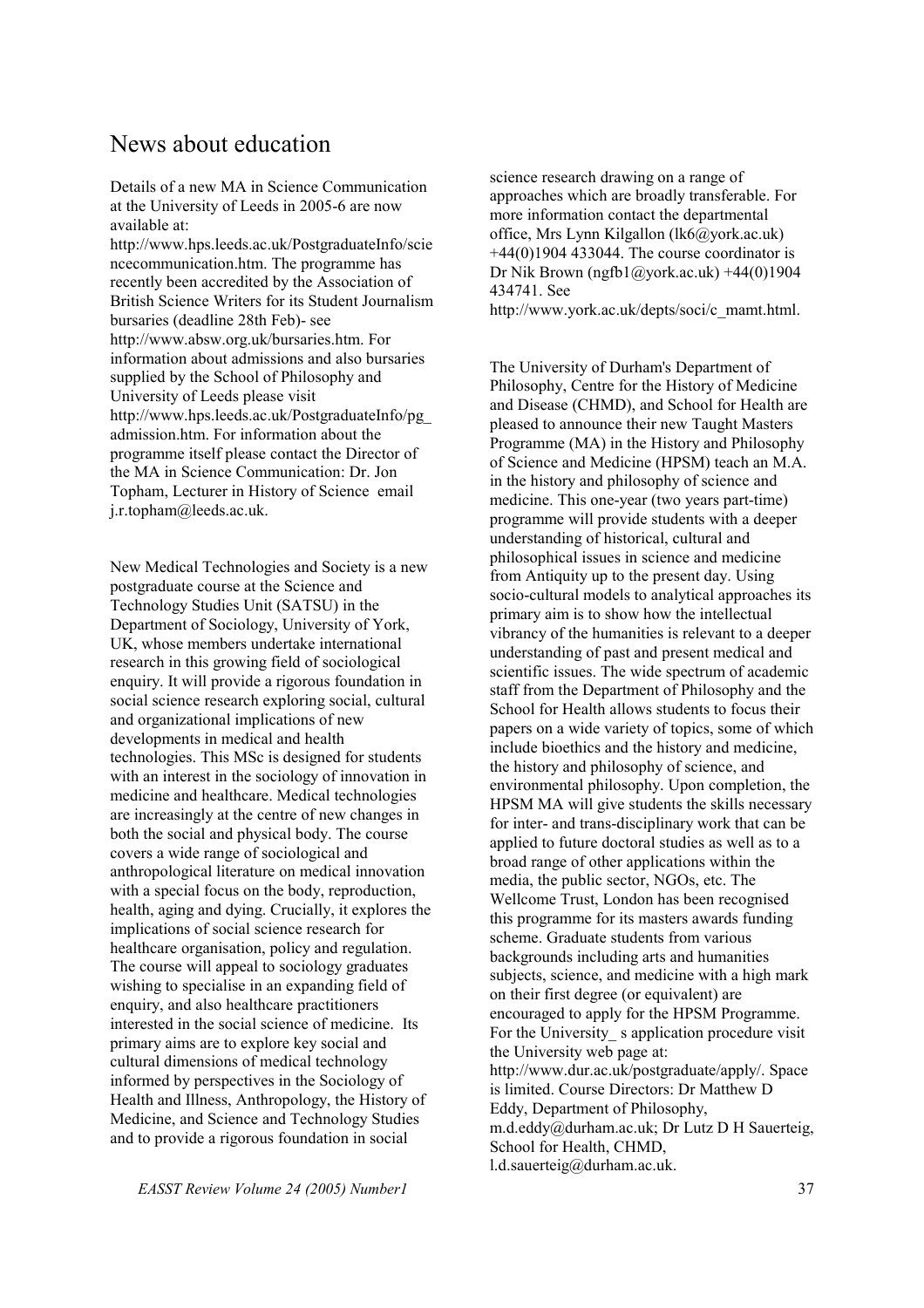# News about education

Details of a new MA in Science Communication at the University of Leeds in 2005-6 are now available at: http://www.hps.leeds.ac.uk/PostgraduateInfo/sciencecommunication.htm. The programme has recently been accredited by the Association of British Science Writers for its Student Journalism bursaries (deadline 28th Feb)- see http://www.absw.org.uk/bursaries.htm. For information about admissions and also bursaries supplied by the School of Philosophy and University of Leeds please visit http://www.hps.leeds.ac.uk/PostgraduateInfo/pg_admission.htm. For information about the programme itself please contact the Director of the MA in Science Communication: Dr. Jon Topham, Lecturer in History of Science email j.r.topham@leeds.ac.uk.

New Medical Technologies and Society is a new postgraduate course at the Science and Technology Studies Unit (SATSU) in the Department of Sociology, University of York, UK, whose members undertake international research in this growing field of sociological enquiry. It will provide a rigorous foundation in social science research exploring social, cultural and organizational implications of new developments in medical and health technologies. This MSc is designed for students with an interest in the sociology of innovation in medicine and healthcare. Medical technologies are increasingly at the centre of new changes in both the social and physical body. The course covers a wide range of sociological and anthropological literature on medical innovation with a special focus on the body, reproduction, health, aging and dying. Crucially, it explores the implications of social science research for healthcare organisation, policy and regulation. The course will appeal to sociology graduates wishing to specialise in an expanding field of enquiry, and also healthcare practitioners interested in the social science of medicine. Its primary aims are to explore key social and cultural dimensions of medical technology informed by perspectives in the Sociology of Health and Illness, Anthropology, the History of Medicine, and Science and Technology Studies and to provide a rigorous foundation in social science research drawing on a range of approaches which are broadly transferable. For more information contact the departmental office, Mrs Lynn Kilgallon (lk6@york.ac.uk) +44(0)1904 433044. The course coordinator is Dr Nik Brown (ngfb1@york.ac.uk) +44(0)1904 434741. See http://www.york.ac.uk/depts/soci/c_mamt.html.

The University of Durham's Department of Philosophy, Centre for the History of Medicine and Disease (CHMD), and School for Health are pleased to announce their new Taught Masters Programme (MA) in the History and Philosophy of Science and Medicine (HPSM) teach an M.A. in the history and philosophy of science and medicine. This one-year (two years part-time) programme will provide students with a deeper understanding of historical, cultural and philosophical issues in science and medicine from Antiquity up to the present day. Using socio-cultural models to analytical approaches its primary aim is to show how the intellectual vibrancy of the humanities is relevant to a deeper understanding of past and present medical and scientific issues. The wide spectrum of academic staff from the Department of Philosophy and the School for Health allows students to focus their papers on a wide variety of topics, some of which include bioethics and the history and medicine, the history and philosophy of science, and environmental philosophy. Upon completion, the HPSM MA will give students the skills necessary for inter- and trans-disciplinary work that can be applied to future doctoral studies as well as to a broad range of other applications within the media, the public sector, NGOs, etc. The Wellcome Trust, London has been recognised this programme for its masters awards funding scheme. Graduate students from various backgrounds including arts and humanities subjects, science, and medicine with a high mark on their first degree (or equivalent) are encouraged to apply for the HPSM Programme. For the University_ s application procedure visit the University web page at: http://www.dur.ac.uk/postgraduate/apply/. Space is limited. Course Directors: Dr Matthew D Eddy, Department of Philosophy, m.d.eddy@durham.ac.uk; Dr Lutz D H Sauerteig, School for Health, CHMD, l.d.sauerteig@durham.ac.uk.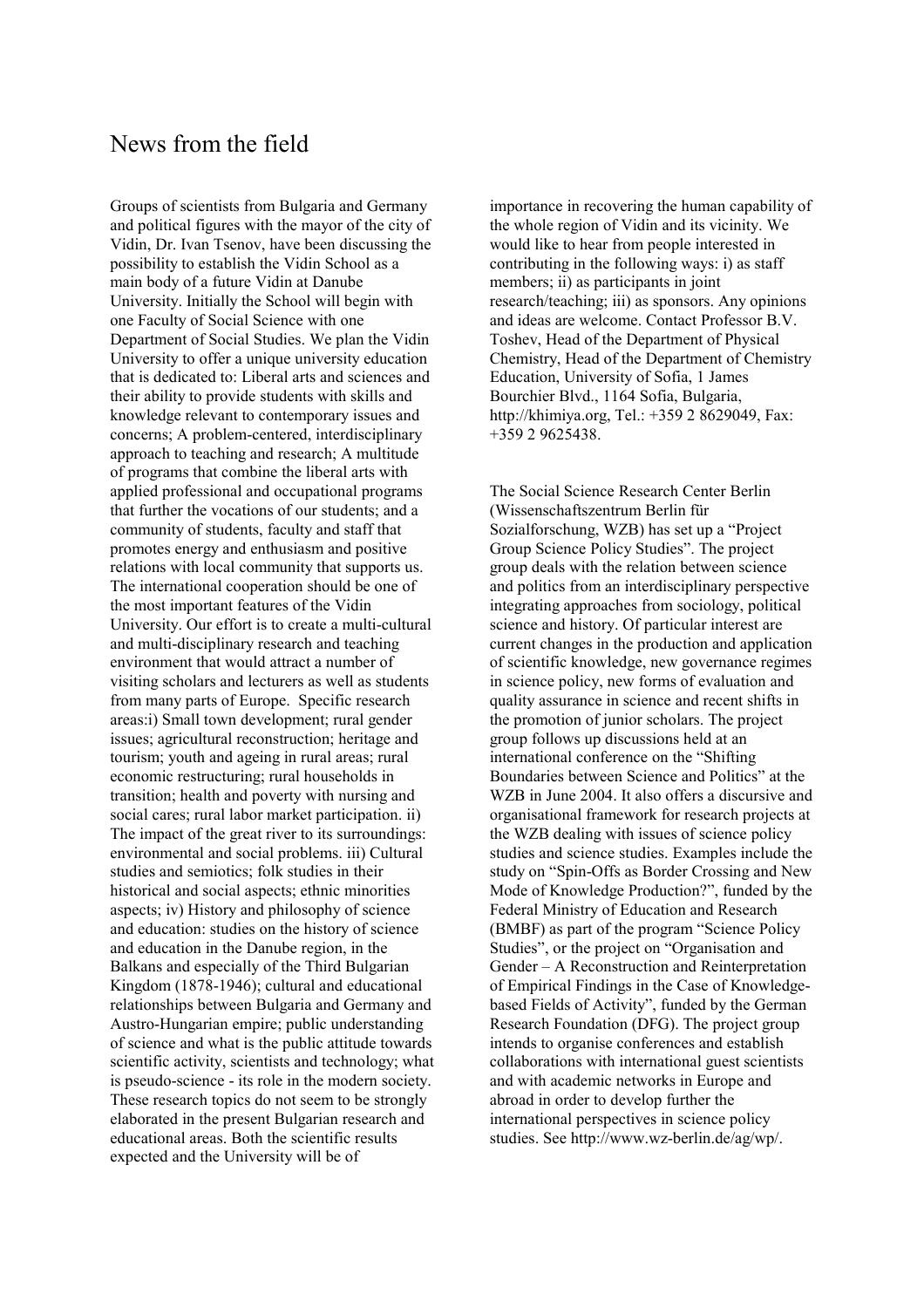# News from the field

Groups of scientists from Bulgaria and Germany and political figures with the mayor of the city of Vidin, Dr. Ivan Tsenov, have been discussing the possibility to establish the Vidin School as a main body of a future Vidin at Danube University. Initially the School will begin with one Faculty of Social Science with one Department of Social Studies. We plan the Vidin University to offer a unique university education that is dedicated to: Liberal arts and sciences and their ability to provide students with skills and knowledge relevant to contemporary issues and concerns; A problem-centered, interdisciplinary approach to teaching and research; A multitude of programs that combine the liberal arts with applied professional and occupational programs that further the vocations of our students; and a community of students, faculty and staff that promotes energy and enthusiasm and positive relations with local community that supports us. The international cooperation should be one of the most important features of the Vidin University. Our effort is to create a multi-cultural and multi-disciplinary research and teaching environment that would attract a number of visiting scholars and lecturers as well as students from many parts of Europe. Specific research areas:i) Small town development; rural gender issues; agricultural reconstruction; heritage and tourism; youth and ageing in rural areas; rural economic restructuring; rural households in transition; health and poverty with nursing and social cares; rural labor market participation. ii) The impact of the great river to its surroundings: environmental and social problems. iii) Cultural studies and semiotics; folk studies in their historical and social aspects; ethnic minorities aspects; iv) History and philosophy of science and education: studies on the history of science and education in the Danube region, in the Balkans and especially of the Third Bulgarian Kingdom (1878-1946); cultural and educational relationships between Bulgaria and Germany and Austro-Hungarian empire; public understanding of science and what is the public attitude towards scientific activity, scientists and technology; what is pseudo-science - its role in the modern society. These research topics do not seem to be strongly elaborated in the present Bulgarian research and educational areas. Both the scientific results expected and the University will be of importance in recovering the human capability of the whole region of Vidin and its vicinity. We would like to hear from people interested in contributing in the following ways: i) as staff members; ii) as participants in joint research/teaching; iii) as sponsors. Any opinions and ideas are welcome. Contact Professor B.V. Toshev, Head of the Department of Physical Chemistry, Head of the Department of Chemistry Education, University of Sofia, 1 James Bourchier Blvd., 1164 Sofia, Bulgaria, http://khimiya.org, Tel.: +359 2 8629049, Fax: +359 2 9625438.

The Social Science Research Center Berlin (Wissenschaftszentrum Berlin für Sozialforschung, WZB) has set up a "Project Group Science Policy Studies". The project group deals with the relation between science and politics from an interdisciplinary perspective integrating approaches from sociology, political science and history. Of particular interest are current changes in the production and application of scientific knowledge, new governance regimes in science policy, new forms of evaluation and quality assurance in science and recent shifts in the promotion of junior scholars. The project group follows up discussions held at an international conference on the "Shifting Boundaries between Science and Politics" at the WZB in June 2004. It also offers a discursive and organisational framework for research projects at the WZB dealing with issues of science policy studies and science studies. Examples include the study on "Spin-Offs as Border Crossing and New Mode of Knowledge Production?", funded by the Federal Ministry of Education and Research (BMBF) as part of the program "Science Policy Studies", or the project on "Organisation and Gender – A Reconstruction and Reinterpretation of Empirical Findings in the Case of Knowledge-based Fields of Activity", funded by the German Research Foundation (DFG). The project group intends to organise conferences and establish collaborations with international guest scientists and with academic networks in Europe and abroad in order to develop further the international perspectives in science policy studies. See http://www.wz-berlin.de/ag/wp/.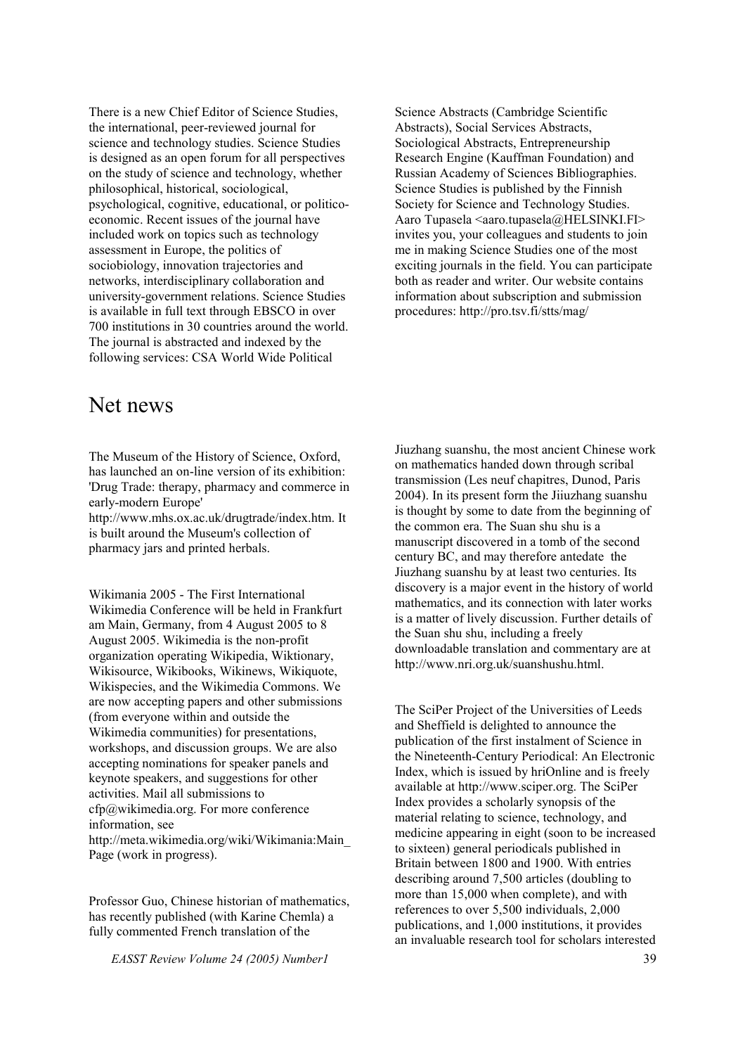There is a new Chief Editor of Science Studies, the international, peer-reviewed journal for science and technology studies. Science Studies is designed as an open forum for all perspectives on the study of science and technology, whether philosophical, historical, sociological, psychological, cognitive, educational, or politico-economic. Recent issues of the journal have included work on topics such as technology assessment in Europe, the politics of sociobiology, innovation trajectories and networks, interdisciplinary collaboration and university-government relations. Science Studies is available in full text through EBSCO in over 700 institutions in 30 countries around the world. The journal is abstracted and indexed by the following services: CSA World Wide Political Science Abstracts (Cambridge Scientific Abstracts), Social Services Abstracts, Sociological Abstracts, Entrepreneurship Research Engine (Kauffman Foundation) and Russian Academy of Sciences Bibliographies. Science Studies is published by the Finnish Society for Science and Technology Studies. Aaro Tupasela <aaro.tupasela@HELSINKI.FI> invites you, your colleagues and students to join me in making Science Studies one of the most exciting journals in the field. You can participate both as reader and writer. Our website contains information about subscription and submission procedures: http://pro.tsv.fi/stts/mag/

# Net news

The Museum of the History of Science, Oxford, has launched an on-line version of its exhibition: 'Drug Trade: therapy, pharmacy and commerce in early-modern Europe' http://www.mhs.ox.ac.uk/drugtrade/index.htm. It is built around the Museum's collection of pharmacy jars and printed herbals.

Wikimania 2005 - The First International Wikimedia Conference will be held in Frankfurt am Main, Germany, from 4 August 2005 to 8 August 2005. Wikimedia is the non-profit organization operating Wikipedia, Wiktionary, Wikisource, Wikibooks, Wikinews, Wikiquote, Wikispecies, and the Wikimedia Commons. We are now accepting papers and other submissions (from everyone within and outside the Wikimedia communities) for presentations, workshops, and discussion groups. We are also accepting nominations for speaker panels and keynote speakers, and suggestions for other activities. Mail all submissions to cfp@wikimedia.org. For more conference information, see http://meta.wikimedia.org/wiki/Wikimania:Main_Page (work in progress).

Professor Guo, Chinese historian of mathematics, has recently published (with Karine Chemla) a fully commented French translation of the Jiuzhang suanshu, the most ancient Chinese work on mathematics handed down through scribal transmission (Les neuf chapitres, Dunod, Paris 2004). In its present form the Jiiuzhang suanshu is thought by some to date from the beginning of the common era. The Suan shu shu is a manuscript discovered in a tomb of the second century BC, and may therefore antedate the Jiuzhang suanshu by at least two centuries. Its discovery is a major event in the history of world mathematics, and its connection with later works is a matter of lively discussion. Further details of the Suan shu shu, including a freely downloadable translation and commentary are at http://www.nri.org.uk/suanshushu.html.

The SciPer Project of the Universities of Leeds and Sheffield is delighted to announce the publication of the first instalment of Science in the Nineteenth-Century Periodical: An Electronic Index, which is issued by hriOnline and is freely available at http://www.sciper.org. The SciPer Index provides a scholarly synopsis of the material relating to science, technology, and medicine appearing in eight (soon to be increased to sixteen) general periodicals published in Britain between 1800 and 1900. With entries describing around 7,500 articles (doubling to more than 15,000 when complete), and with references to over 5,500 individuals, 2,000 publications, and 1,000 institutions, it provides an invaluable research tool for scholars interested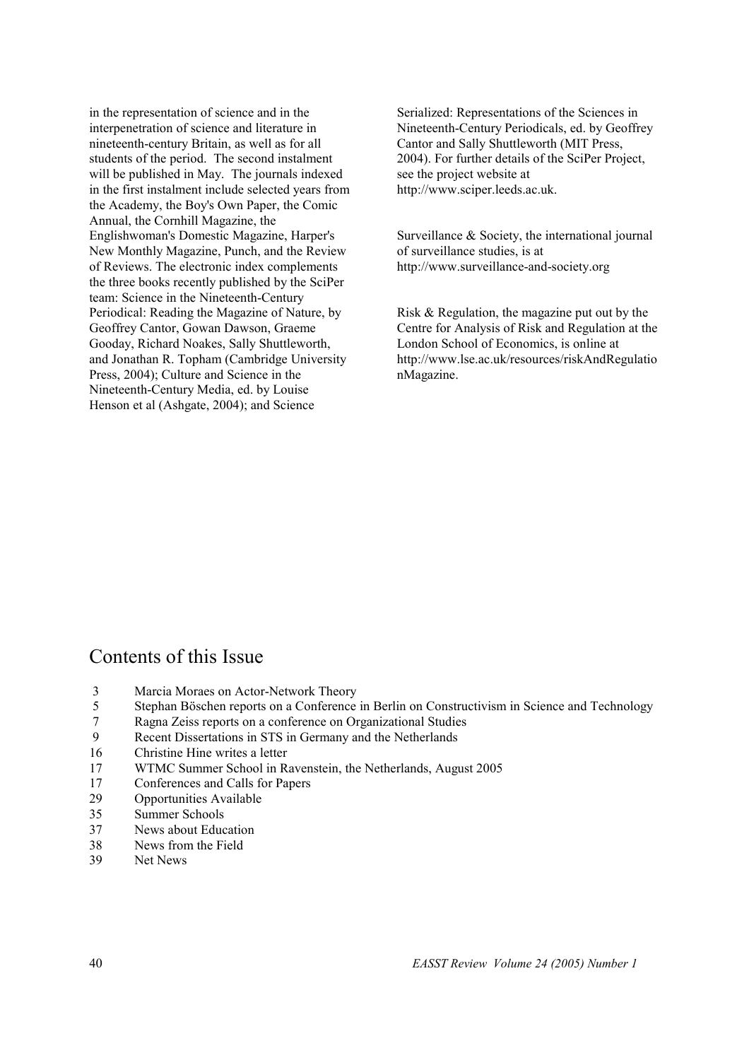in the representation of science and in the interpenetration of science and literature in nineteenth-century Britain, as well as for all students of the period. The second instalment will be published in May. The journals indexed in the first instalment include selected years from the Academy, the Boy's Own Paper, the Comic Annual, the Cornhill Magazine, the Englishwoman's Domestic Magazine, Harper's New Monthly Magazine, Punch, and the Review of Reviews. The electronic index complements the three books recently published by the SciPer team: Science in the Nineteenth-Century Periodical: Reading the Magazine of Nature, by Geoffrey Cantor, Gowan Dawson, Graeme Gooday, Richard Noakes, Sally Shuttleworth, and Jonathan R. Topham (Cambridge University Press, 2004); Culture and Science in the Nineteenth-Century Media, ed. by Louise Henson et al (Ashgate, 2004); and Science Serialized: Representations of the Sciences in Nineteenth-Century Periodicals, ed. by Geoffrey Cantor and Sally Shuttleworth (MIT Press, 2004). For further details of the SciPer Project, see the project website at http://www.sciper.leeds.ac.uk.

Surveillance & Society, the international journal of surveillance studies, is at http://www.surveillance-and-society.org

Risk & Regulation, the magazine put out by the Centre for Analysis of Risk and Regulation at the London School of Economics, is online at http://www.lse.ac.uk/resources/riskAndRegulationMagazine.

## Contents of this Issue

| | |
|---|---|
| 3 | Marcia Moraes on Actor-Network Theory |
| 5 | Stephan Böschen reports on a Conference in Berlin on Constructivism in Science and Technology |
| 7 | Ragna Zeiss reports on a conference on Organizational Studies |
| 9 | Recent Dissertations in STS in Germany and the Netherlands |
| 16 | Christine Hine writes a letter |
| 17 | WTMC Summer School in Ravenstein, the Netherlands, August 2005 |
| 17 | Conferences and Calls for Papers |
| 29 | Opportunities Available |
| 35 | Summer Schools |
| 37 | News about Education |
| 38 | News from the Field |
| 39 | Net News |